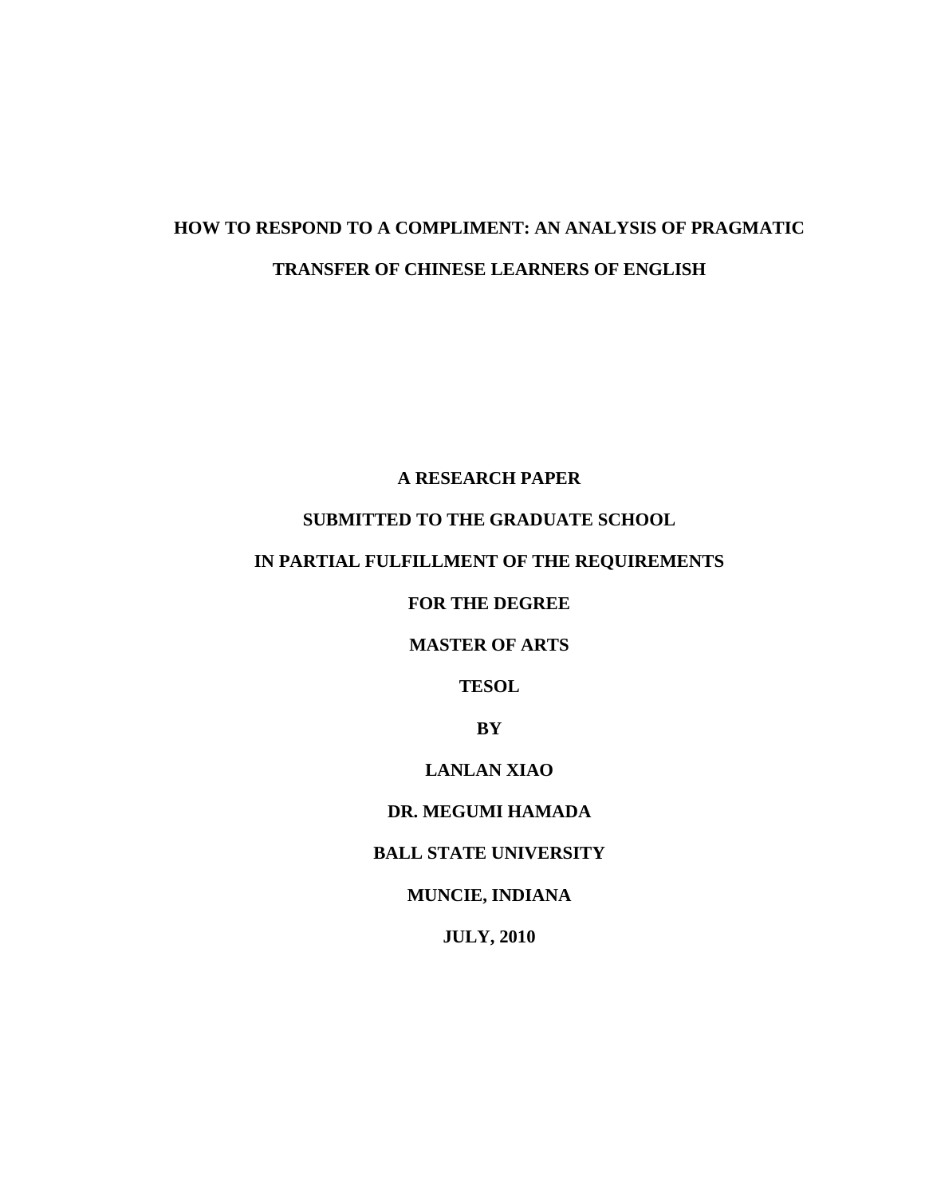# HOW TO RESPOND TO A COMPLIMENT: AN ANALYSIS OF PRAGMATIC TRANSFER OF CHINESE LEARNERS OF ENGLISH

**A RESEARCH PAPER**

**SUBMITTED TO THE GRADUATE SCHOOL**

**IN PARTIAL FULFILLMENT OF THE REQUIREMENTS**

**FOR THE DEGREE**

**MASTER OF ARTS**

**TESOL**

**BY**

**LANLAN XIAO**

**DR. MEGUMI HAMADA**

**BALL STATE UNIVERSITY**

**MUNCIE, INDIANA**

**JULY, 2010**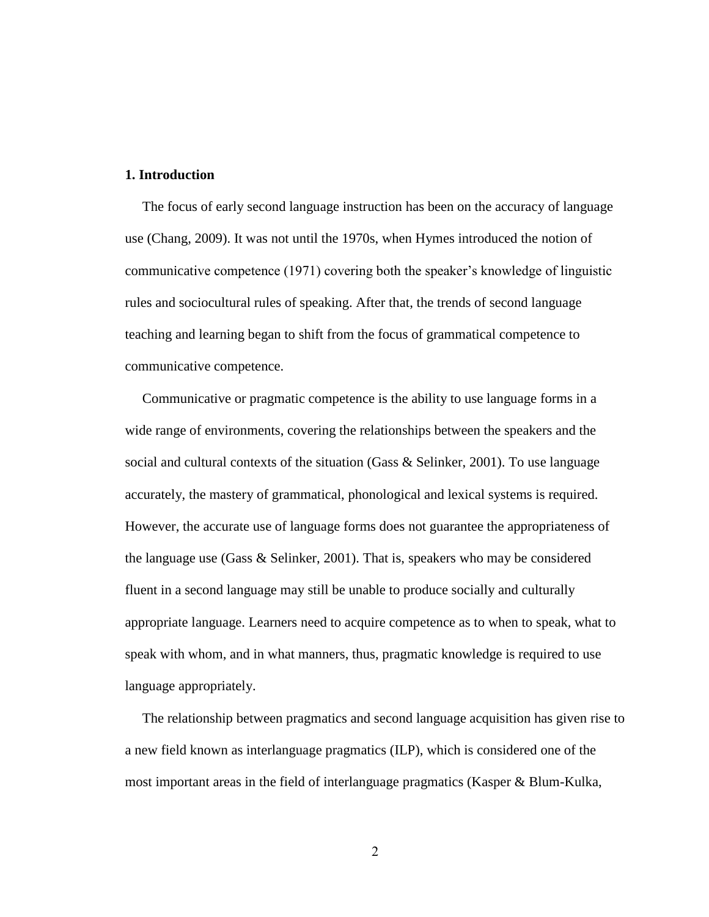## 1. Introduction

The focus of early second language instruction has been on the accuracy of language use (Chang, 2009). It was not until the 1970s, when Hymes introduced the notion of communicative competence (1971) covering both the speaker's knowledge of linguistic rules and sociocultural rules of speaking. After that, the trends of second language teaching and learning began to shift from the focus of grammatical competence to communicative competence.

Communicative or pragmatic competence is the ability to use language forms in a wide range of environments, covering the relationships between the speakers and the social and cultural contexts of the situation (Gass & Selinker, 2001). To use language accurately, the mastery of grammatical, phonological and lexical systems is required. However, the accurate use of language forms does not guarantee the appropriateness of the language use (Gass & Selinker, 2001). That is, speakers who may be considered fluent in a second language may still be unable to produce socially and culturally appropriate language. Learners need to acquire competence as to when to speak, what to speak with whom, and in what manners, thus, pragmatic knowledge is required to use language appropriately.

The relationship between pragmatics and second language acquisition has given rise to a new field known as interlanguage pragmatics (ILP), which is considered one of the most important areas in the field of interlanguage pragmatics (Kasper & Blum-Kulka,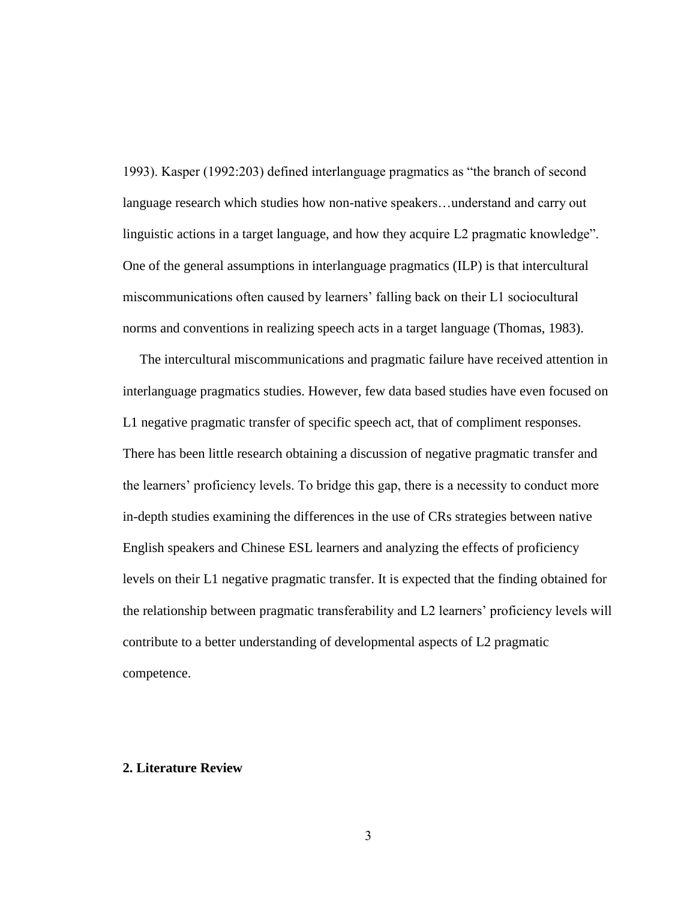1993). Kasper (1992:203) defined interlanguage pragmatics as "the branch of second language research which studies how non-native speakers…understand and carry out linguistic actions in a target language, and how they acquire L2 pragmatic knowledge". One of the general assumptions in interlanguage pragmatics (ILP) is that intercultural miscommunications often caused by learners' falling back on their L1 sociocultural norms and conventions in realizing speech acts in a target language (Thomas, 1983).

The intercultural miscommunications and pragmatic failure have received attention in interlanguage pragmatics studies. However, few data based studies have even focused on L1 negative pragmatic transfer of specific speech act, that of compliment responses. There has been little research obtaining a discussion of negative pragmatic transfer and the learners' proficiency levels. To bridge this gap, there is a necessity to conduct more in-depth studies examining the differences in the use of CRs strategies between native English speakers and Chinese ESL learners and analyzing the effects of proficiency levels on their L1 negative pragmatic transfer. It is expected that the finding obtained for the relationship between pragmatic transferability and L2 learners' proficiency levels will contribute to a better understanding of developmental aspects of L2 pragmatic competence.

## 2. Literature Review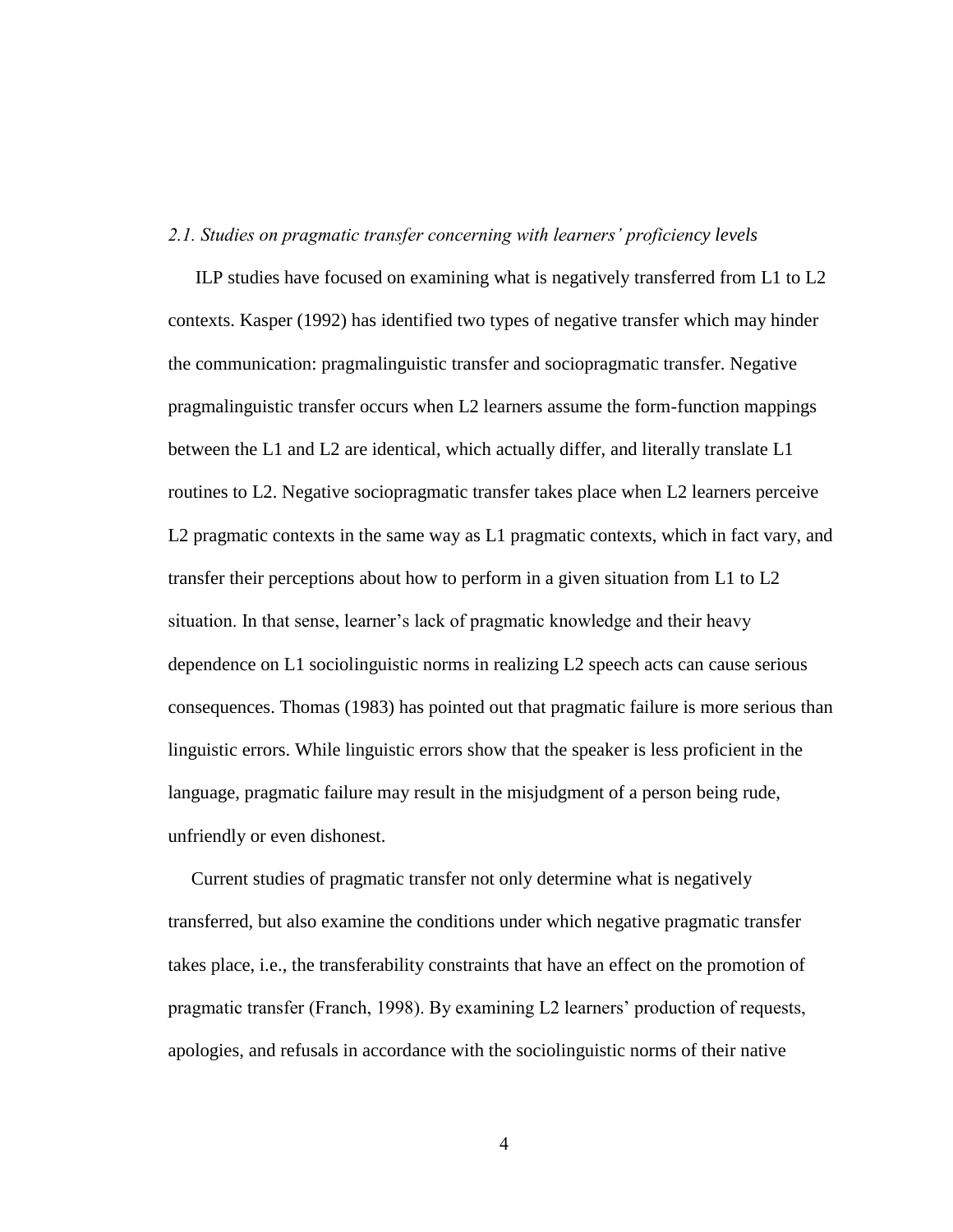*2.1. Studies on pragmatic transfer concerning with learners' proficiency levels*

ILP studies have focused on examining what is negatively transferred from L1 to L2 contexts. Kasper (1992) has identified two types of negative transfer which may hinder the communication: pragmalinguistic transfer and sociopragmatic transfer. Negative pragmalinguistic transfer occurs when L2 learners assume the form-function mappings between the L1 and L2 are identical, which actually differ, and literally translate L1 routines to L2. Negative sociopragmatic transfer takes place when L2 learners perceive L2 pragmatic contexts in the same way as L1 pragmatic contexts, which in fact vary, and transfer their perceptions about how to perform in a given situation from L1 to L2 situation. In that sense, learner's lack of pragmatic knowledge and their heavy dependence on L1 sociolinguistic norms in realizing L2 speech acts can cause serious consequences. Thomas (1983) has pointed out that pragmatic failure is more serious than linguistic errors. While linguistic errors show that the speaker is less proficient in the language, pragmatic failure may result in the misjudgment of a person being rude, unfriendly or even dishonest.

Current studies of pragmatic transfer not only determine what is negatively transferred, but also examine the conditions under which negative pragmatic transfer takes place, i.e., the transferability constraints that have an effect on the promotion of pragmatic transfer (Franch, 1998). By examining L2 learners' production of requests, apologies, and refusals in accordance with the sociolinguistic norms of their native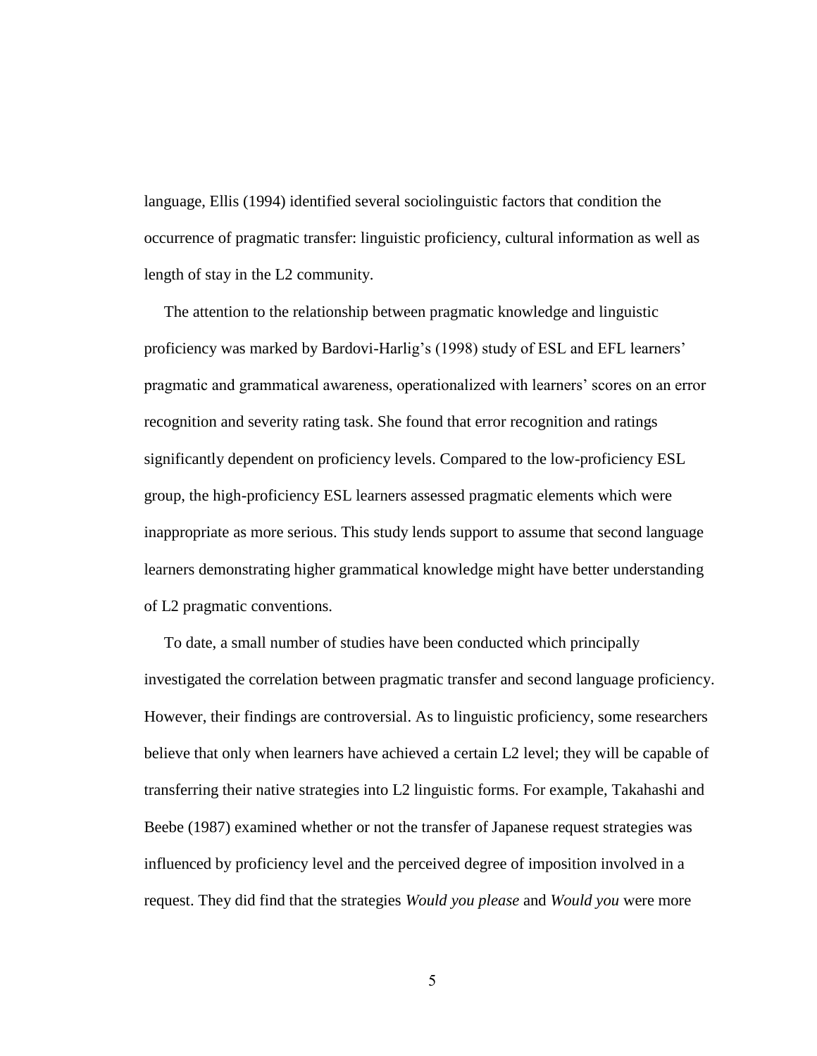language, Ellis (1994) identified several sociolinguistic factors that condition the occurrence of pragmatic transfer: linguistic proficiency, cultural information as well as length of stay in the L2 community.

The attention to the relationship between pragmatic knowledge and linguistic proficiency was marked by Bardovi-Harlig's (1998) study of ESL and EFL learners' pragmatic and grammatical awareness, operationalized with learners' scores on an error recognition and severity rating task. She found that error recognition and ratings significantly dependent on proficiency levels. Compared to the low-proficiency ESL group, the high-proficiency ESL learners assessed pragmatic elements which were inappropriate as more serious. This study lends support to assume that second language learners demonstrating higher grammatical knowledge might have better understanding of L2 pragmatic conventions.

To date, a small number of studies have been conducted which principally investigated the correlation between pragmatic transfer and second language proficiency. However, their findings are controversial. As to linguistic proficiency, some researchers believe that only when learners have achieved a certain L2 level; they will be capable of transferring their native strategies into L2 linguistic forms. For example, Takahashi and Beebe (1987) examined whether or not the transfer of Japanese request strategies was influenced by proficiency level and the perceived degree of imposition involved in a request. They did find that the strategies *Would you please* and *Would you* were more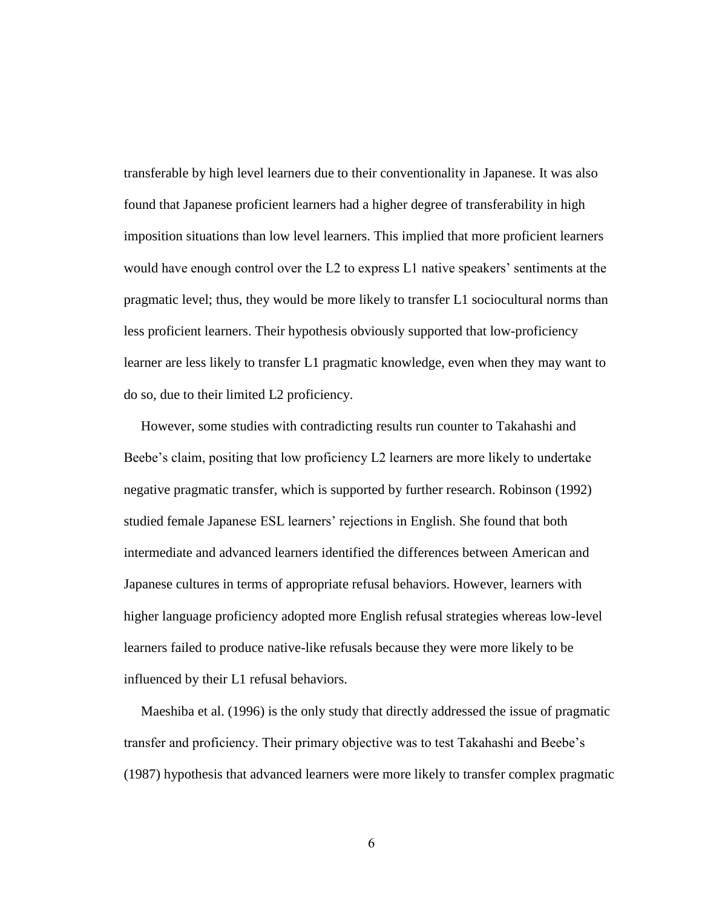transferable by high level learners due to their conventionality in Japanese. It was also found that Japanese proficient learners had a higher degree of transferability in high imposition situations than low level learners. This implied that more proficient learners would have enough control over the L2 to express L1 native speakers' sentiments at the pragmatic level; thus, they would be more likely to transfer L1 sociocultural norms than less proficient learners. Their hypothesis obviously supported that low-proficiency learner are less likely to transfer L1 pragmatic knowledge, even when they may want to do so, due to their limited L2 proficiency.

However, some studies with contradicting results run counter to Takahashi and Beebe's claim, positing that low proficiency L2 learners are more likely to undertake negative pragmatic transfer, which is supported by further research. Robinson (1992) studied female Japanese ESL learners' rejections in English. She found that both intermediate and advanced learners identified the differences between American and Japanese cultures in terms of appropriate refusal behaviors. However, learners with higher language proficiency adopted more English refusal strategies whereas low-level learners failed to produce native-like refusals because they were more likely to be influenced by their L1 refusal behaviors.

Maeshiba et al. (1996) is the only study that directly addressed the issue of pragmatic transfer and proficiency. Their primary objective was to test Takahashi and Beebe's (1987) hypothesis that advanced learners were more likely to transfer complex pragmatic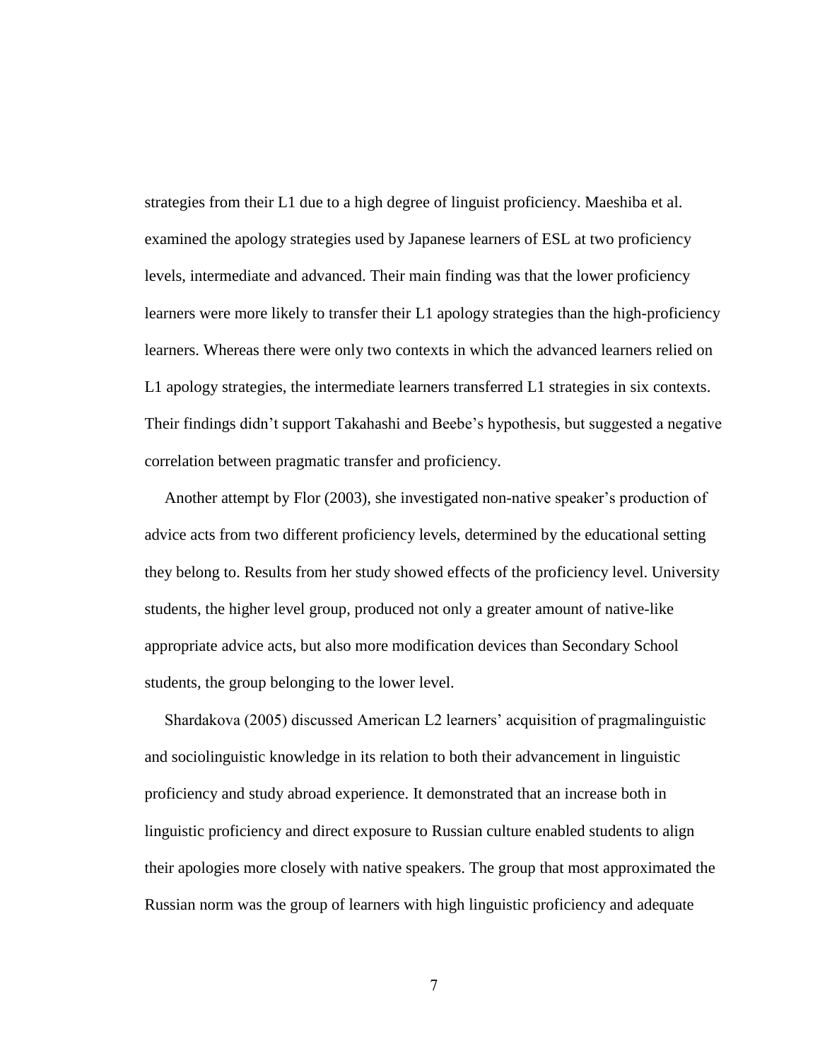strategies from their L1 due to a high degree of linguist proficiency. Maeshiba et al. examined the apology strategies used by Japanese learners of ESL at two proficiency levels, intermediate and advanced. Their main finding was that the lower proficiency learners were more likely to transfer their L1 apology strategies than the high-proficiency learners. Whereas there were only two contexts in which the advanced learners relied on L1 apology strategies, the intermediate learners transferred L1 strategies in six contexts. Their findings didn't support Takahashi and Beebe's hypothesis, but suggested a negative correlation between pragmatic transfer and proficiency.

Another attempt by Flor (2003), she investigated non-native speaker's production of advice acts from two different proficiency levels, determined by the educational setting they belong to. Results from her study showed effects of the proficiency level. University students, the higher level group, produced not only a greater amount of native-like appropriate advice acts, but also more modification devices than Secondary School students, the group belonging to the lower level.

Shardakova (2005) discussed American L2 learners' acquisition of pragmalinguistic and sociolinguistic knowledge in its relation to both their advancement in linguistic proficiency and study abroad experience. It demonstrated that an increase both in linguistic proficiency and direct exposure to Russian culture enabled students to align their apologies more closely with native speakers. The group that most approximated the Russian norm was the group of learners with high linguistic proficiency and adequate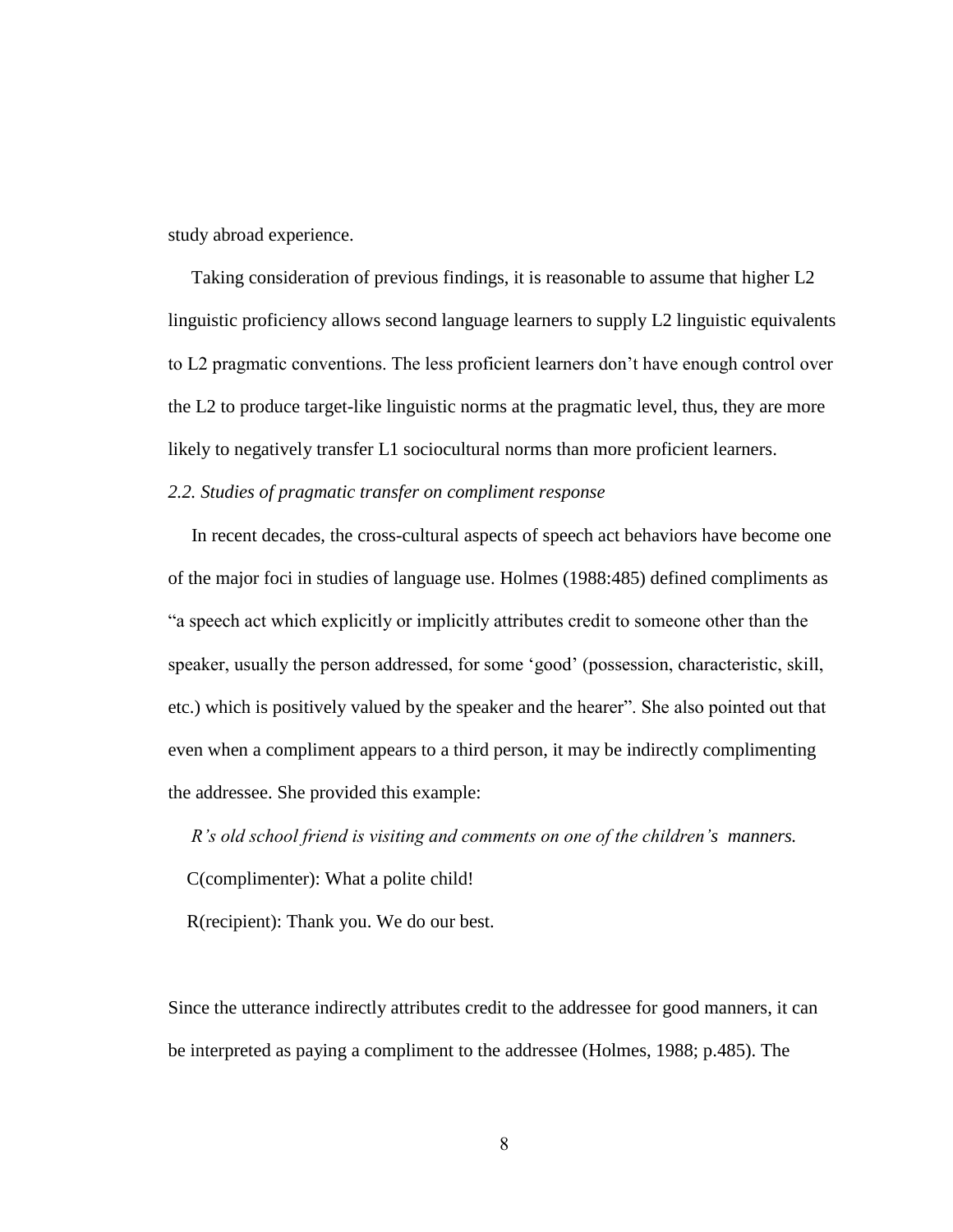study abroad experience.

Taking consideration of previous findings, it is reasonable to assume that higher L2 linguistic proficiency allows second language learners to supply L2 linguistic equivalents to L2 pragmatic conventions. The less proficient learners don't have enough control over the L2 to produce target-like linguistic norms at the pragmatic level, thus, they are more likely to negatively transfer L1 sociocultural norms than more proficient learners.

*2.2. Studies of pragmatic transfer on compliment response*

In recent decades, the cross-cultural aspects of speech act behaviors have become one of the major foci in studies of language use. Holmes (1988:485) defined compliments as "a speech act which explicitly or implicitly attributes credit to someone other than the speaker, usually the person addressed, for some 'good' (possession, characteristic, skill, etc.) which is positively valued by the speaker and the hearer". She also pointed out that even when a compliment appears to a third person, it may be indirectly complimenting the addressee. She provided this example:

*R's old school friend is visiting and comments on one of the children's manners.*

C(complimenter): What a polite child!

R(recipient): Thank you. We do our best.

Since the utterance indirectly attributes credit to the addressee for good manners, it can be interpreted as paying a compliment to the addressee (Holmes, 1988; p.485). The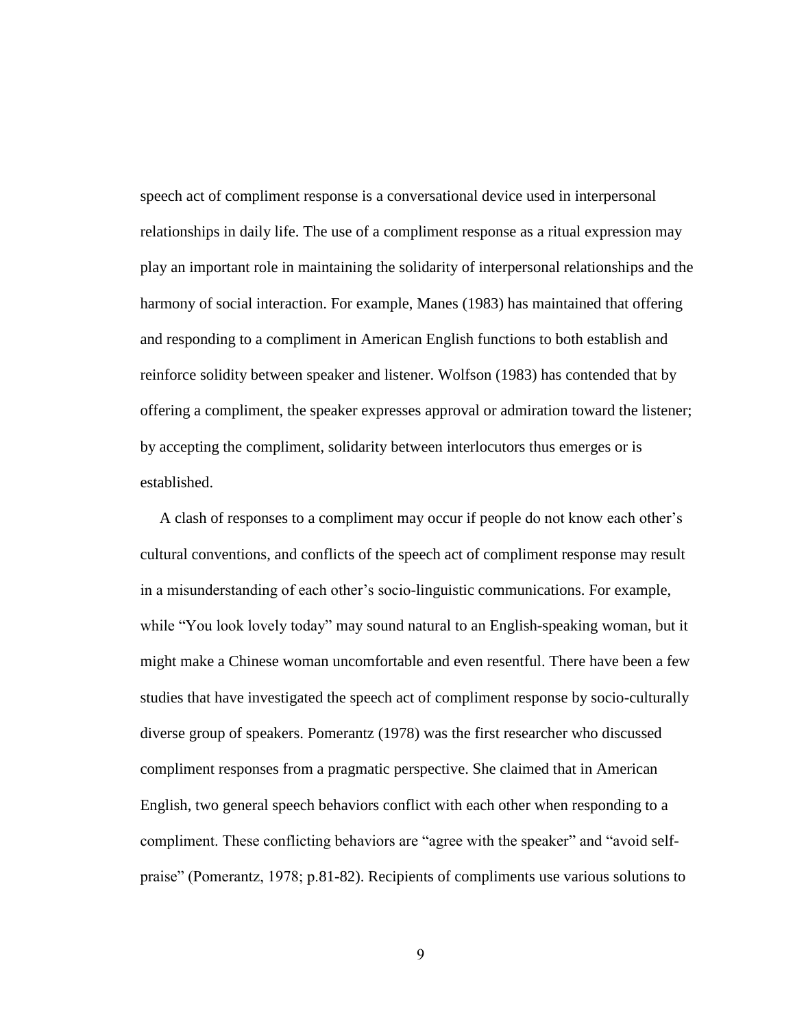speech act of compliment response is a conversational device used in interpersonal relationships in daily life. The use of a compliment response as a ritual expression may play an important role in maintaining the solidarity of interpersonal relationships and the harmony of social interaction. For example, Manes (1983) has maintained that offering and responding to a compliment in American English functions to both establish and reinforce solidity between speaker and listener. Wolfson (1983) has contended that by offering a compliment, the speaker expresses approval or admiration toward the listener; by accepting the compliment, solidarity between interlocutors thus emerges or is established.

A clash of responses to a compliment may occur if people do not know each other's cultural conventions, and conflicts of the speech act of compliment response may result in a misunderstanding of each other's socio-linguistic communications. For example, while "You look lovely today" may sound natural to an English-speaking woman, but it might make a Chinese woman uncomfortable and even resentful. There have been a few studies that have investigated the speech act of compliment response by socio-culturally diverse group of speakers. Pomerantz (1978) was the first researcher who discussed compliment responses from a pragmatic perspective. She claimed that in American English, two general speech behaviors conflict with each other when responding to a compliment. These conflicting behaviors are "agree with the speaker" and "avoid self-praise" (Pomerantz, 1978; p.81-82). Recipients of compliments use various solutions to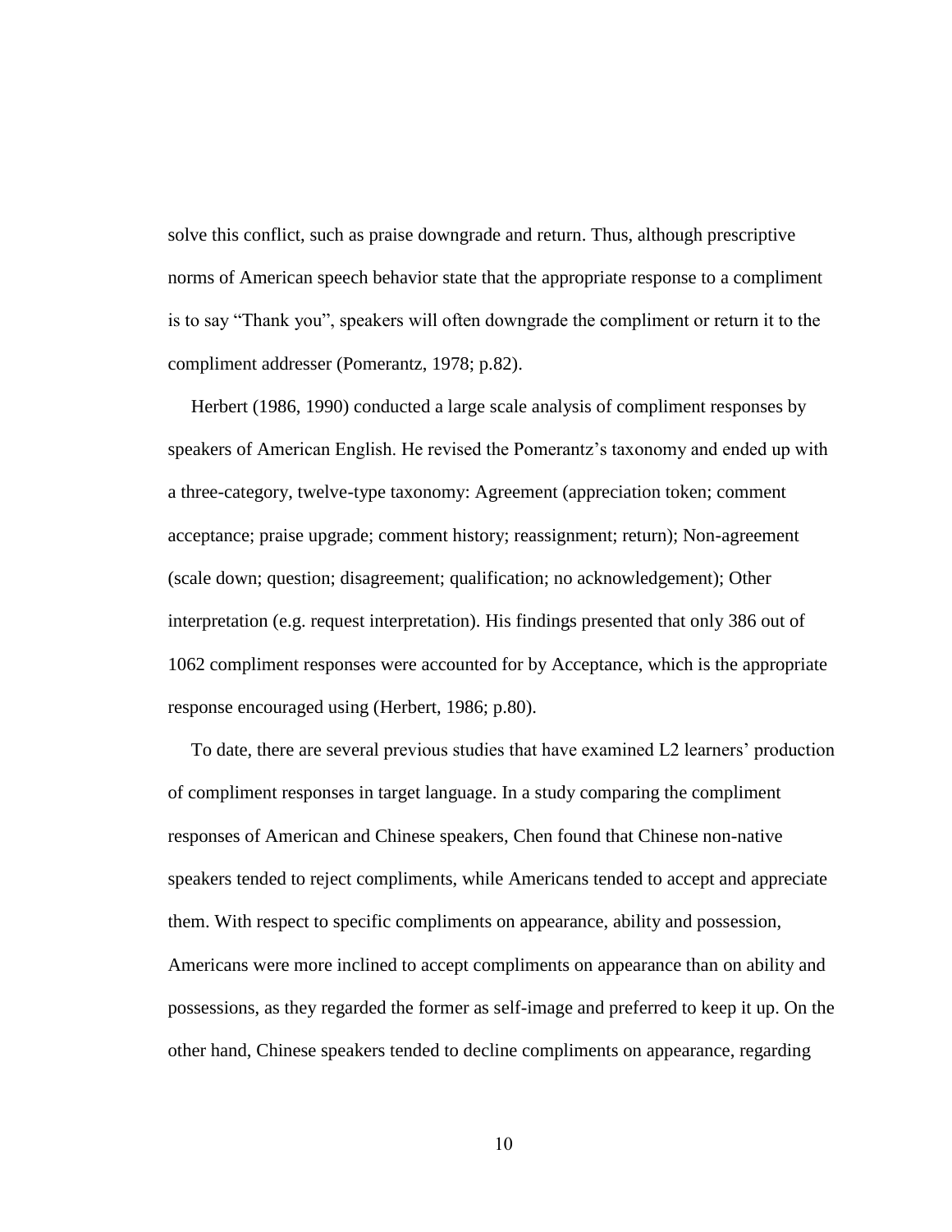solve this conflict, such as praise downgrade and return. Thus, although prescriptive norms of American speech behavior state that the appropriate response to a compliment is to say "Thank you", speakers will often downgrade the compliment or return it to the compliment addresser (Pomerantz, 1978; p.82).

Herbert (1986, 1990) conducted a large scale analysis of compliment responses by speakers of American English. He revised the Pomerantz's taxonomy and ended up with a three-category, twelve-type taxonomy: Agreement (appreciation token; comment acceptance; praise upgrade; comment history; reassignment; return); Non-agreement (scale down; question; disagreement; qualification; no acknowledgement); Other interpretation (e.g. request interpretation). His findings presented that only 386 out of 1062 compliment responses were accounted for by Acceptance, which is the appropriate response encouraged using (Herbert, 1986; p.80).

To date, there are several previous studies that have examined L2 learners' production of compliment responses in target language. In a study comparing the compliment responses of American and Chinese speakers, Chen found that Chinese non-native speakers tended to reject compliments, while Americans tended to accept and appreciate them. With respect to specific compliments on appearance, ability and possession, Americans were more inclined to accept compliments on appearance than on ability and possessions, as they regarded the former as self-image and preferred to keep it up. On the other hand, Chinese speakers tended to decline compliments on appearance, regarding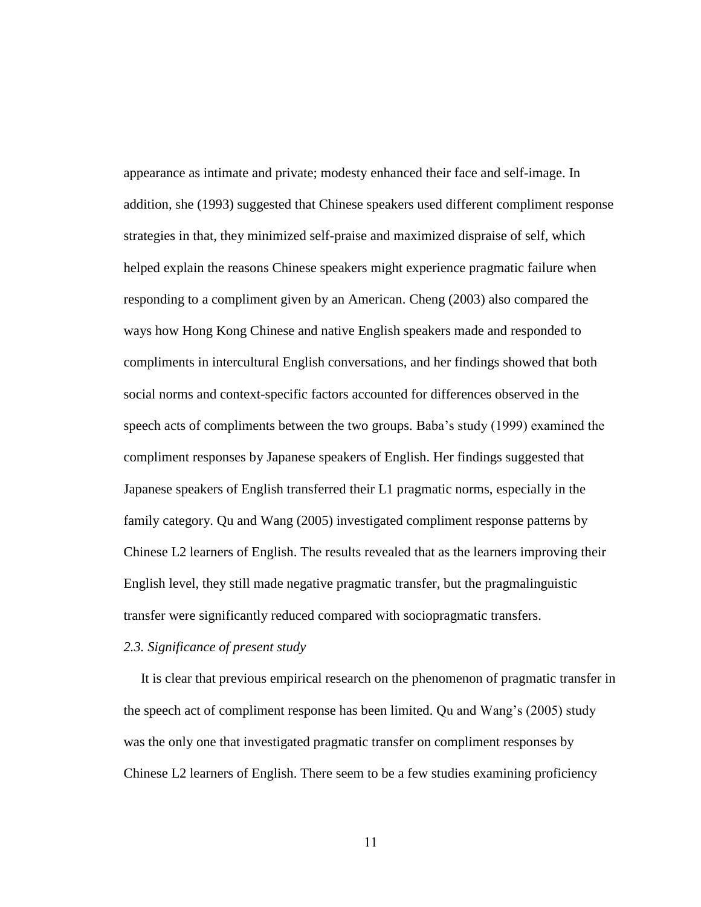appearance as intimate and private; modesty enhanced their face and self-image. In addition, she (1993) suggested that Chinese speakers used different compliment response strategies in that, they minimized self-praise and maximized dispraise of self, which helped explain the reasons Chinese speakers might experience pragmatic failure when responding to a compliment given by an American. Cheng (2003) also compared the ways how Hong Kong Chinese and native English speakers made and responded to compliments in intercultural English conversations, and her findings showed that both social norms and context-specific factors accounted for differences observed in the speech acts of compliments between the two groups. Baba's study (1999) examined the compliment responses by Japanese speakers of English. Her findings suggested that Japanese speakers of English transferred their L1 pragmatic norms, especially in the family category. Qu and Wang (2005) investigated compliment response patterns by Chinese L2 learners of English. The results revealed that as the learners improving their English level, they still made negative pragmatic transfer, but the pragmalinguistic transfer were significantly reduced compared with sociopragmatic transfers.

*2.3. Significance of present study*

It is clear that previous empirical research on the phenomenon of pragmatic transfer in the speech act of compliment response has been limited. Qu and Wang's (2005) study was the only one that investigated pragmatic transfer on compliment responses by Chinese L2 learners of English. There seem to be a few studies examining proficiency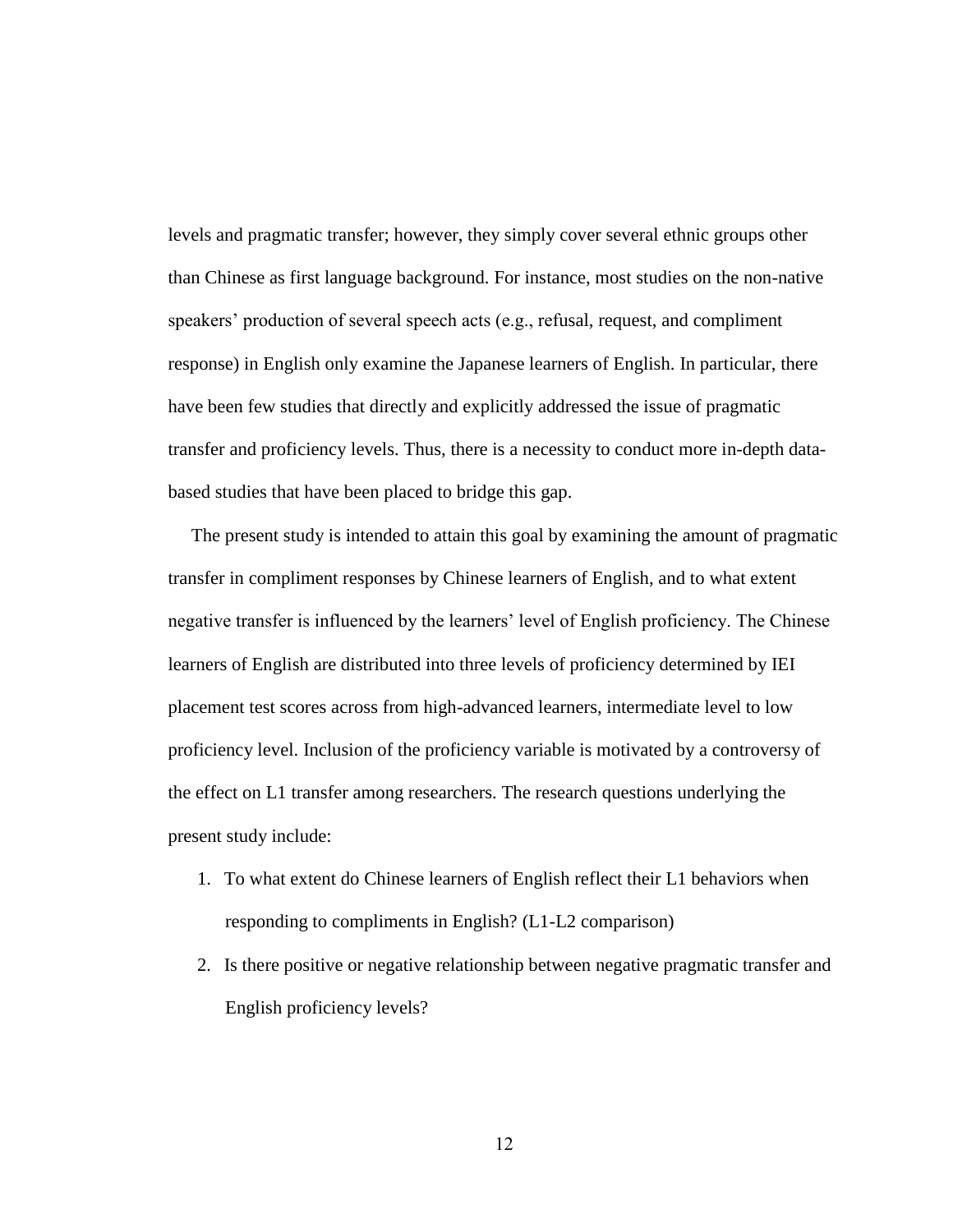levels and pragmatic transfer; however, they simply cover several ethnic groups other than Chinese as first language background. For instance, most studies on the non-native speakers' production of several speech acts (e.g., refusal, request, and compliment response) in English only examine the Japanese learners of English. In particular, there have been few studies that directly and explicitly addressed the issue of pragmatic transfer and proficiency levels. Thus, there is a necessity to conduct more in-depth data-based studies that have been placed to bridge this gap.

The present study is intended to attain this goal by examining the amount of pragmatic transfer in compliment responses by Chinese learners of English, and to what extent negative transfer is influenced by the learners' level of English proficiency. The Chinese learners of English are distributed into three levels of proficiency determined by IEI placement test scores across from high-advanced learners, intermediate level to low proficiency level. Inclusion of the proficiency variable is motivated by a controversy of the effect on L1 transfer among researchers. The research questions underlying the present study include:

1. To what extent do Chinese learners of English reflect their L1 behaviors when responding to compliments in English? (L1-L2 comparison)
2. Is there positive or negative relationship between negative pragmatic transfer and English proficiency levels?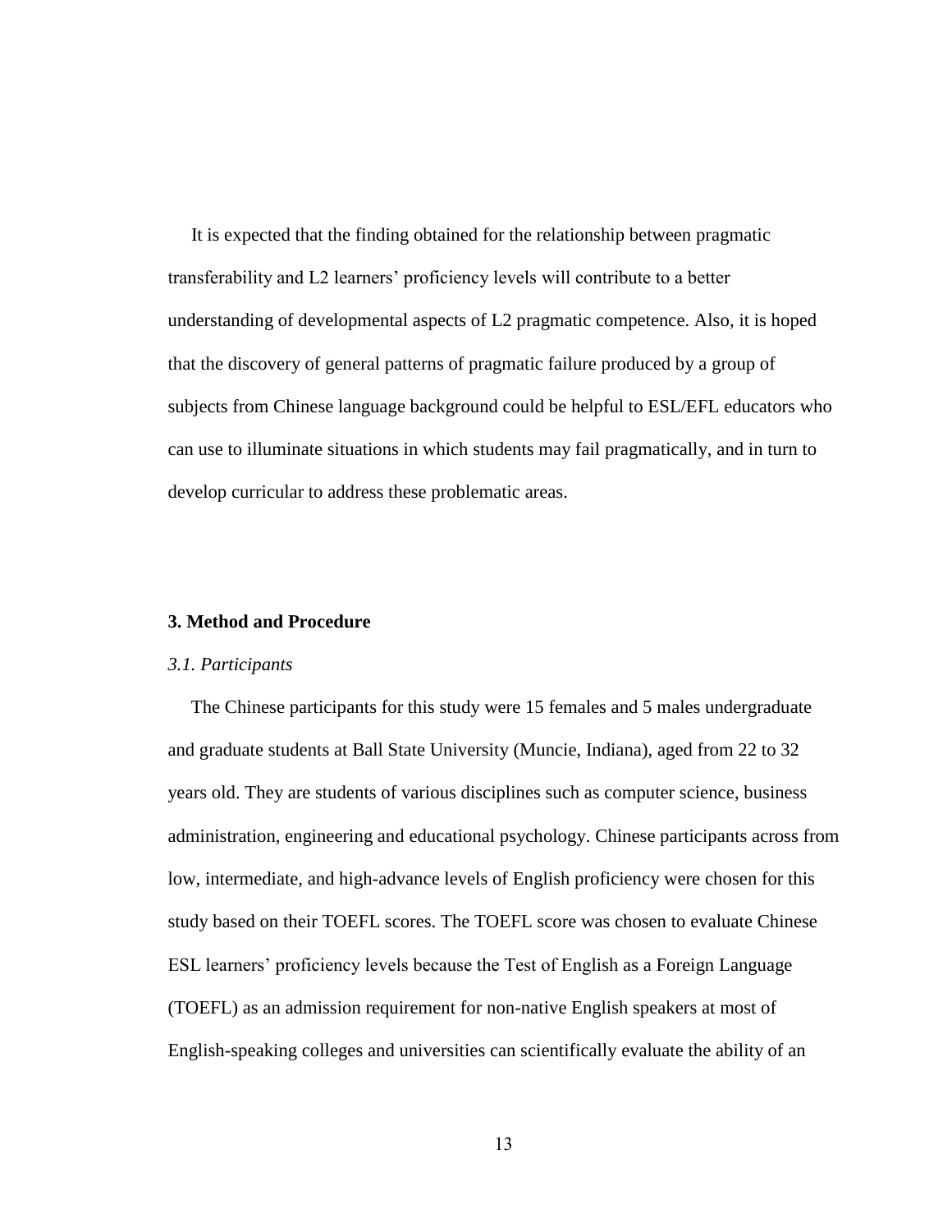It is expected that the finding obtained for the relationship between pragmatic transferability and L2 learners' proficiency levels will contribute to a better understanding of developmental aspects of L2 pragmatic competence. Also, it is hoped that the discovery of general patterns of pragmatic failure produced by a group of subjects from Chinese language background could be helpful to ESL/EFL educators who can use to illuminate situations in which students may fail pragmatically, and in turn to develop curricular to address these problematic areas.

## 3. Method and Procedure

### *3.1. Participants*

The Chinese participants for this study were 15 females and 5 males undergraduate and graduate students at Ball State University (Muncie, Indiana), aged from 22 to 32 years old. They are students of various disciplines such as computer science, business administration, engineering and educational psychology. Chinese participants across from low, intermediate, and high-advance levels of English proficiency were chosen for this study based on their TOEFL scores. The TOEFL score was chosen to evaluate Chinese ESL learners' proficiency levels because the Test of English as a Foreign Language (TOEFL) as an admission requirement for non-native English speakers at most of English-speaking colleges and universities can scientifically evaluate the ability of an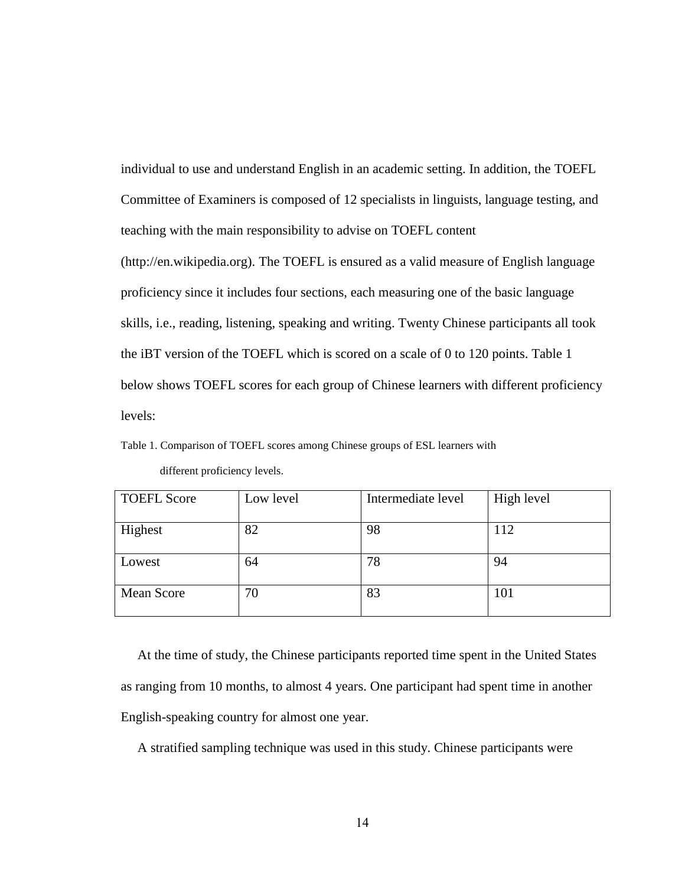individual to use and understand English in an academic setting. In addition, the TOEFL Committee of Examiners is composed of 12 specialists in linguists, language testing, and teaching with the main responsibility to advise on TOEFL content (http://en.wikipedia.org). The TOEFL is ensured as a valid measure of English language proficiency since it includes four sections, each measuring one of the basic language skills, i.e., reading, listening, speaking and writing. Twenty Chinese participants all took the iBT version of the TOEFL which is scored on a scale of 0 to 120 points. Table 1 below shows TOEFL scores for each group of Chinese learners with different proficiency levels:

Table 1. Comparison of TOEFL scores among Chinese groups of ESL learners with different proficiency levels.

| TOEFL Score | Low level | Intermediate level | High level |
|---|---|---|---|
| Highest | 82 | 98 | 112 |
| Lowest | 64 | 78 | 94 |
| Mean Score | 70 | 83 | 101 |

At the time of study, the Chinese participants reported time spent in the United States as ranging from 10 months, to almost 4 years. One participant had spent time in another English-speaking country for almost one year.

A stratified sampling technique was used in this study. Chinese participants were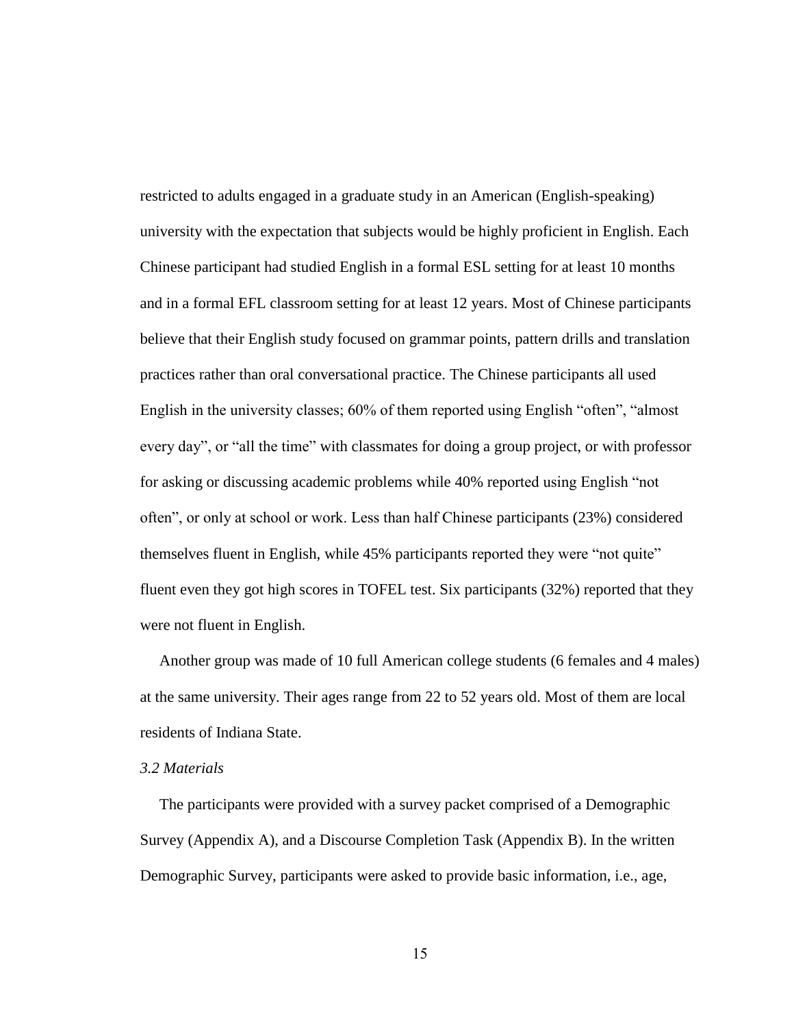restricted to adults engaged in a graduate study in an American (English-speaking) university with the expectation that subjects would be highly proficient in English. Each Chinese participant had studied English in a formal ESL setting for at least 10 months and in a formal EFL classroom setting for at least 12 years. Most of Chinese participants believe that their English study focused on grammar points, pattern drills and translation practices rather than oral conversational practice. The Chinese participants all used English in the university classes; 60% of them reported using English "often", "almost every day", or "all the time" with classmates for doing a group project, or with professor for asking or discussing academic problems while 40% reported using English "not often", or only at school or work. Less than half Chinese participants (23%) considered themselves fluent in English, while 45% participants reported they were "not quite" fluent even they got high scores in TOFEL test. Six participants (32%) reported that they were not fluent in English.

Another group was made of 10 full American college students (6 females and 4 males) at the same university. Their ages range from 22 to 52 years old. Most of them are local residents of Indiana State.

*3.2 Materials*

The participants were provided with a survey packet comprised of a Demographic Survey (Appendix A), and a Discourse Completion Task (Appendix B). In the written Demographic Survey, participants were asked to provide basic information, i.e., age,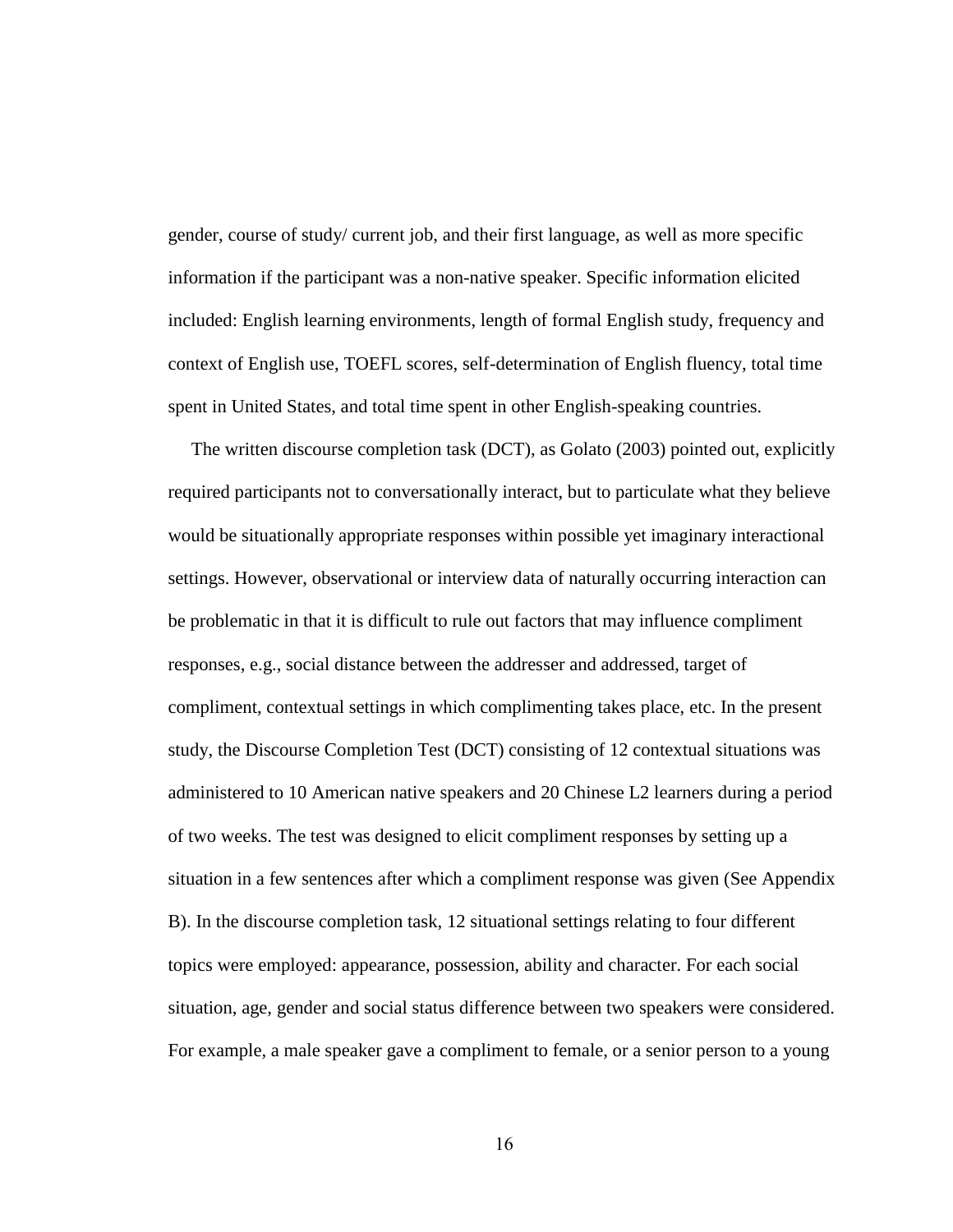gender, course of study/ current job, and their first language, as well as more specific information if the participant was a non-native speaker. Specific information elicited included: English learning environments, length of formal English study, frequency and context of English use, TOEFL scores, self-determination of English fluency, total time spent in United States, and total time spent in other English-speaking countries.

The written discourse completion task (DCT), as Golato (2003) pointed out, explicitly required participants not to conversationally interact, but to particulate what they believe would be situationally appropriate responses within possible yet imaginary interactional settings. However, observational or interview data of naturally occurring interaction can be problematic in that it is difficult to rule out factors that may influence compliment responses, e.g., social distance between the addresser and addressed, target of compliment, contextual settings in which complimenting takes place, etc. In the present study, the Discourse Completion Test (DCT) consisting of 12 contextual situations was administered to 10 American native speakers and 20 Chinese L2 learners during a period of two weeks. The test was designed to elicit compliment responses by setting up a situation in a few sentences after which a compliment response was given (See Appendix B). In the discourse completion task, 12 situational settings relating to four different topics were employed: appearance, possession, ability and character. For each social situation, age, gender and social status difference between two speakers were considered. For example, a male speaker gave a compliment to female, or a senior person to a young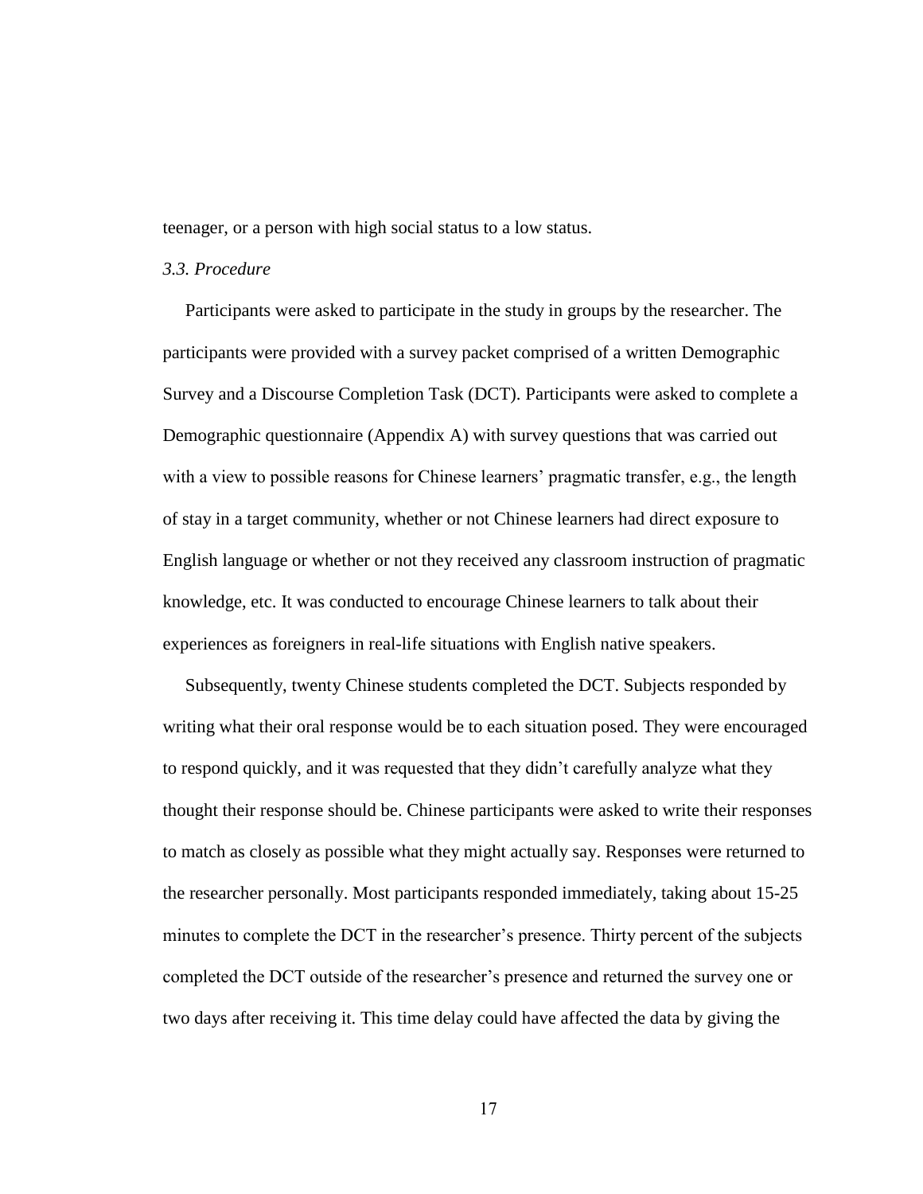teenager, or a person with high social status to a low status.

### *3.3. Procedure*

Participants were asked to participate in the study in groups by the researcher. The participants were provided with a survey packet comprised of a written Demographic Survey and a Discourse Completion Task (DCT). Participants were asked to complete a Demographic questionnaire (Appendix A) with survey questions that was carried out with a view to possible reasons for Chinese learners' pragmatic transfer, e.g., the length of stay in a target community, whether or not Chinese learners had direct exposure to English language or whether or not they received any classroom instruction of pragmatic knowledge, etc. It was conducted to encourage Chinese learners to talk about their experiences as foreigners in real-life situations with English native speakers.

Subsequently, twenty Chinese students completed the DCT. Subjects responded by writing what their oral response would be to each situation posed. They were encouraged to respond quickly, and it was requested that they didn't carefully analyze what they thought their response should be. Chinese participants were asked to write their responses to match as closely as possible what they might actually say. Responses were returned to the researcher personally. Most participants responded immediately, taking about 15-25 minutes to complete the DCT in the researcher's presence. Thirty percent of the subjects completed the DCT outside of the researcher's presence and returned the survey one or two days after receiving it. This time delay could have affected the data by giving the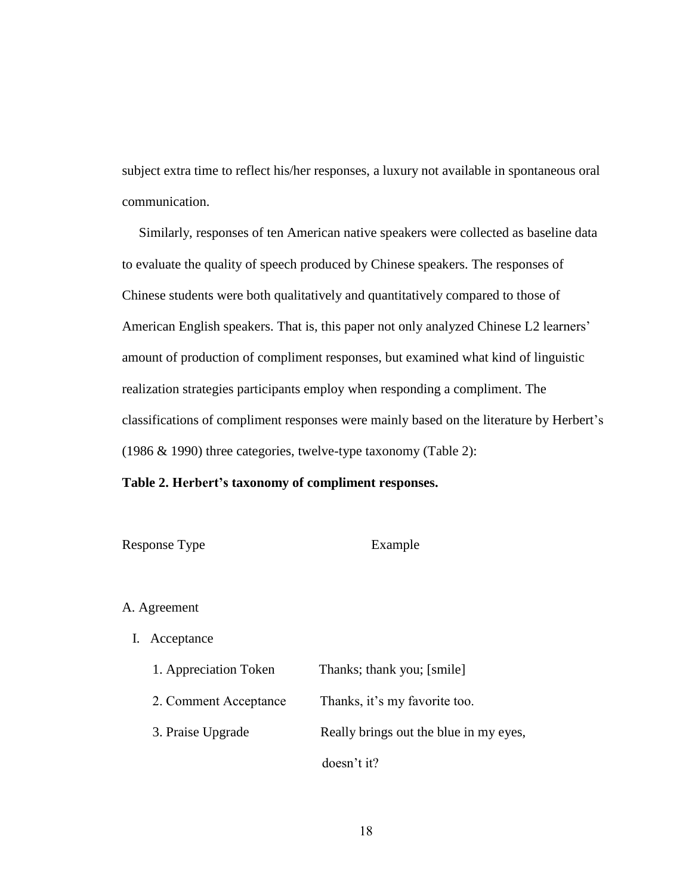subject extra time to reflect his/her responses, a luxury not available in spontaneous oral communication.

Similarly, responses of ten American native speakers were collected as baseline data to evaluate the quality of speech produced by Chinese speakers. The responses of Chinese students were both qualitatively and quantitatively compared to those of American English speakers. That is, this paper not only analyzed Chinese L2 learners' amount of production of compliment responses, but examined what kind of linguistic realization strategies participants employ when responding a compliment. The classifications of compliment responses were mainly based on the literature by Herbert's (1986 & 1990) three categories, twelve-type taxonomy (Table 2):

**Table 2. Herbert's taxonomy of compliment responses.**

| Response Type | Example |
|---|---|
| A. Agreement | |
| I. Acceptance | |
| 1. Appreciation Token | Thanks; thank you; [smile] |
| 2. Comment Acceptance | Thanks, it's my favorite too. |
| 3. Praise Upgrade | Really brings out the blue in my eyes, doesn't it? |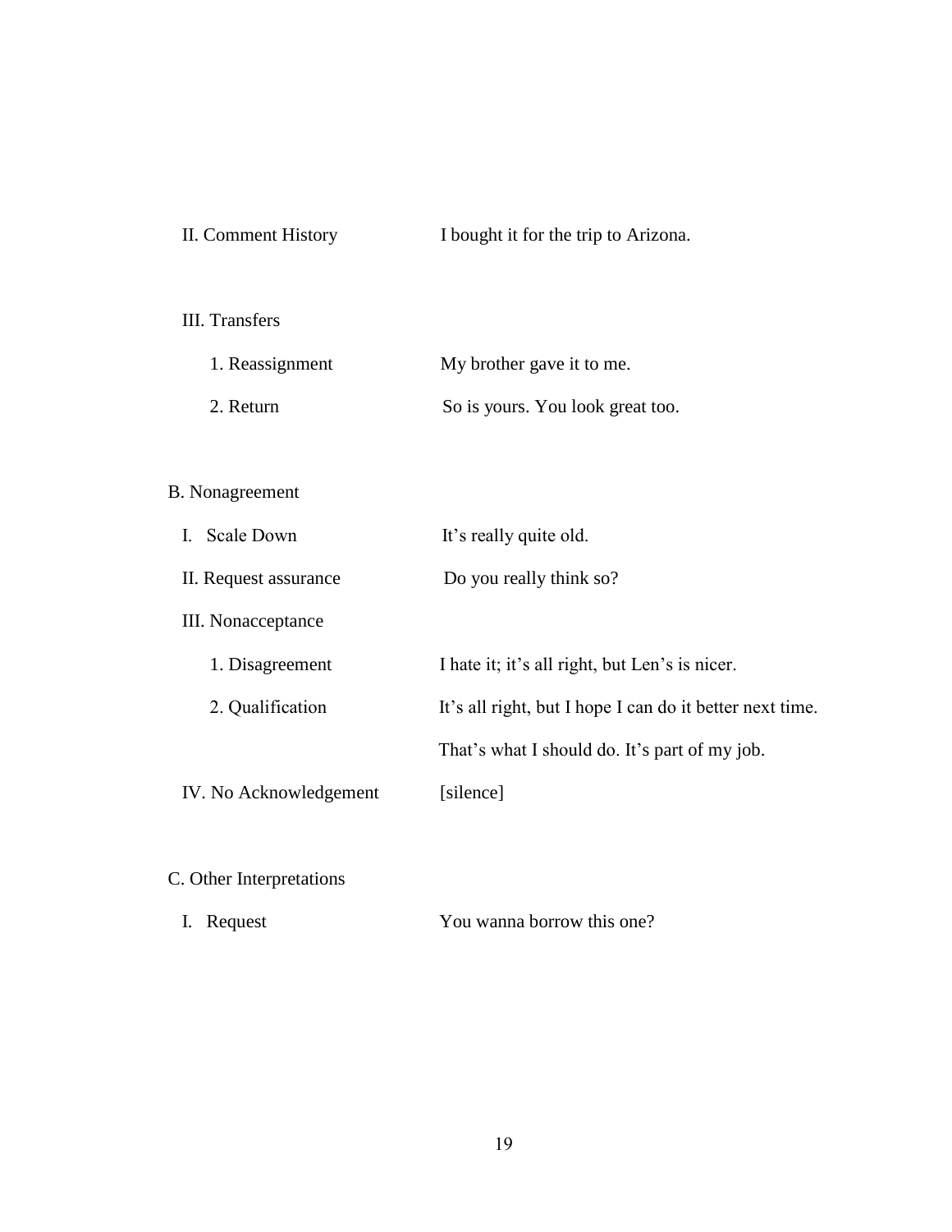| | |
|---|---|
| II. Comment History | I bought it for the trip to Arizona. |
| III. Transfers | |
| 1. Reassignment | My brother gave it to me. |
| 2. Return | So is yours. You look great too. |
| B. Nonagreement | |
| I. Scale Down | It's really quite old. |
| II. Request assurance | Do you really think so? |
| III. Nonacceptance | |
| 1. Disagreement | I hate it; it's all right, but Len's is nicer. |
| 2. Qualification | It's all right, but I hope I can do it better next time. |
| | That's what I should do. It's part of my job. |
| IV. No Acknowledgement | [silence] |
| C. Other Interpretations | |
| I. Request | You wanna borrow this one? |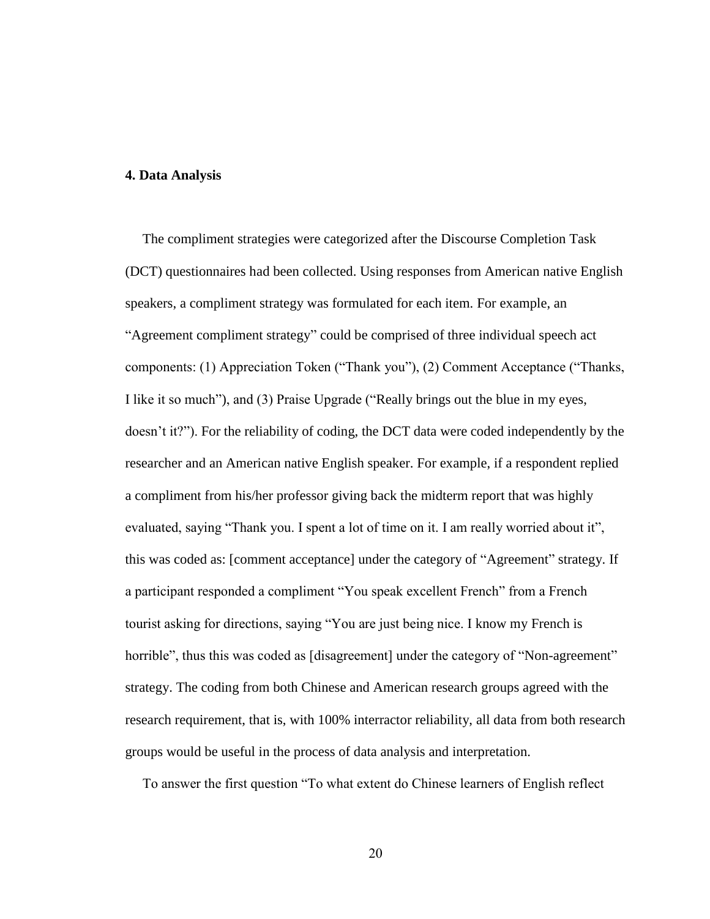## 4. Data Analysis

The compliment strategies were categorized after the Discourse Completion Task (DCT) questionnaires had been collected. Using responses from American native English speakers, a compliment strategy was formulated for each item. For example, an "Agreement compliment strategy" could be comprised of three individual speech act components: (1) Appreciation Token ("Thank you"), (2) Comment Acceptance ("Thanks, I like it so much"), and (3) Praise Upgrade ("Really brings out the blue in my eyes, doesn't it?"). For the reliability of coding, the DCT data were coded independently by the researcher and an American native English speaker. For example, if a respondent replied a compliment from his/her professor giving back the midterm report that was highly evaluated, saying "Thank you. I spent a lot of time on it. I am really worried about it", this was coded as: [comment acceptance] under the category of "Agreement" strategy. If a participant responded a compliment "You speak excellent French" from a French tourist asking for directions, saying "You are just being nice. I know my French is horrible", thus this was coded as [disagreement] under the category of "Non-agreement" strategy. The coding from both Chinese and American research groups agreed with the research requirement, that is, with 100% interractor reliability, all data from both research groups would be useful in the process of data analysis and interpretation.

To answer the first question "To what extent do Chinese learners of English reflect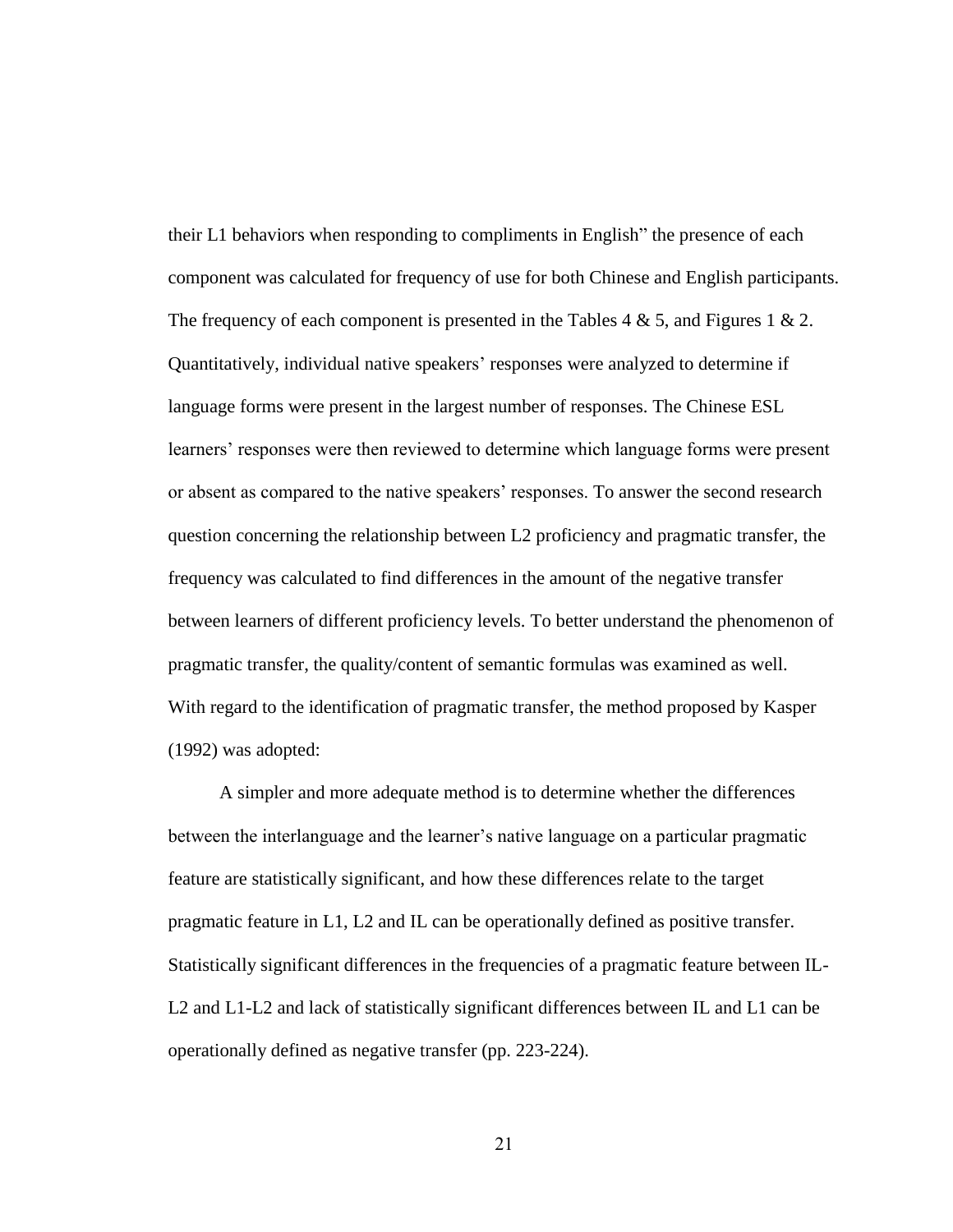their L1 behaviors when responding to compliments in English" the presence of each component was calculated for frequency of use for both Chinese and English participants. The frequency of each component is presented in the Tables 4 & 5, and Figures 1 & 2. Quantitatively, individual native speakers' responses were analyzed to determine if language forms were present in the largest number of responses. The Chinese ESL learners' responses were then reviewed to determine which language forms were present or absent as compared to the native speakers' responses. To answer the second research question concerning the relationship between L2 proficiency and pragmatic transfer, the frequency was calculated to find differences in the amount of the negative transfer between learners of different proficiency levels. To better understand the phenomenon of pragmatic transfer, the quality/content of semantic formulas was examined as well. With regard to the identification of pragmatic transfer, the method proposed by Kasper (1992) was adopted:

> A simpler and more adequate method is to determine whether the differences between the interlanguage and the learner's native language on a particular pragmatic feature are statistically significant, and how these differences relate to the target pragmatic feature in L1, L2 and IL can be operationally defined as positive transfer. Statistically significant differences in the frequencies of a pragmatic feature between IL-L2 and L1-L2 and lack of statistically significant differences between IL and L1 can be operationally defined as negative transfer (pp. 223-224).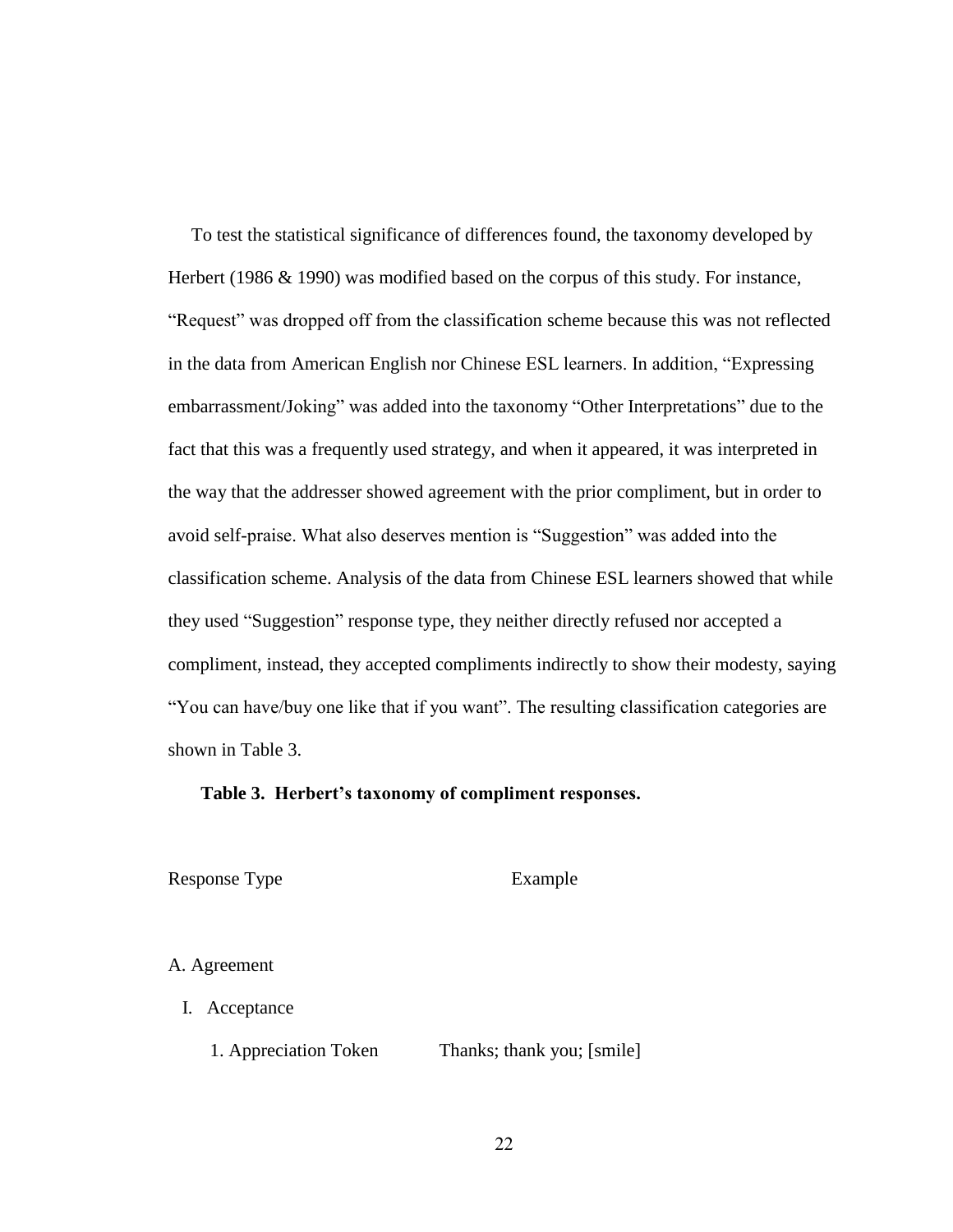To test the statistical significance of differences found, the taxonomy developed by Herbert (1986 & 1990) was modified based on the corpus of this study. For instance, "Request" was dropped off from the classification scheme because this was not reflected in the data from American English nor Chinese ESL learners. In addition, "Expressing embarrassment/Joking" was added into the taxonomy "Other Interpretations" due to the fact that this was a frequently used strategy, and when it appeared, it was interpreted in the way that the addresser showed agreement with the prior compliment, but in order to avoid self-praise. What also deserves mention is "Suggestion" was added into the classification scheme. Analysis of the data from Chinese ESL learners showed that while they used "Suggestion" response type, they neither directly refused nor accepted a compliment, instead, they accepted compliments indirectly to show their modesty, saying "You can have/buy one like that if you want". The resulting classification categories are shown in Table 3.

**Table 3. Herbert's taxonomy of compliment responses.**

| Response Type | Example |
|---|---|
| A. Agreement | |
| I. Acceptance | |
| 1. Appreciation Token | Thanks; thank you; [smile] |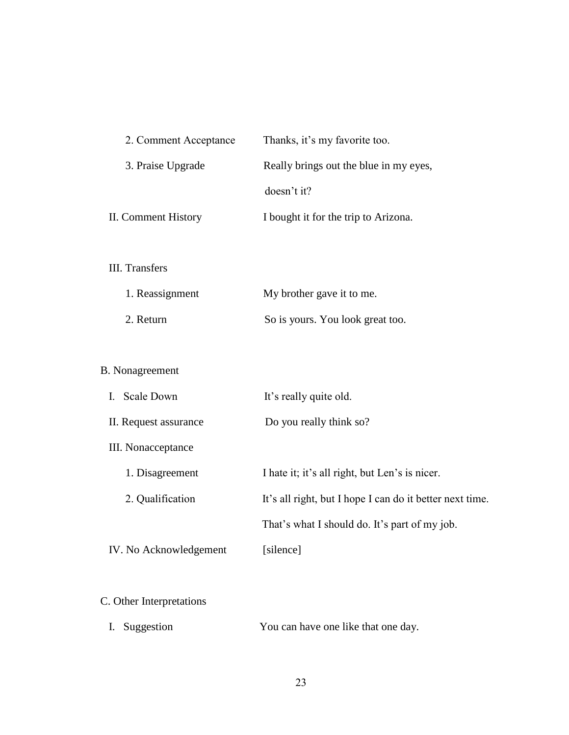| | |
|---|---|
| 2. Comment Acceptance | Thanks, it's my favorite too. |
| 3. Praise Upgrade | Really brings out the blue in my eyes, doesn't it? |
| II. Comment History | I bought it for the trip to Arizona. |
| III. Transfers | |
| 1. Reassignment | My brother gave it to me. |
| 2. Return | So is yours. You look great too. |
| B. Nonagreement | |
| I. Scale Down | It's really quite old. |
| II. Request assurance | Do you really think so? |
| III. Nonacceptance | |
| 1. Disagreement | I hate it; it's all right, but Len's is nicer. |
| 2. Qualification | It's all right, but I hope I can do it better next time. That's what I should do. It's part of my job. |
| IV. No Acknowledgement | [silence] |
| C. Other Interpretations | |
| I. Suggestion | You can have one like that one day. |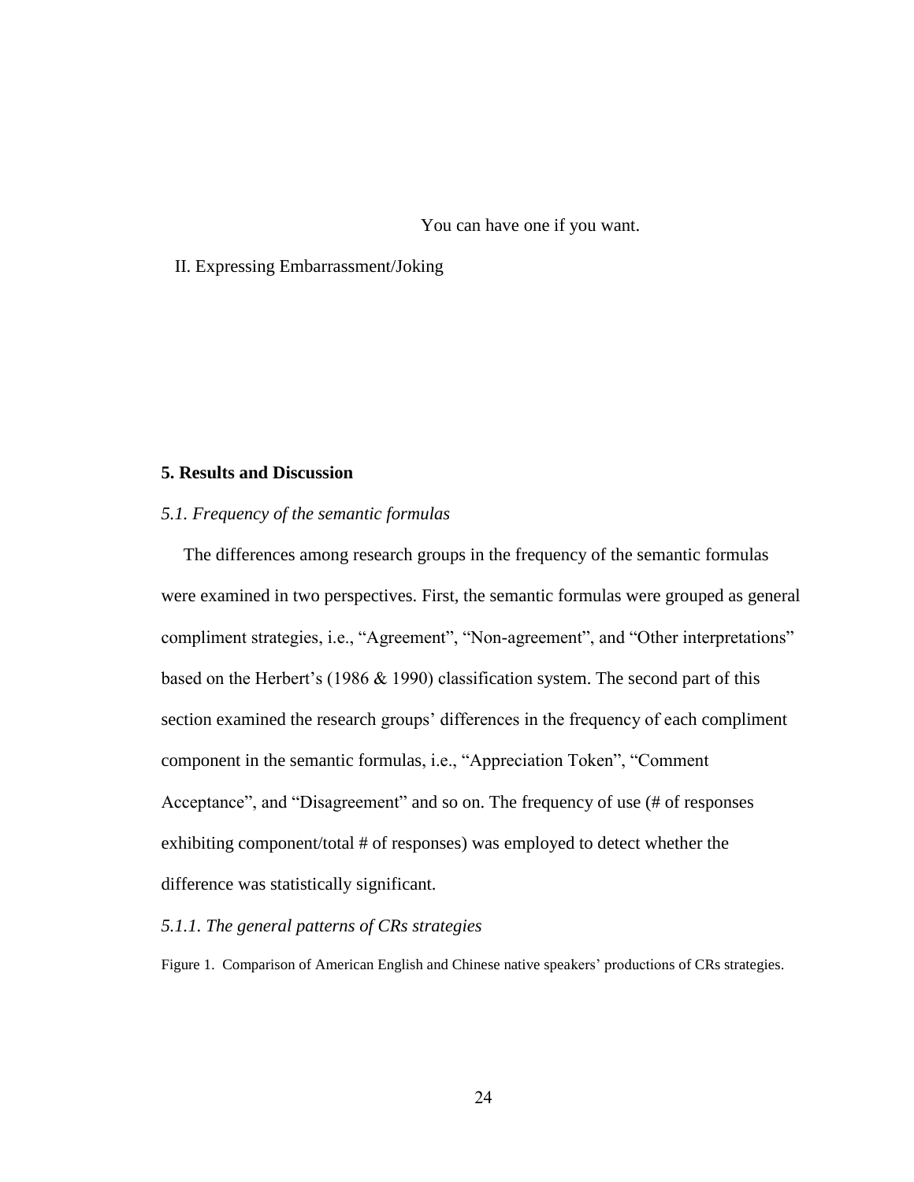You can have one if you want.

II. Expressing Embarrassment/Joking

## 5. Results and Discussion

### *5.1. Frequency of the semantic formulas*

The differences among research groups in the frequency of the semantic formulas were examined in two perspectives. First, the semantic formulas were grouped as general compliment strategies, i.e., "Agreement", "Non-agreement", and "Other interpretations" based on the Herbert's (1986 & 1990) classification system. The second part of this section examined the research groups' differences in the frequency of each compliment component in the semantic formulas, i.e., "Appreciation Token", "Comment Acceptance", and "Disagreement" and so on. The frequency of use (# of responses exhibiting component/total # of responses) was employed to detect whether the difference was statistically significant.

#### *5.1.1. The general patterns of CRs strategies*

Figure 1. Comparison of American English and Chinese native speakers' productions of CRs strategies.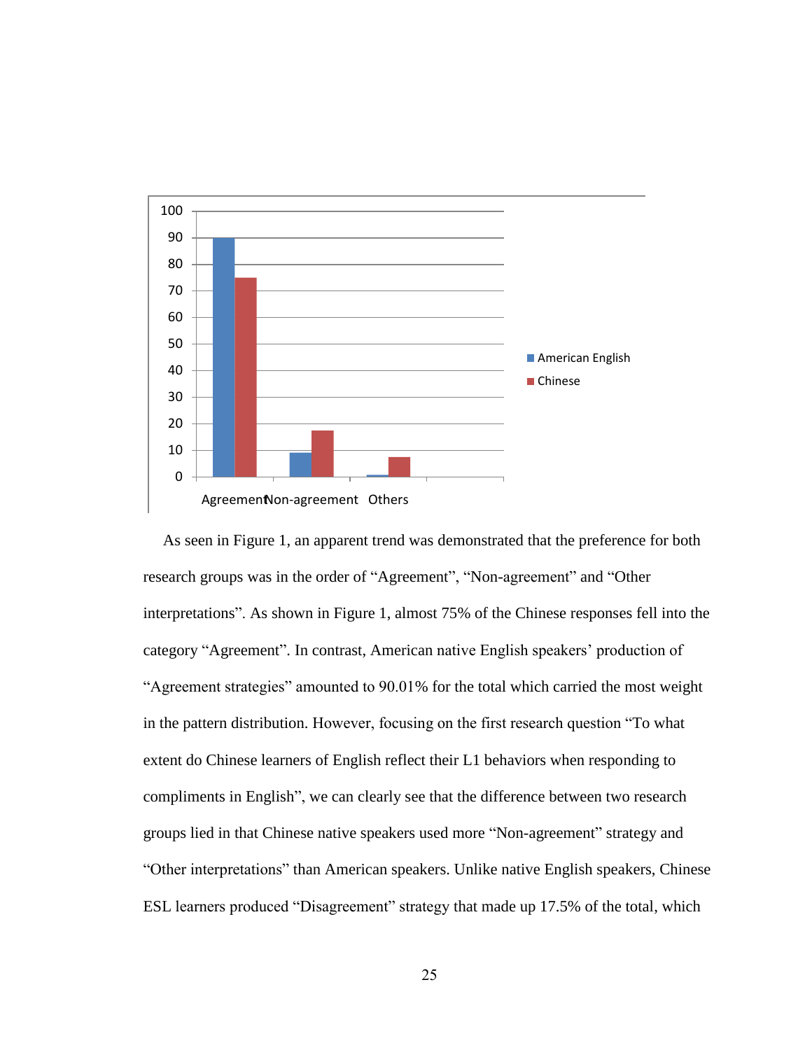As seen in Figure 1, an apparent trend was demonstrated that the preference for both research groups was in the order of “Agreement”, “Non-agreement” and “Other interpretations”. As shown in Figure 1, almost 75% of the Chinese responses fell into the category “Agreement”. In contrast, American native English speakers’ production of “Agreement strategies” amounted to 90.01% for the total which carried the most weight in the pattern distribution. However, focusing on the first research question “To what extent do Chinese learners of English reflect their L1 behaviors when responding to compliments in English”, we can clearly see that the difference between two research groups lied in that Chinese native speakers used more “Non-agreement” strategy and “Other interpretations” than American speakers. Unlike native English speakers, Chinese ESL learners produced “Disagreement” strategy that made up 17.5% of the total, which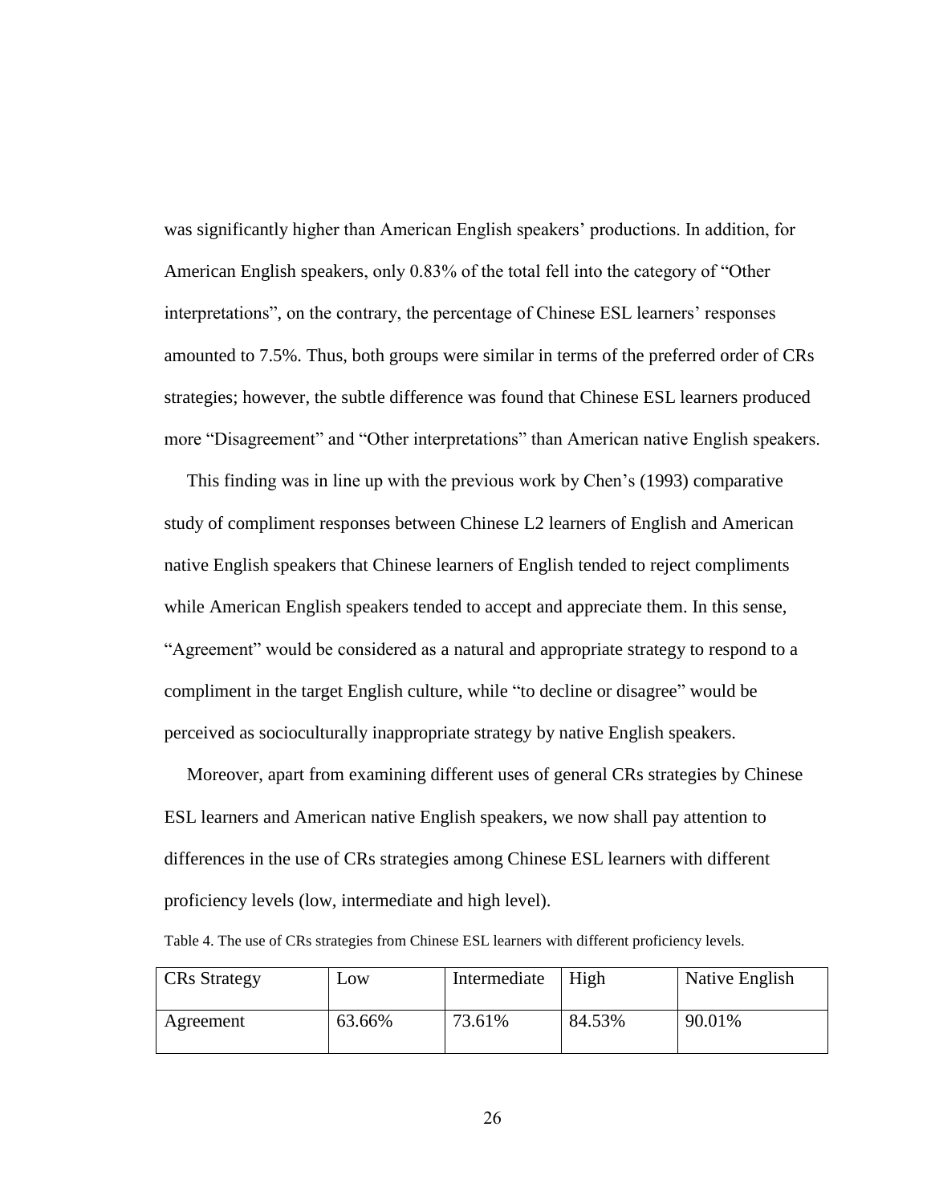was significantly higher than American English speakers' productions. In addition, for American English speakers, only 0.83% of the total fell into the category of "Other interpretations", on the contrary, the percentage of Chinese ESL learners' responses amounted to 7.5%. Thus, both groups were similar in terms of the preferred order of CRs strategies; however, the subtle difference was found that Chinese ESL learners produced more "Disagreement" and "Other interpretations" than American native English speakers.

This finding was in line up with the previous work by Chen's (1993) comparative study of compliment responses between Chinese L2 learners of English and American native English speakers that Chinese learners of English tended to reject compliments while American English speakers tended to accept and appreciate them. In this sense, "Agreement" would be considered as a natural and appropriate strategy to respond to a compliment in the target English culture, while "to decline or disagree" would be perceived as socioculturally inappropriate strategy by native English speakers.

Moreover, apart from examining different uses of general CRs strategies by Chinese ESL learners and American native English speakers, we now shall pay attention to differences in the use of CRs strategies among Chinese ESL learners with different proficiency levels (low, intermediate and high level).

Table 4. The use of CRs strategies from Chinese ESL learners with different proficiency levels.

| CRs Strategy | Low | Intermediate | High | Native English |
| --- | --- | --- | --- | --- |
| Agreement | 63.66% | 73.61% | 84.53% | 90.01% |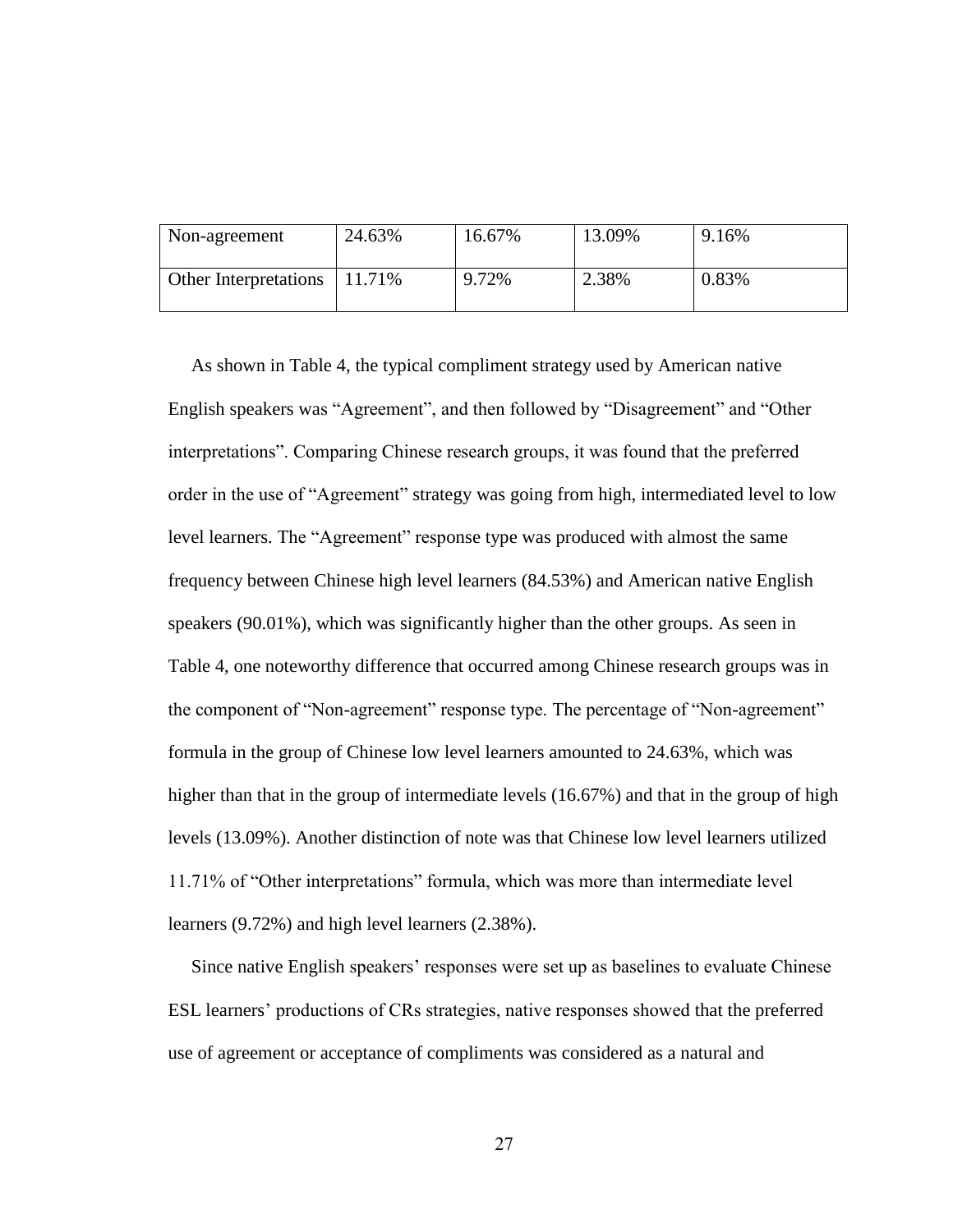| Non-agreement | 24.63% | 16.67% | 13.09% | 9.16% |
|---|---|---|---|---|
| Other Interpretations | 11.71% | 9.72% | 2.38% | 0.83% |

As shown in Table 4, the typical compliment strategy used by American native English speakers was "Agreement", and then followed by "Disagreement" and "Other interpretations". Comparing Chinese research groups, it was found that the preferred order in the use of "Agreement" strategy was going from high, intermediated level to low level learners. The "Agreement" response type was produced with almost the same frequency between Chinese high level learners (84.53%) and American native English speakers (90.01%), which was significantly higher than the other groups. As seen in Table 4, one noteworthy difference that occurred among Chinese research groups was in the component of "Non-agreement" response type. The percentage of "Non-agreement" formula in the group of Chinese low level learners amounted to 24.63%, which was higher than that in the group of intermediate levels (16.67%) and that in the group of high levels (13.09%). Another distinction of note was that Chinese low level learners utilized 11.71% of "Other interpretations" formula, which was more than intermediate level learners (9.72%) and high level learners (2.38%).

Since native English speakers' responses were set up as baselines to evaluate Chinese ESL learners' productions of CRs strategies, native responses showed that the preferred use of agreement or acceptance of compliments was considered as a natural and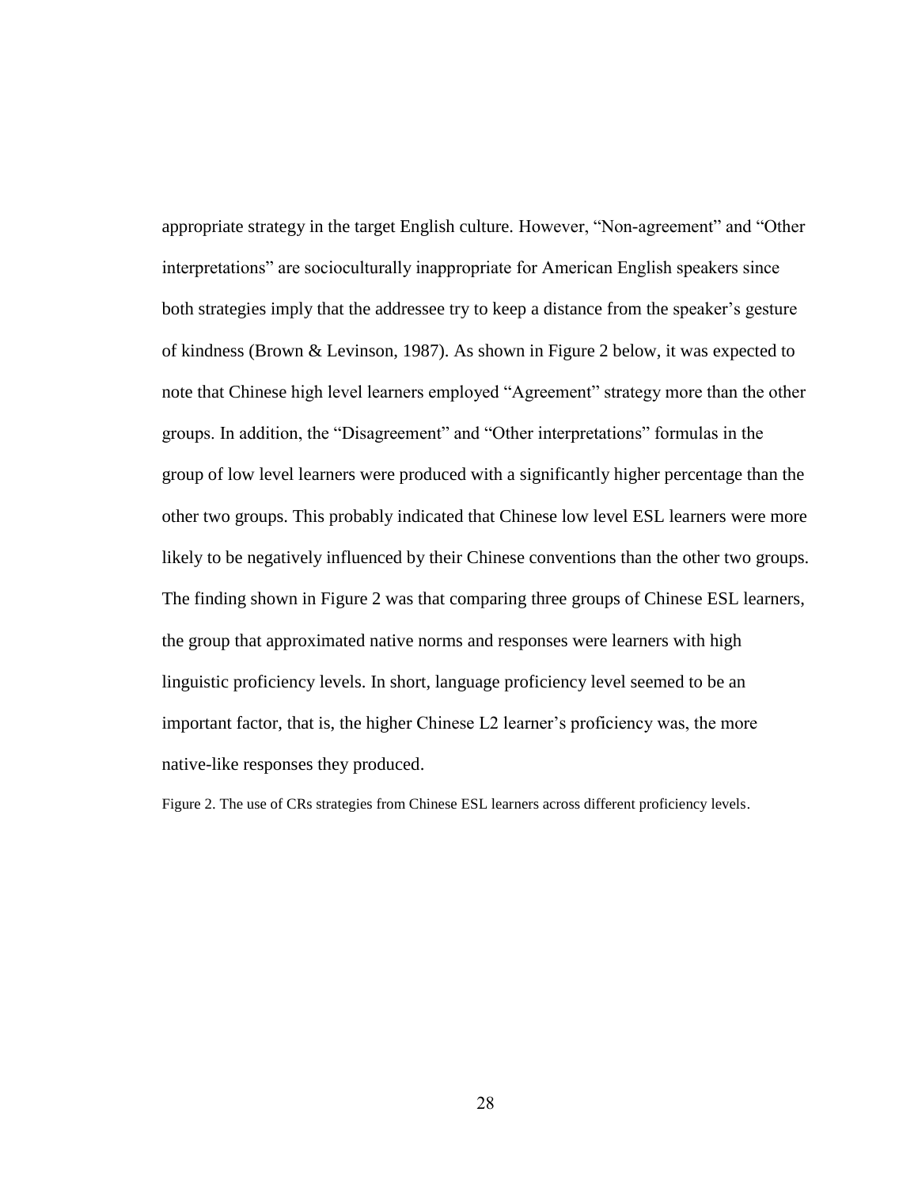appropriate strategy in the target English culture. However, "Non-agreement" and "Other interpretations" are socioculturally inappropriate for American English speakers since both strategies imply that the addressee try to keep a distance from the speaker's gesture of kindness (Brown & Levinson, 1987). As shown in Figure 2 below, it was expected to note that Chinese high level learners employed "Agreement" strategy more than the other groups. In addition, the "Disagreement" and "Other interpretations" formulas in the group of low level learners were produced with a significantly higher percentage than the other two groups. This probably indicated that Chinese low level ESL learners were more likely to be negatively influenced by their Chinese conventions than the other two groups. The finding shown in Figure 2 was that comparing three groups of Chinese ESL learners, the group that approximated native norms and responses were learners with high linguistic proficiency levels. In short, language proficiency level seemed to be an important factor, that is, the higher Chinese L2 learner's proficiency was, the more native-like responses they produced.

Figure 2. The use of CRs strategies from Chinese ESL learners across different proficiency levels.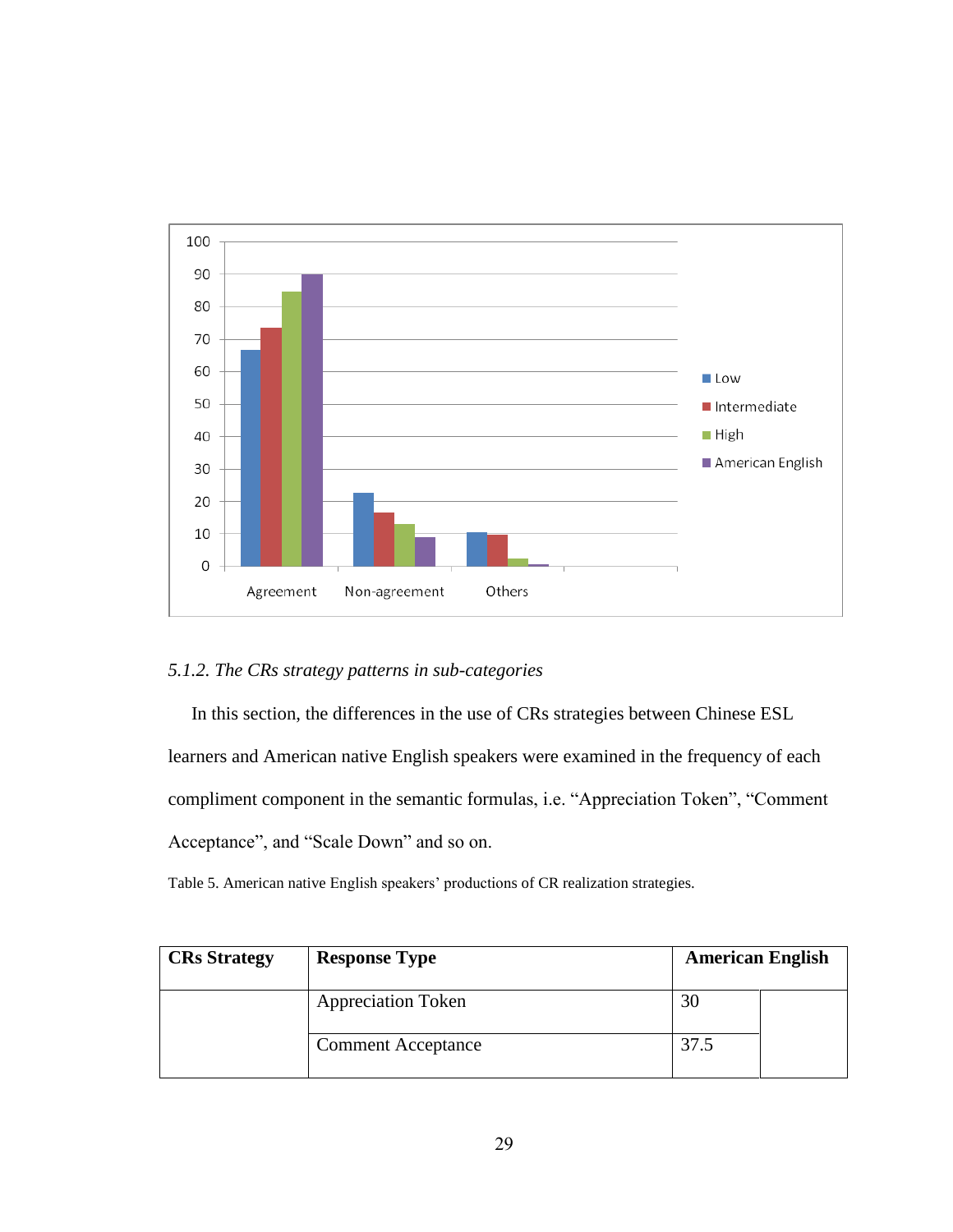### *5.1.2. The CRs strategy patterns in sub-categories*

In this section, the differences in the use of CRs strategies between Chinese ESL learners and American native English speakers were examined in the frequency of each compliment component in the semantic formulas, i.e. "Appreciation Token", "Comment Acceptance", and "Scale Down" and so on.

Table 5. American native English speakers' productions of CR realization strategies.

| **CRs Strategy** | **Response Type** | **American English** | |
|---|---|---|---|
| | Appreciation Token | 30 | |
| | Comment Acceptance | 37.5 | |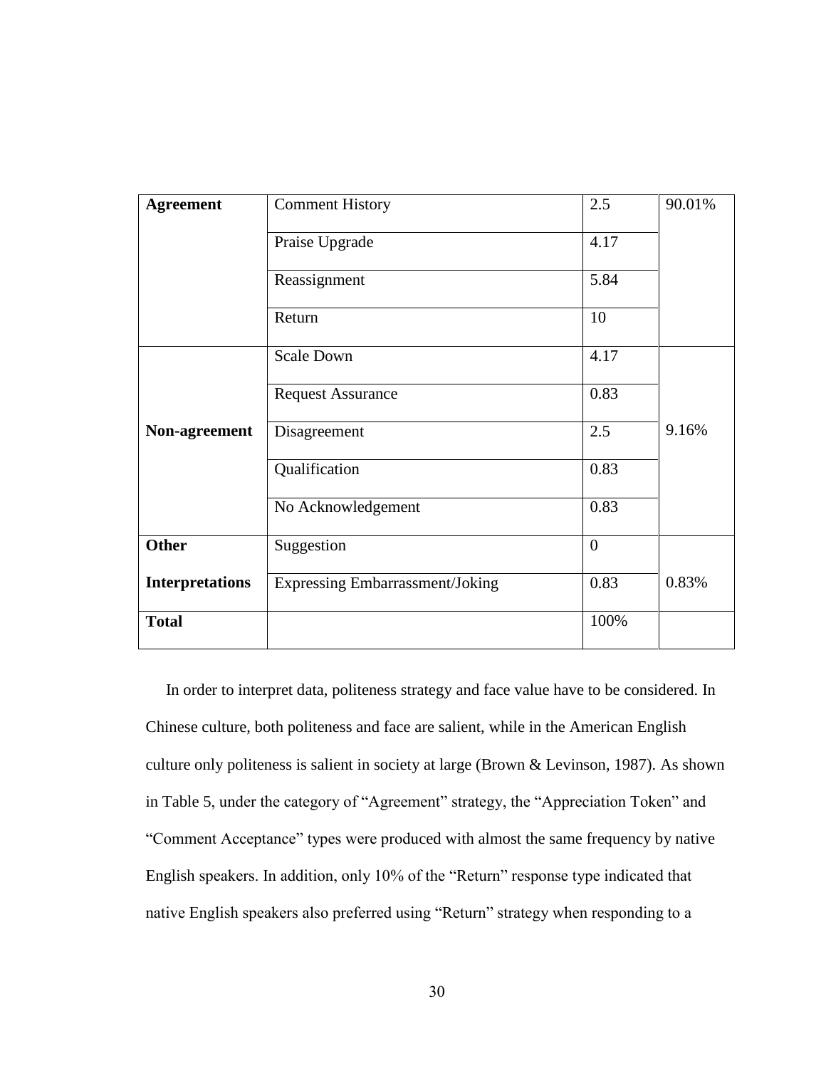| Agreement | Comment History | 2.5 | 90.01% |
|---|---|---|---|
| | Praise Upgrade | 4.17 | |
| | Reassignment | 5.84 | |
| | Return | 10 | |
| Non-agreement | Scale Down | 4.17 | 9.16% |
| | Request Assurance | 0.83 | |
| | Disagreement | 2.5 | |
| | Qualification | 0.83 | |
| | No Acknowledgement | 0.83 | |
| Other Interpretations | Suggestion | 0 | 0.83% |
| | Expressing Embarrassment/Joking | 0.83 | |
| **Total** | | 100% | |

In order to interpret data, politeness strategy and face value have to be considered. In Chinese culture, both politeness and face are salient, while in the American English culture only politeness is salient in society at large (Brown & Levinson, 1987). As shown in Table 5, under the category of "Agreement" strategy, the "Appreciation Token" and "Comment Acceptance" types were produced with almost the same frequency by native English speakers. In addition, only 10% of the "Return" response type indicated that native English speakers also preferred using "Return" strategy when responding to a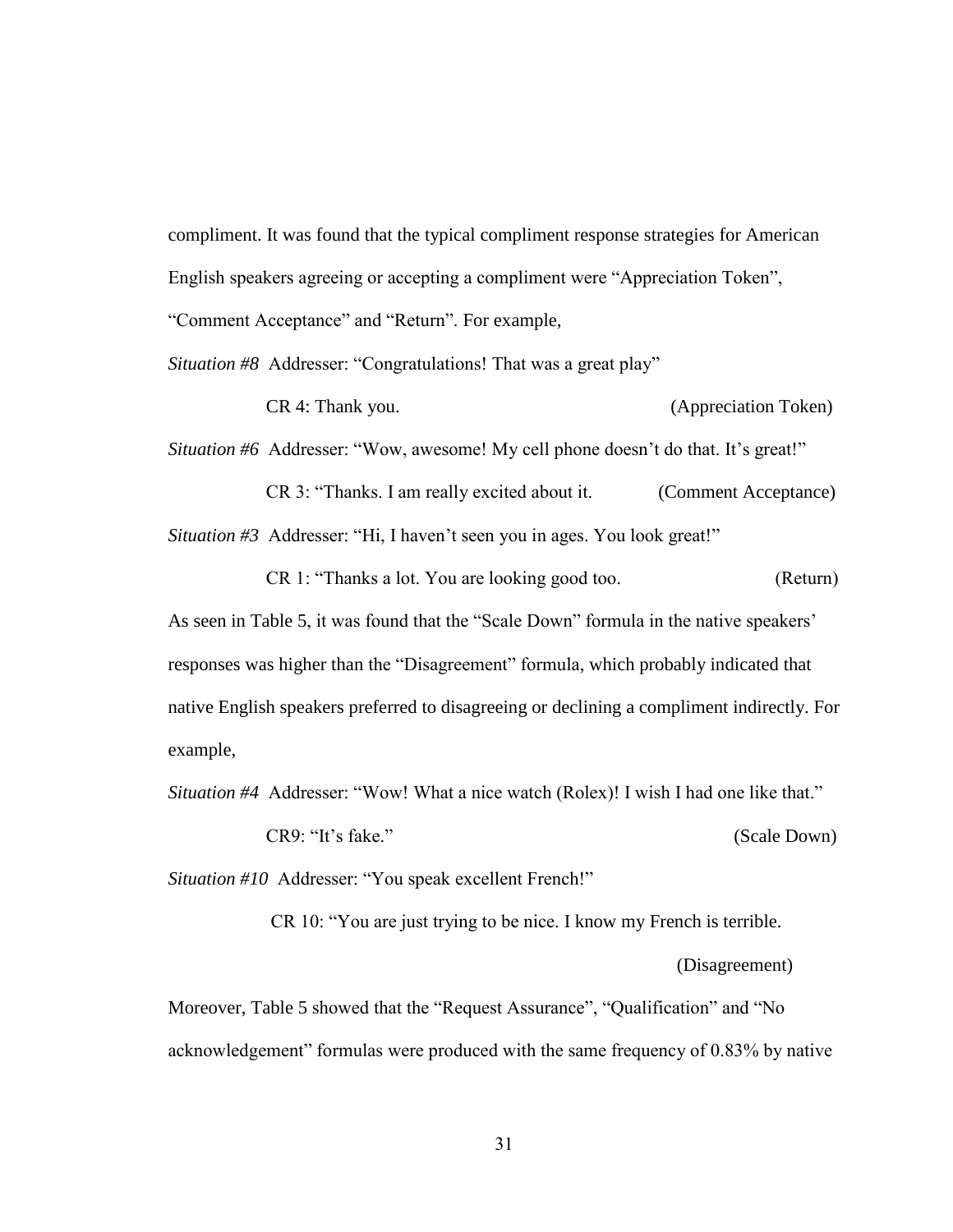compliment. It was found that the typical compliment response strategies for American English speakers agreeing or accepting a compliment were "Appreciation Token", "Comment Acceptance" and "Return". For example,

*Situation #8* Addresser: "Congratulations! That was a great play"

CR 4: Thank you. (Appreciation Token)

*Situation #6* Addresser: "Wow, awesome! My cell phone doesn't do that. It's great!"

CR 3: "Thanks. I am really excited about it. (Comment Acceptance)

*Situation #3* Addresser: "Hi, I haven't seen you in ages. You look great!"

CR 1: "Thanks a lot. You are looking good too. (Return)

As seen in Table 5, it was found that the "Scale Down" formula in the native speakers' responses was higher than the "Disagreement" formula, which probably indicated that native English speakers preferred to disagreeing or declining a compliment indirectly. For example,

*Situation #4* Addresser: "Wow! What a nice watch (Rolex)! I wish I had one like that."

CR9: "It's fake." (Scale Down)

*Situation #10* Addresser: "You speak excellent French!"

CR 10: "You are just trying to be nice. I know my French is terrible.

(Disagreement)

Moreover, Table 5 showed that the "Request Assurance", "Qualification" and "No acknowledgement" formulas were produced with the same frequency of 0.83% by native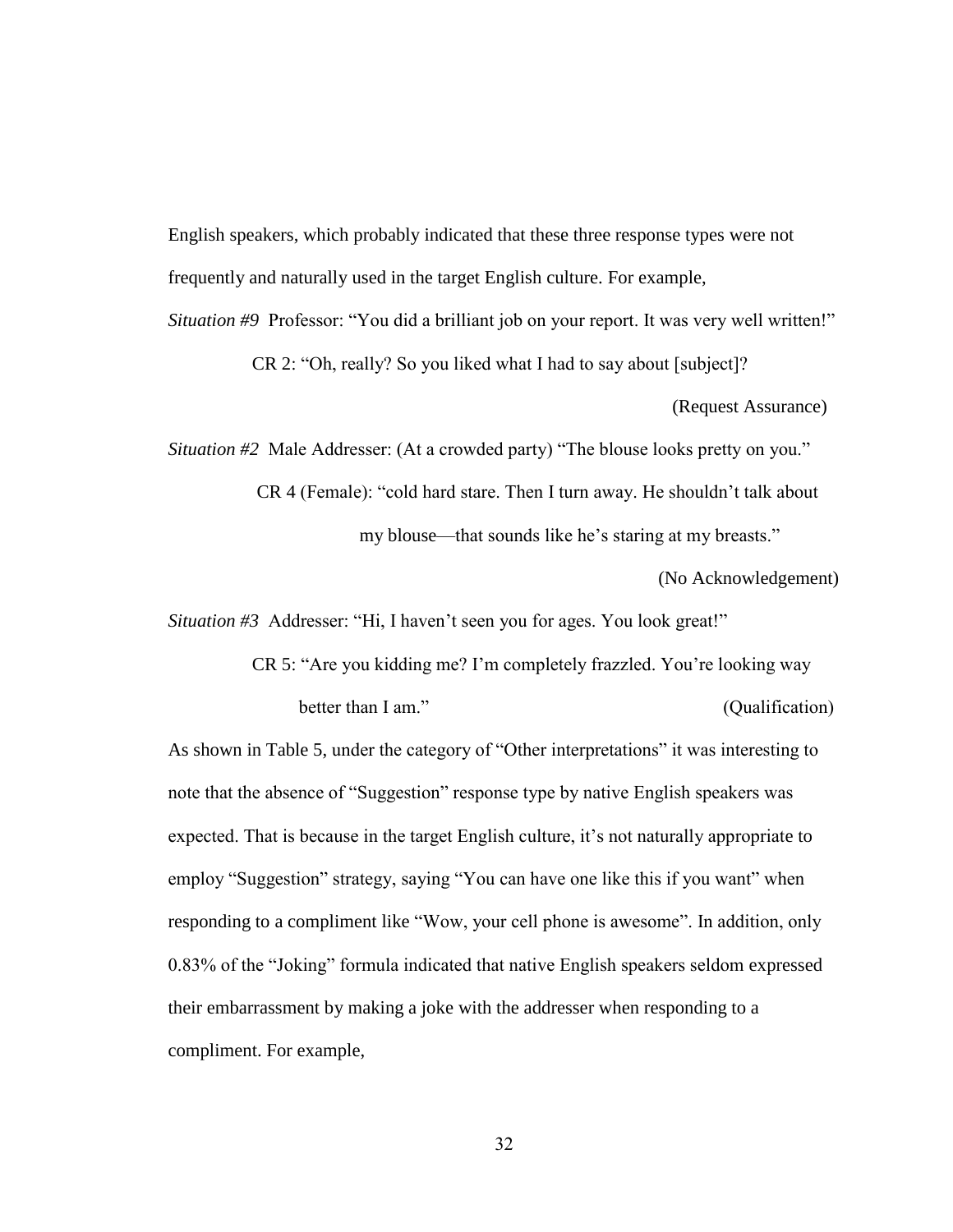English speakers, which probably indicated that these three response types were not frequently and naturally used in the target English culture. For example,

*Situation #9* Professor: "You did a brilliant job on your report. It was very well written!"

CR 2: "Oh, really? So you liked what I had to say about [subject]?

(Request Assurance)

*Situation #2* Male Addresser: (At a crowded party) "The blouse looks pretty on you."

CR 4 (Female): "cold hard stare. Then I turn away. He shouldn't talk about my blouse—that sounds like he's staring at my breasts."

(No Acknowledgement)

*Situation #3* Addresser: "Hi, I haven't seen you for ages. You look great!"

CR 5: "Are you kidding me? I'm completely frazzled. You're looking way better than I am." (Qualification)

As shown in Table 5, under the category of "Other interpretations" it was interesting to note that the absence of "Suggestion" response type by native English speakers was expected. That is because in the target English culture, it's not naturally appropriate to employ "Suggestion" strategy, saying "You can have one like this if you want" when responding to a compliment like "Wow, your cell phone is awesome". In addition, only 0.83% of the "Joking" formula indicated that native English speakers seldom expressed their embarrassment by making a joke with the addresser when responding to a compliment. For example,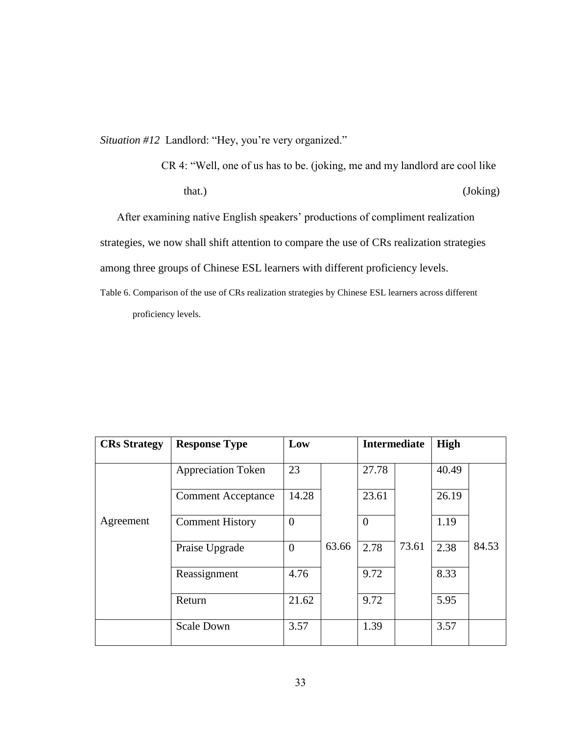*Situation #12* Landlord: "Hey, you're very organized."

CR 4: "Well, one of us has to be. (joking, me and my landlord are cool like that.) (Joking)

After examining native English speakers' productions of compliment realization strategies, we now shall shift attention to compare the use of CRs realization strategies among three groups of Chinese ESL learners with different proficiency levels.

Table 6. Comparison of the use of CRs realization strategies by Chinese ESL learners across different proficiency levels.

| CRs Strategy | Response Type | Low | | Intermediate | | High | |
|---|---|---|---|---|---|---|---|
| Agreement | Appreciation Token | 23 | 63.66 | 27.78 | 73.61 | 40.49 | 84.53 |
| | Comment Acceptance | 14.28 | | 23.61 | | 26.19 | |
| | Comment History | 0 | | 0 | | 1.19 | |
| | Praise Upgrade | 0 | | 2.78 | | 2.38 | |
| | Reassignment | 4.76 | | 9.72 | | 8.33 | |
| | Return | 21.62 | | 9.72 | | 5.95 | |
| | Scale Down | 3.57 | | 1.39 | | 3.57 | |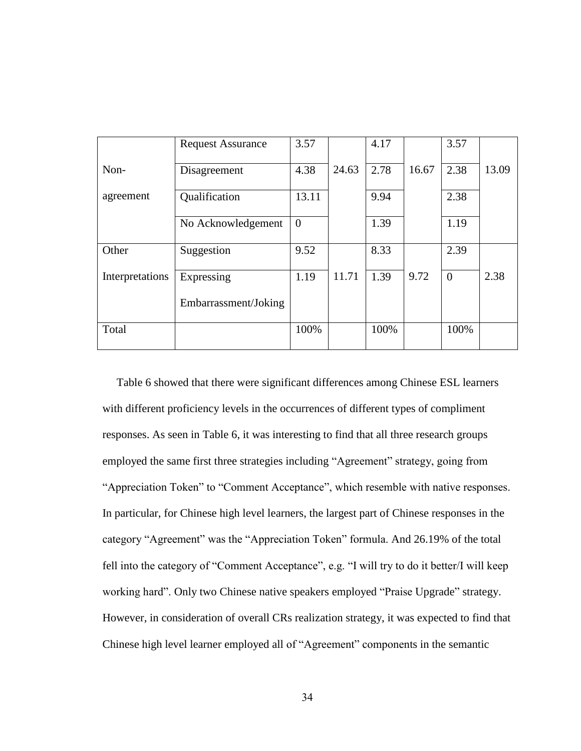| | | | | | | | |
|---|---|---|---|---|---|---|---|
| Non-agreement | Request Assurance | 3.57 | 24.63 | 4.17 | 16.67 | 3.57 | 13.09 |
| | Disagreement | 4.38 | | 2.78 | | 2.38 | |
| | Qualification | 13.11 | | 9.94 | | 2.38 | |
| | No Acknowledgement | 0 | | 1.39 | | 1.19 | |
| Other Interpretations | Suggestion | 9.52 | 11.71 | 8.33 | 9.72 | 2.39 | 2.38 |
| | Expressing Embarrassment/Joking | 1.19 | | 1.39 | | 0 | |
| Total | | 100% | | 100% | | 100% | |

Table 6 showed that there were significant differences among Chinese ESL learners with different proficiency levels in the occurrences of different types of compliment responses. As seen in Table 6, it was interesting to find that all three research groups employed the same first three strategies including "Agreement" strategy, going from "Appreciation Token" to "Comment Acceptance", which resemble with native responses. In particular, for Chinese high level learners, the largest part of Chinese responses in the category "Agreement" was the "Appreciation Token" formula. And 26.19% of the total fell into the category of "Comment Acceptance", e.g. "I will try to do it better/I will keep working hard". Only two Chinese native speakers employed "Praise Upgrade" strategy. However, in consideration of overall CRs realization strategy, it was expected to find that Chinese high level learner employed all of "Agreement" components in the semantic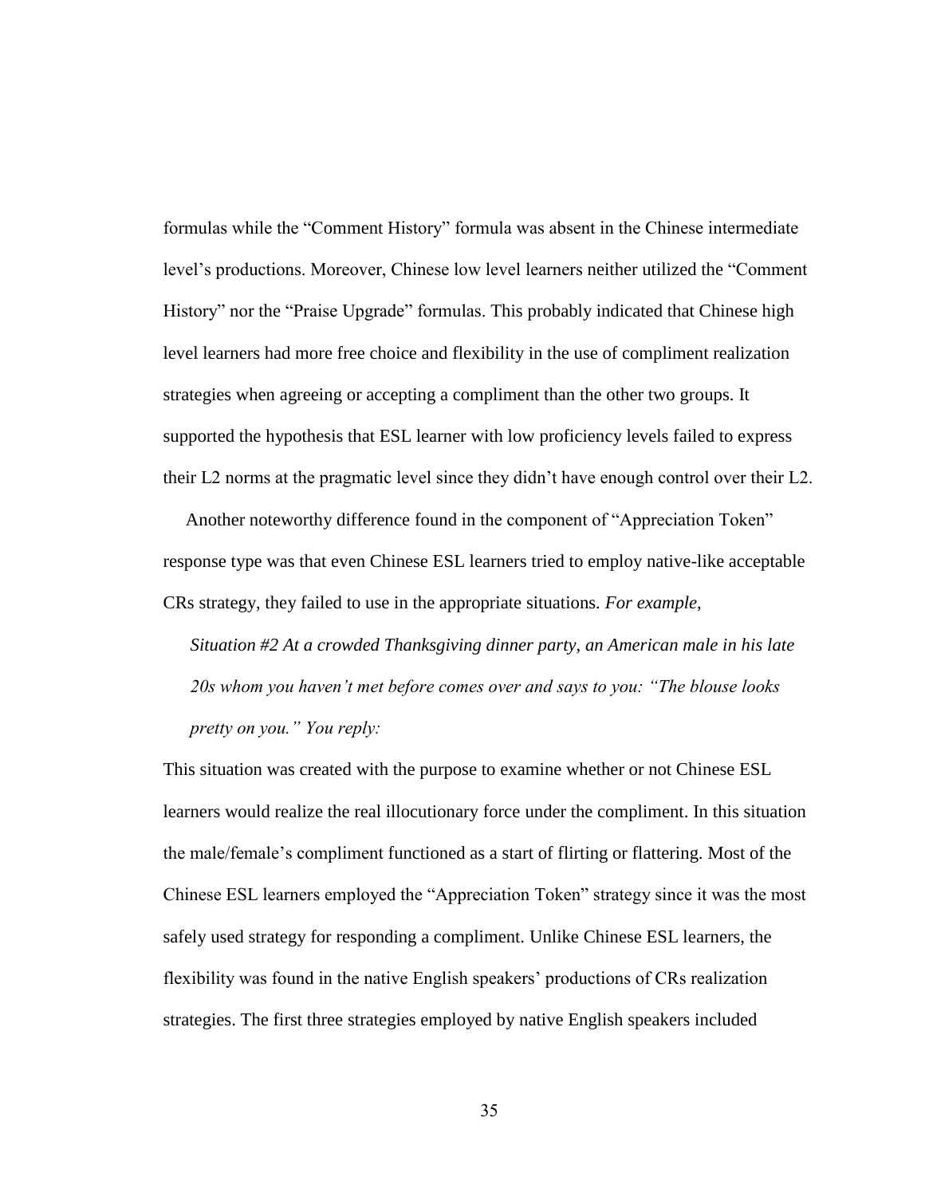formulas while the "Comment History" formula was absent in the Chinese intermediate level's productions. Moreover, Chinese low level learners neither utilized the "Comment History" nor the "Praise Upgrade" formulas. This probably indicated that Chinese high level learners had more free choice and flexibility in the use of compliment realization strategies when agreeing or accepting a compliment than the other two groups. It supported the hypothesis that ESL learner with low proficiency levels failed to express their L2 norms at the pragmatic level since they didn't have enough control over their L2.

Another noteworthy difference found in the component of "Appreciation Token" response type was that even Chinese ESL learners tried to employ native-like acceptable CRs strategy, they failed to use in the appropriate situations. *For example,*

> *Situation #2 At a crowded Thanksgiving dinner party, an American male in his late 20s whom you haven't met before comes over and says to you: "The blouse looks pretty on you." You reply:*

This situation was created with the purpose to examine whether or not Chinese ESL learners would realize the real illocutionary force under the compliment. In this situation the male/female's compliment functioned as a start of flirting or flattering. Most of the Chinese ESL learners employed the "Appreciation Token" strategy since it was the most safely used strategy for responding a compliment. Unlike Chinese ESL learners, the flexibility was found in the native English speakers' productions of CRs realization strategies. The first three strategies employed by native English speakers included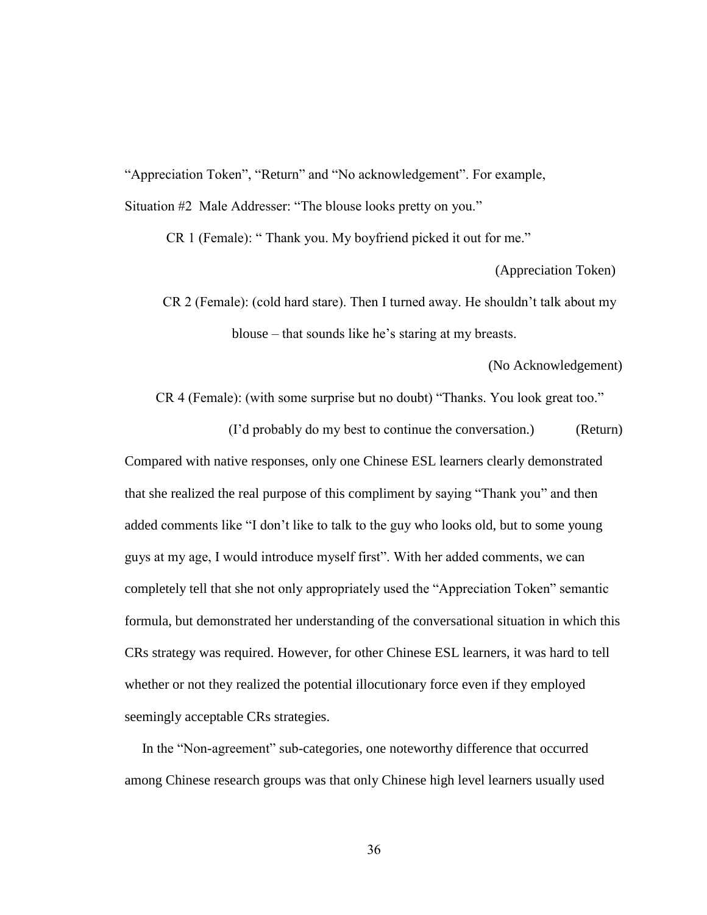"Appreciation Token", "Return" and "No acknowledgement". For example,

Situation #2 Male Addresser: "The blouse looks pretty on you."

CR 1 (Female): " Thank you. My boyfriend picked it out for me."

(Appreciation Token)

CR 2 (Female): (cold hard stare). Then I turned away. He shouldn't talk about my blouse – that sounds like he's staring at my breasts.

(No Acknowledgement)

CR 4 (Female): (with some surprise but no doubt) "Thanks. You look great too."

(I'd probably do my best to continue the conversation.) (Return)

Compared with native responses, only one Chinese ESL learners clearly demonstrated that she realized the real purpose of this compliment by saying "Thank you" and then added comments like "I don't like to talk to the guy who looks old, but to some young guys at my age, I would introduce myself first". With her added comments, we can completely tell that she not only appropriately used the "Appreciation Token" semantic formula, but demonstrated her understanding of the conversational situation in which this CRs strategy was required. However, for other Chinese ESL learners, it was hard to tell whether or not they realized the potential illocutionary force even if they employed seemingly acceptable CRs strategies.

In the "Non-agreement" sub-categories, one noteworthy difference that occurred among Chinese research groups was that only Chinese high level learners usually used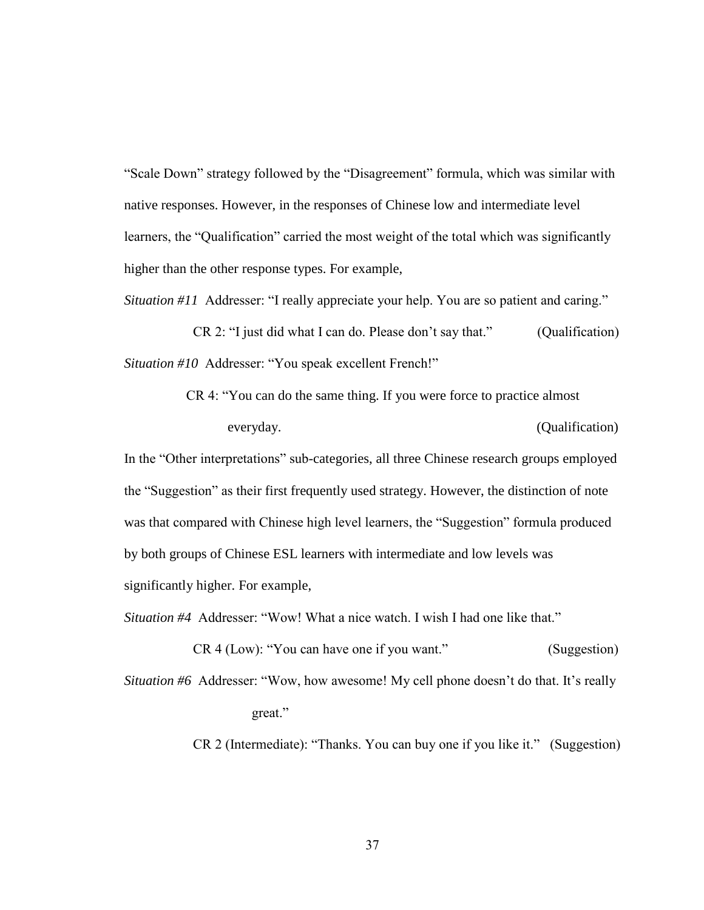"Scale Down" strategy followed by the "Disagreement" formula, which was similar with native responses. However, in the responses of Chinese low and intermediate level learners, the "Qualification" carried the most weight of the total which was significantly higher than the other response types. For example,

*Situation #11* Addresser: "I really appreciate your help. You are so patient and caring."

CR 2: "I just did what I can do. Please don't say that." (Qualification)

*Situation #10* Addresser: "You speak excellent French!"

CR 4: "You can do the same thing. If you were force to practice almost everyday. (Qualification)

In the "Other interpretations" sub-categories, all three Chinese research groups employed the "Suggestion" as their first frequently used strategy. However, the distinction of note was that compared with Chinese high level learners, the "Suggestion" formula produced by both groups of Chinese ESL learners with intermediate and low levels was significantly higher. For example,

*Situation #4* Addresser: "Wow! What a nice watch. I wish I had one like that."

CR 4 (Low): "You can have one if you want." (Suggestion)

*Situation #6* Addresser: "Wow, how awesome! My cell phone doesn't do that. It's really great."

CR 2 (Intermediate): "Thanks. You can buy one if you like it." (Suggestion)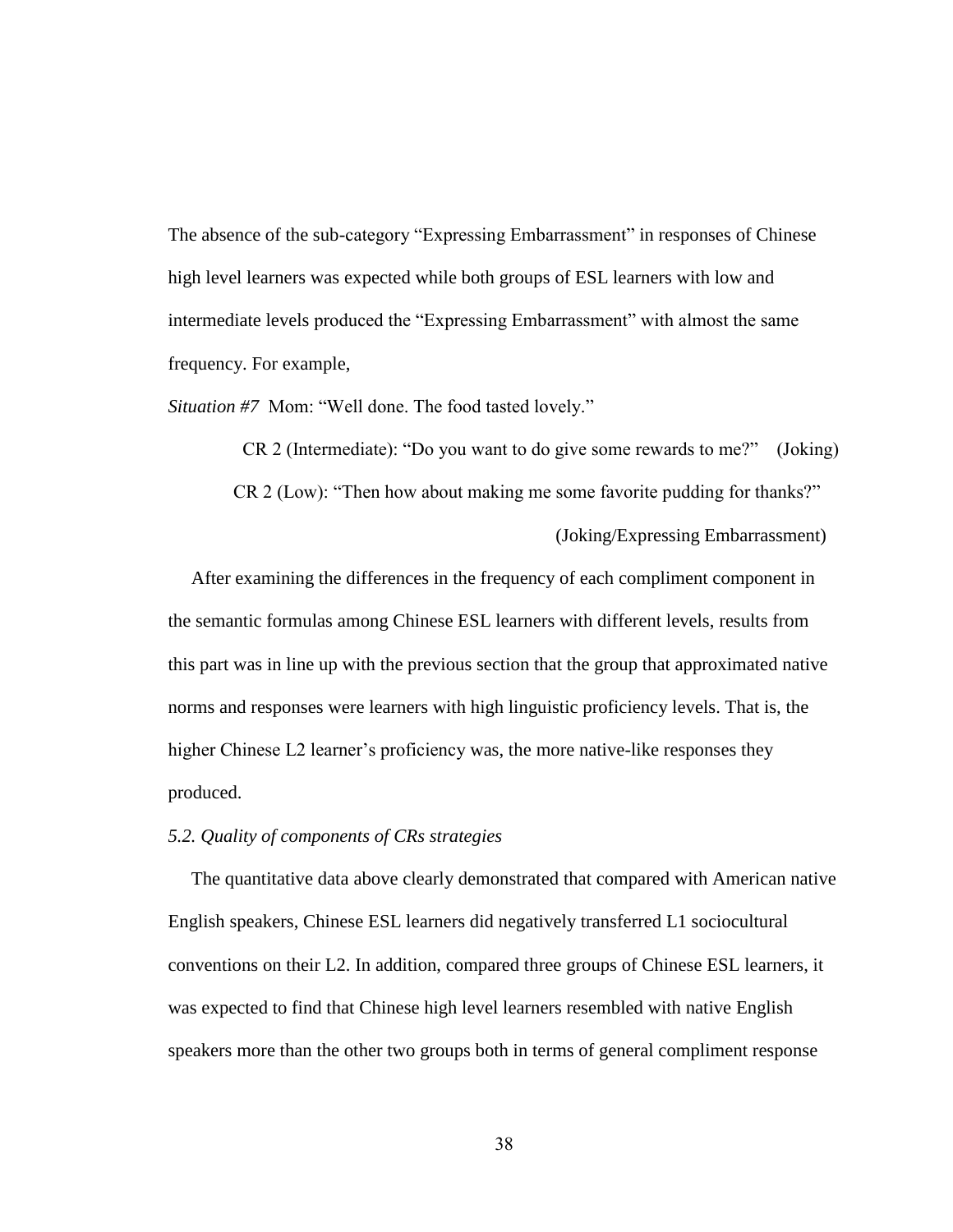The absence of the sub-category "Expressing Embarrassment" in responses of Chinese high level learners was expected while both groups of ESL learners with low and intermediate levels produced the "Expressing Embarrassment" with almost the same frequency. For example,

*Situation #7* Mom: "Well done. The food tasted lovely."

CR 2 (Intermediate): "Do you want to do give some rewards to me?" (Joking)

CR 2 (Low): "Then how about making me some favorite pudding for thanks?" (Joking/Expressing Embarrassment)

After examining the differences in the frequency of each compliment component in the semantic formulas among Chinese ESL learners with different levels, results from this part was in line up with the previous section that the group that approximated native norms and responses were learners with high linguistic proficiency levels. That is, the higher Chinese L2 learner's proficiency was, the more native-like responses they produced.

*5.2. Quality of components of CRs strategies*

The quantitative data above clearly demonstrated that compared with American native English speakers, Chinese ESL learners did negatively transferred L1 sociocultural conventions on their L2. In addition, compared three groups of Chinese ESL learners, it was expected to find that Chinese high level learners resembled with native English speakers more than the other two groups both in terms of general compliment response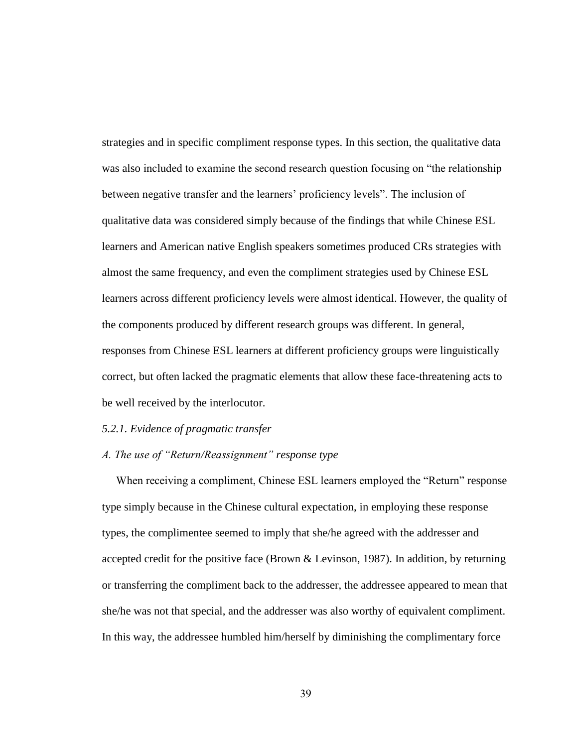strategies and in specific compliment response types. In this section, the qualitative data was also included to examine the second research question focusing on "the relationship between negative transfer and the learners' proficiency levels". The inclusion of qualitative data was considered simply because of the findings that while Chinese ESL learners and American native English speakers sometimes produced CRs strategies with almost the same frequency, and even the compliment strategies used by Chinese ESL learners across different proficiency levels were almost identical. However, the quality of the components produced by different research groups was different. In general, responses from Chinese ESL learners at different proficiency groups were linguistically correct, but often lacked the pragmatic elements that allow these face-threatening acts to be well received by the interlocutor.

*5.2.1. Evidence of pragmatic transfer*

*A. The use of "Return/Reassignment" response type*

When receiving a compliment, Chinese ESL learners employed the "Return" response type simply because in the Chinese cultural expectation, in employing these response types, the complimentee seemed to imply that she/he agreed with the addresser and accepted credit for the positive face (Brown & Levinson, 1987). In addition, by returning or transferring the compliment back to the addresser, the addressee appeared to mean that she/he was not that special, and the addresser was also worthy of equivalent compliment. In this way, the addressee humbled him/herself by diminishing the complimentary force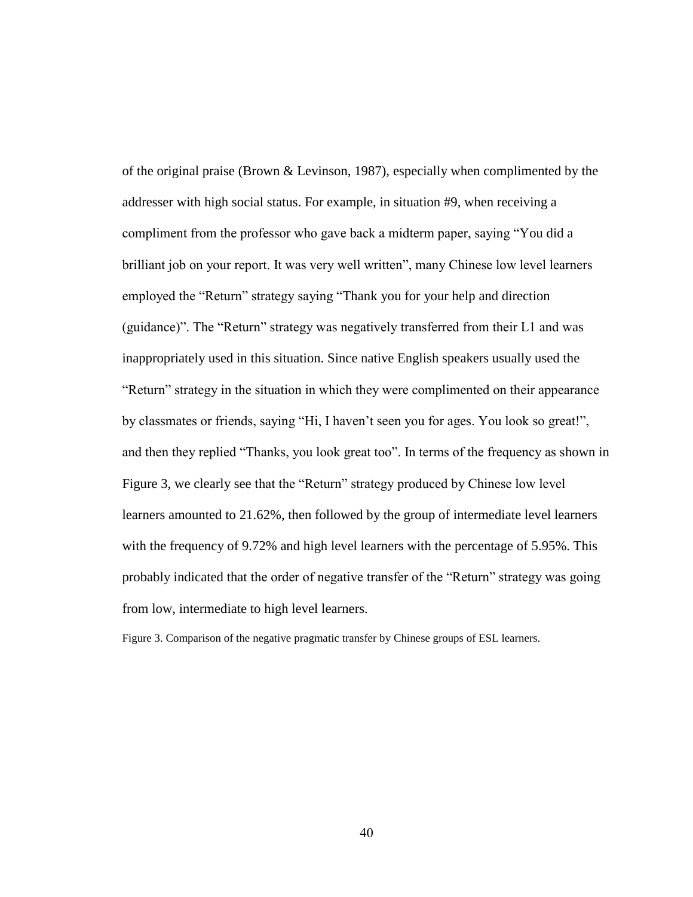of the original praise (Brown & Levinson, 1987), especially when complimented by the addresser with high social status. For example, in situation #9, when receiving a compliment from the professor who gave back a midterm paper, saying "You did a brilliant job on your report. It was very well written", many Chinese low level learners employed the "Return" strategy saying "Thank you for your help and direction (guidance)". The "Return" strategy was negatively transferred from their L1 and was inappropriately used in this situation. Since native English speakers usually used the "Return" strategy in the situation in which they were complimented on their appearance by classmates or friends, saying "Hi, I haven't seen you for ages. You look so great!", and then they replied "Thanks, you look great too". In terms of the frequency as shown in Figure 3, we clearly see that the "Return" strategy produced by Chinese low level learners amounted to 21.62%, then followed by the group of intermediate level learners with the frequency of 9.72% and high level learners with the percentage of 5.95%. This probably indicated that the order of negative transfer of the "Return" strategy was going from low, intermediate to high level learners.

Figure 3. Comparison of the negative pragmatic transfer by Chinese groups of ESL learners.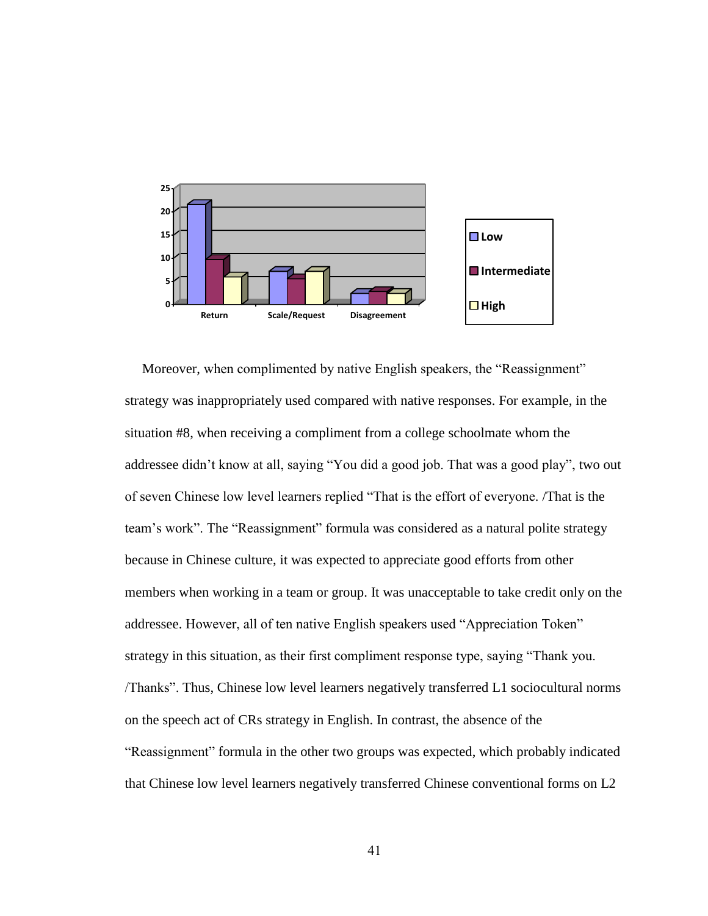Moreover, when complimented by native English speakers, the “Reassignment” strategy was inappropriately used compared with native responses. For example, in the situation #8, when receiving a compliment from a college schoolmate whom the addressee didn’t know at all, saying “You did a good job. That was a good play”, two out of seven Chinese low level learners replied “That is the effort of everyone. /That is the team’s work”. The “Reassignment” formula was considered as a natural polite strategy because in Chinese culture, it was expected to appreciate good efforts from other members when working in a team or group. It was unacceptable to take credit only on the addressee. However, all of ten native English speakers used “Appreciation Token” strategy in this situation, as their first compliment response type, saying “Thank you. /Thanks”. Thus, Chinese low level learners negatively transferred L1 sociocultural norms on the speech act of CRs strategy in English. In contrast, the absence of the “Reassignment” formula in the other two groups was expected, which probably indicated that Chinese low level learners negatively transferred Chinese conventional forms on L2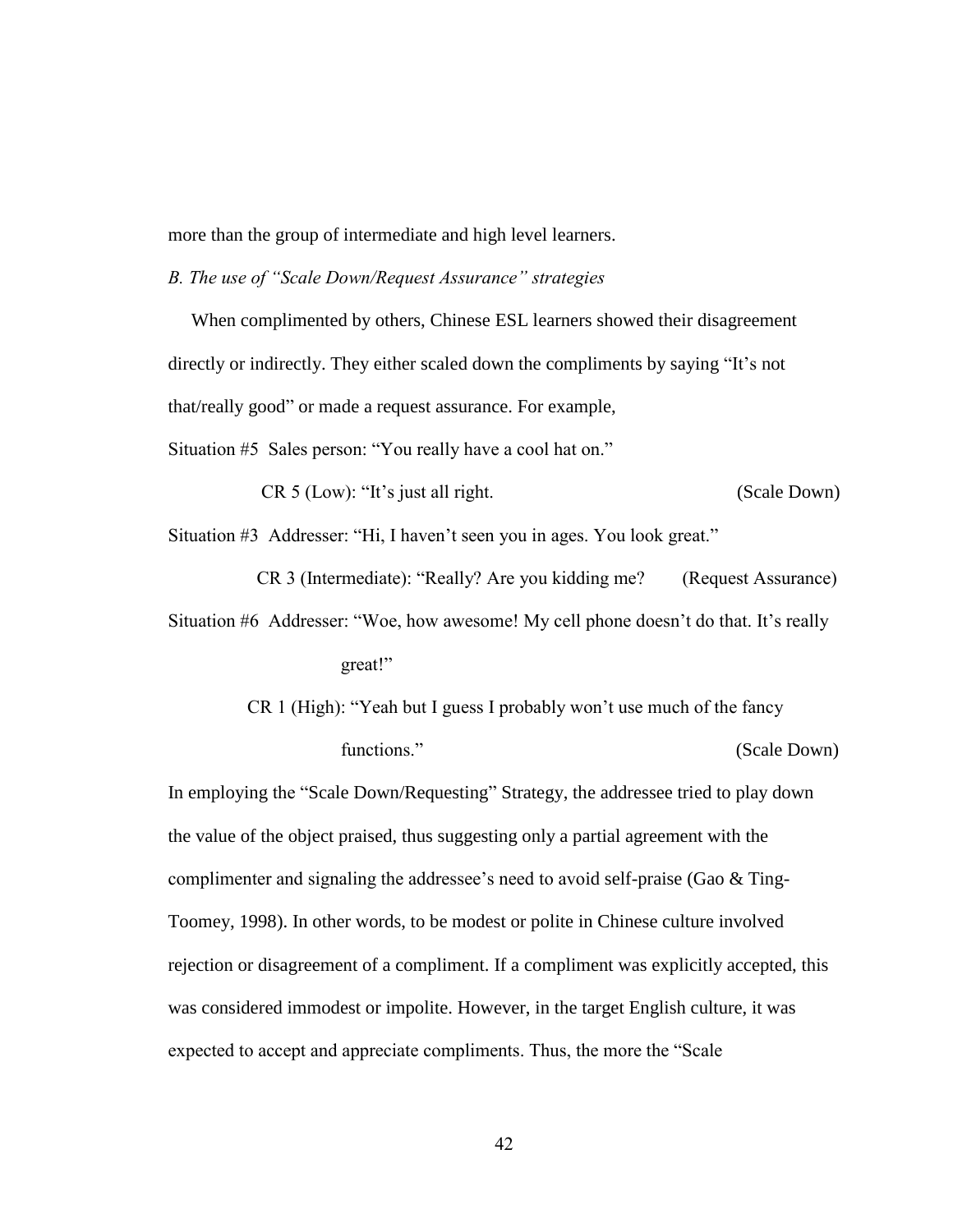more than the group of intermediate and high level learners.

*B. The use of "Scale Down/Request Assurance" strategies*

When complimented by others, Chinese ESL learners showed their disagreement directly or indirectly. They either scaled down the compliments by saying "It's not that/really good" or made a request assurance. For example,

Situation #5 Sales person: "You really have a cool hat on."

CR 5 (Low): "It's just all right. (Scale Down)

Situation #3 Addresser: "Hi, I haven't seen you in ages. You look great."

CR 3 (Intermediate): "Really? Are you kidding me? (Request Assurance)

Situation #6 Addresser: "Woe, how awesome! My cell phone doesn't do that. It's really great!"

CR 1 (High): "Yeah but I guess I probably won't use much of the fancy functions." (Scale Down)

In employing the "Scale Down/Requesting" Strategy, the addressee tried to play down the value of the object praised, thus suggesting only a partial agreement with the complimenter and signaling the addressee's need to avoid self-praise (Gao & Ting-Toomey, 1998). In other words, to be modest or polite in Chinese culture involved rejection or disagreement of a compliment. If a compliment was explicitly accepted, this was considered immodest or impolite. However, in the target English culture, it was expected to accept and appreciate compliments. Thus, the more the "Scale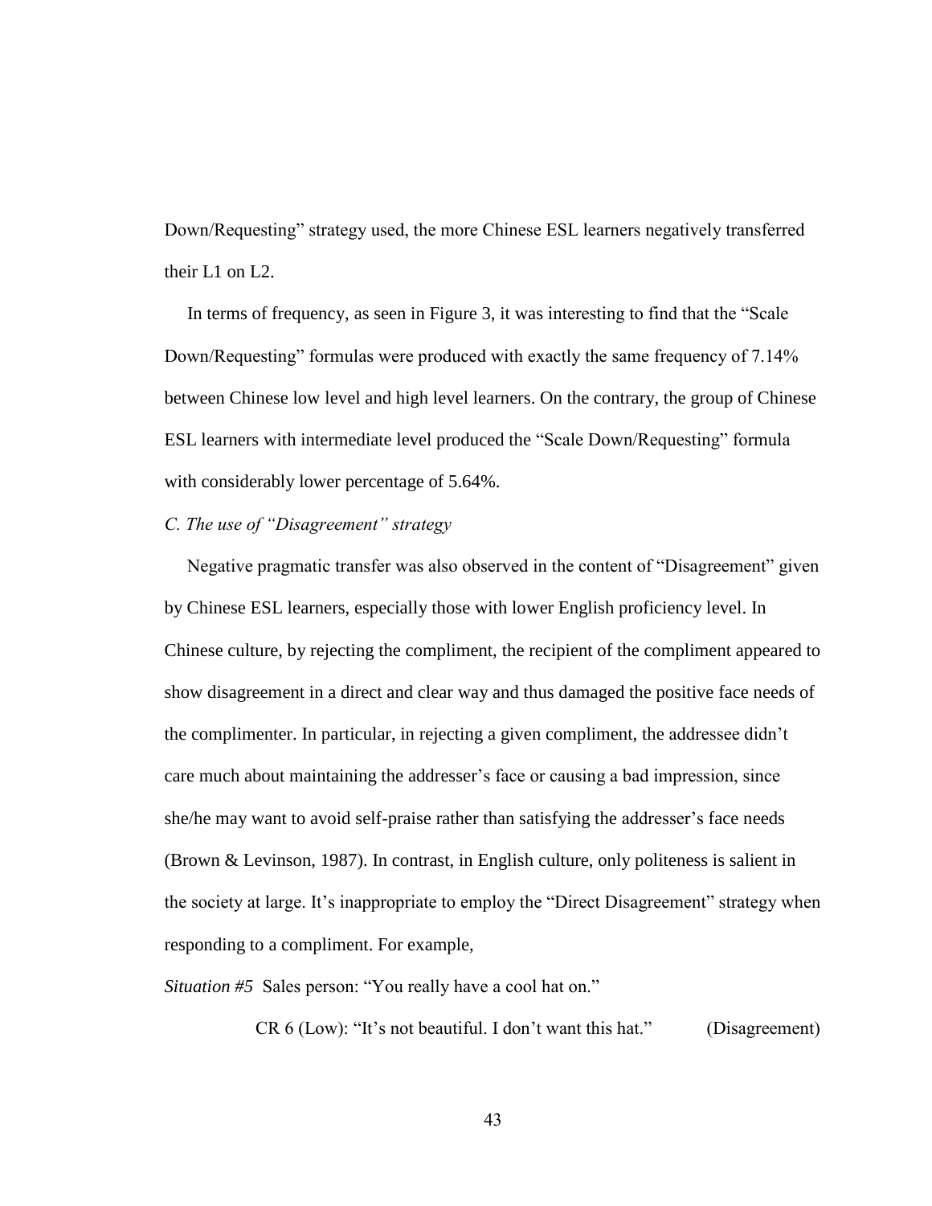Down/Requesting" strategy used, the more Chinese ESL learners negatively transferred their L1 on L2.

In terms of frequency, as seen in Figure 3, it was interesting to find that the "Scale Down/Requesting" formulas were produced with exactly the same frequency of 7.14% between Chinese low level and high level learners. On the contrary, the group of Chinese ESL learners with intermediate level produced the "Scale Down/Requesting" formula with considerably lower percentage of 5.64%.

*C. The use of "Disagreement" strategy*

Negative pragmatic transfer was also observed in the content of "Disagreement" given by Chinese ESL learners, especially those with lower English proficiency level. In Chinese culture, by rejecting the compliment, the recipient of the compliment appeared to show disagreement in a direct and clear way and thus damaged the positive face needs of the complimenter. In particular, in rejecting a given compliment, the addressee didn't care much about maintaining the addresser's face or causing a bad impression, since she/he may want to avoid self-praise rather than satisfying the addresser's face needs (Brown & Levinson, 1987). In contrast, in English culture, only politeness is salient in the society at large. It's inappropriate to employ the "Direct Disagreement" strategy when responding to a compliment. For example,

*Situation #5* Sales person: "You really have a cool hat on."

CR 6 (Low): "It's not beautiful. I don't want this hat." (Disagreement)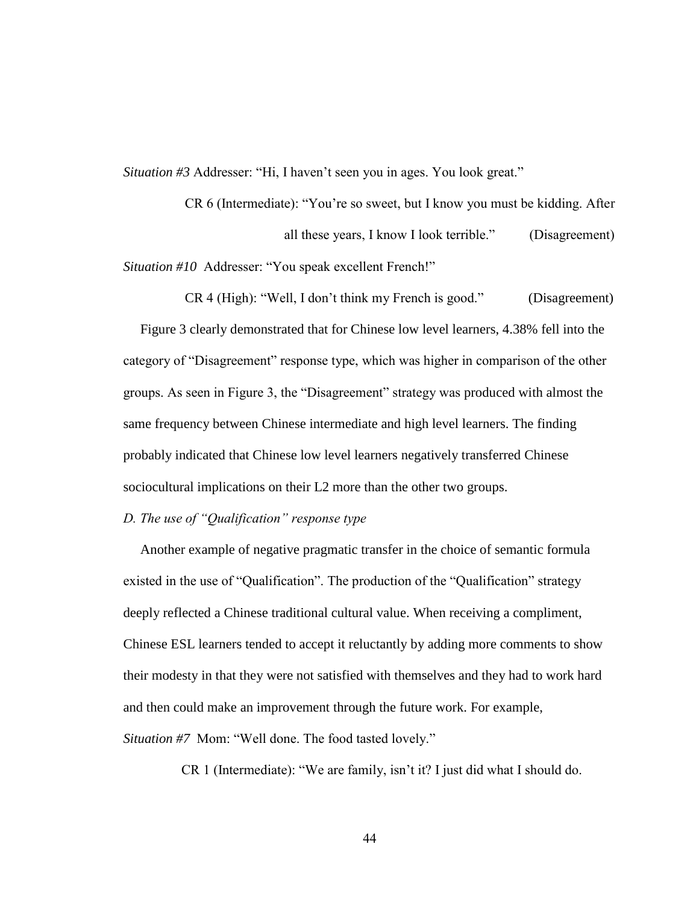*Situation #3* Addresser: "Hi, I haven't seen you in ages. You look great."

CR 6 (Intermediate): "You're so sweet, but I know you must be kidding. After all these years, I know I look terrible." (Disagreement)

*Situation #10* Addresser: "You speak excellent French!"

CR 4 (High): "Well, I don't think my French is good." (Disagreement)

Figure 3 clearly demonstrated that for Chinese low level learners, 4.38% fell into the category of "Disagreement" response type, which was higher in comparison of the other groups. As seen in Figure 3, the "Disagreement" strategy was produced with almost the same frequency between Chinese intermediate and high level learners. The finding probably indicated that Chinese low level learners negatively transferred Chinese sociocultural implications on their L2 more than the other two groups.

*D. The use of "Qualification" response type*

Another example of negative pragmatic transfer in the choice of semantic formula existed in the use of "Qualification". The production of the "Qualification" strategy deeply reflected a Chinese traditional cultural value. When receiving a compliment, Chinese ESL learners tended to accept it reluctantly by adding more comments to show their modesty in that they were not satisfied with themselves and they had to work hard and then could make an improvement through the future work. For example,

*Situation #7* Mom: "Well done. The food tasted lovely."

CR 1 (Intermediate): "We are family, isn't it? I just did what I should do.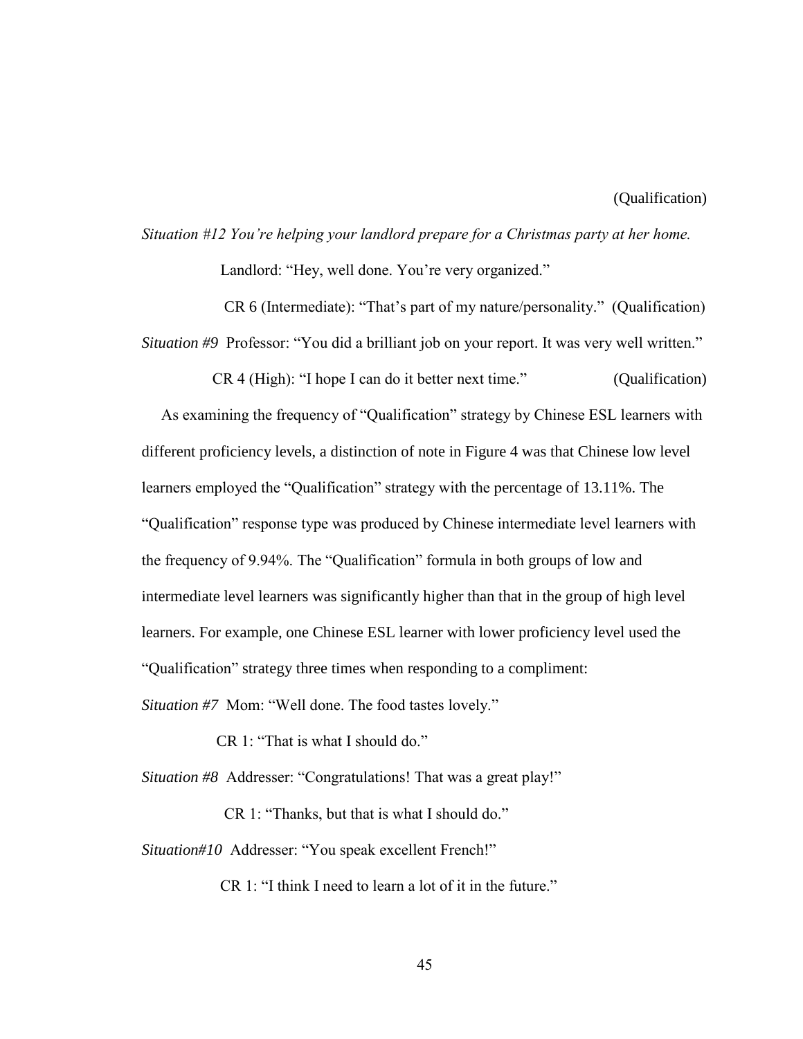(Qualification)

*Situation #12 You're helping your landlord prepare for a Christmas party at her home.*

Landlord: "Hey, well done. You're very organized."

CR 6 (Intermediate): "That's part of my nature/personality." (Qualification)

*Situation #9* Professor: "You did a brilliant job on your report. It was very well written."

CR 4 (High): "I hope I can do it better next time." (Qualification)

As examining the frequency of "Qualification" strategy by Chinese ESL learners with different proficiency levels, a distinction of note in Figure 4 was that Chinese low level learners employed the "Qualification" strategy with the percentage of 13.11%. The "Qualification" response type was produced by Chinese intermediate level learners with the frequency of 9.94%. The "Qualification" formula in both groups of low and intermediate level learners was significantly higher than that in the group of high level learners. For example, one Chinese ESL learner with lower proficiency level used the "Qualification" strategy three times when responding to a compliment:

*Situation #7* Mom: "Well done. The food tastes lovely."

CR 1: "That is what I should do."

*Situation #8* Addresser: "Congratulations! That was a great play!"

CR 1: "Thanks, but that is what I should do."

*Situation#10* Addresser: "You speak excellent French!"

CR 1: "I think I need to learn a lot of it in the future."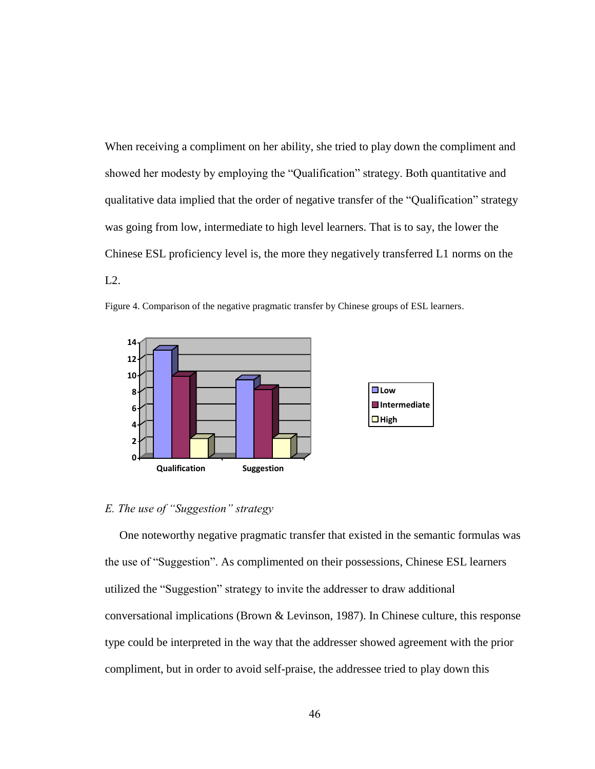When receiving a compliment on her ability, she tried to play down the compliment and showed her modesty by employing the “Qualification” strategy. Both quantitative and qualitative data implied that the order of negative transfer of the “Qualification” strategy was going from low, intermediate to high level learners. That is to say, the lower the Chinese ESL proficiency level is, the more they negatively transferred L1 norms on the L2.

Figure 4. Comparison of the negative pragmatic transfer by Chinese groups of ESL learners.

*E. The use of “Suggestion” strategy*

One noteworthy negative pragmatic transfer that existed in the semantic formulas was the use of “Suggestion”. As complimented on their possessions, Chinese ESL learners utilized the “Suggestion” strategy to invite the addresser to draw additional conversational implications (Brown & Levinson, 1987). In Chinese culture, this response type could be interpreted in the way that the addresser showed agreement with the prior compliment, but in order to avoid self-praise, the addressee tried to play down this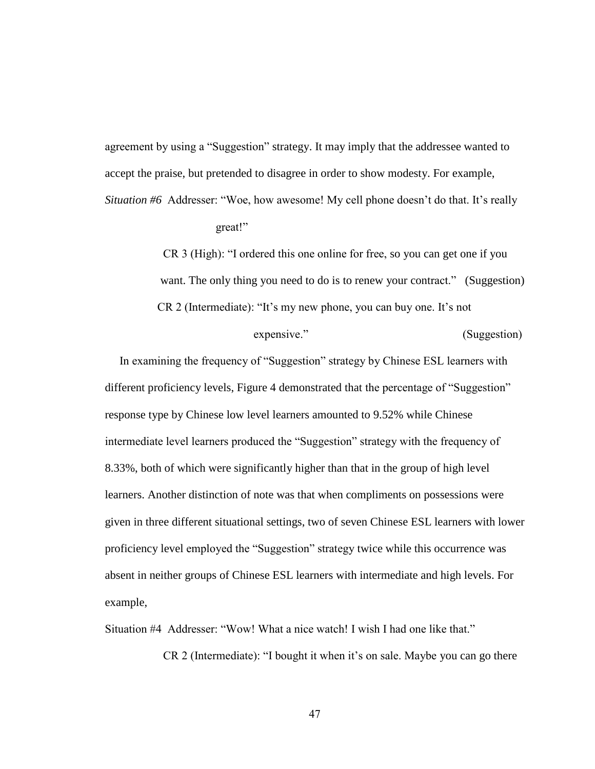agreement by using a "Suggestion" strategy. It may imply that the addressee wanted to accept the praise, but pretended to disagree in order to show modesty. For example,

*Situation #6* Addresser: "Woe, how awesome! My cell phone doesn't do that. It's really great!"

CR 3 (High): "I ordered this one online for free, so you can get one if you want. The only thing you need to do is to renew your contract." (Suggestion)

CR 2 (Intermediate): "It's my new phone, you can buy one. It's not expensive." (Suggestion)

In examining the frequency of "Suggestion" strategy by Chinese ESL learners with different proficiency levels, Figure 4 demonstrated that the percentage of "Suggestion" response type by Chinese low level learners amounted to 9.52% while Chinese intermediate level learners produced the "Suggestion" strategy with the frequency of 8.33%, both of which were significantly higher than that in the group of high level learners. Another distinction of note was that when compliments on possessions were given in three different situational settings, two of seven Chinese ESL learners with lower proficiency level employed the "Suggestion" strategy twice while this occurrence was absent in neither groups of Chinese ESL learners with intermediate and high levels. For example,

Situation #4 Addresser: "Wow! What a nice watch! I wish I had one like that."

CR 2 (Intermediate): "I bought it when it's on sale. Maybe you can go there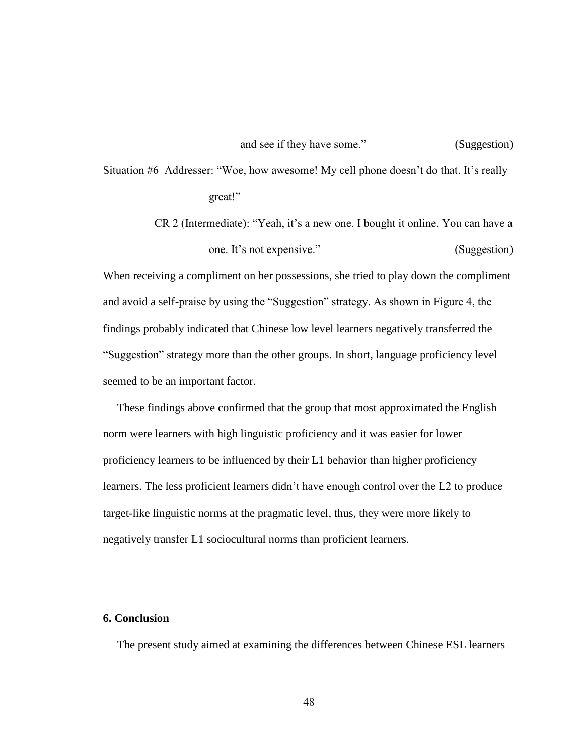and see if they have some." (Suggestion)

Situation #6 Addresser: "Woe, how awesome! My cell phone doesn't do that. It's really great!"

CR 2 (Intermediate): "Yeah, it's a new one. I bought it online. You can have a one. It's not expensive." (Suggestion)

When receiving a compliment on her possessions, she tried to play down the compliment and avoid a self-praise by using the "Suggestion" strategy. As shown in Figure 4, the findings probably indicated that Chinese low level learners negatively transferred the "Suggestion" strategy more than the other groups. In short, language proficiency level seemed to be an important factor.

These findings above confirmed that the group that most approximated the English norm were learners with high linguistic proficiency and it was easier for lower proficiency learners to be influenced by their L1 behavior than higher proficiency learners. The less proficient learners didn't have enough control over the L2 to produce target-like linguistic norms at the pragmatic level, thus, they were more likely to negatively transfer L1 sociocultural norms than proficient learners.

### 6. Conclusion

The present study aimed at examining the differences between Chinese ESL learners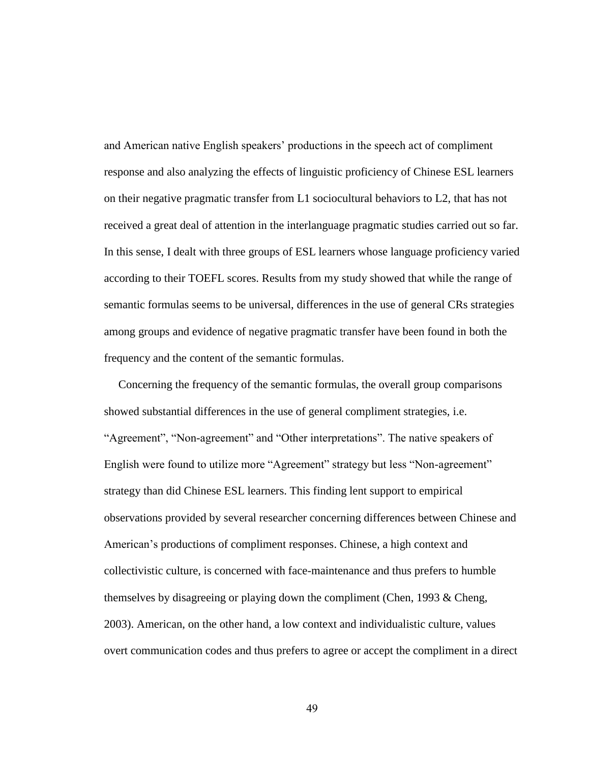and American native English speakers' productions in the speech act of compliment response and also analyzing the effects of linguistic proficiency of Chinese ESL learners on their negative pragmatic transfer from L1 sociocultural behaviors to L2, that has not received a great deal of attention in the interlanguage pragmatic studies carried out so far. In this sense, I dealt with three groups of ESL learners whose language proficiency varied according to their TOEFL scores. Results from my study showed that while the range of semantic formulas seems to be universal, differences in the use of general CRs strategies among groups and evidence of negative pragmatic transfer have been found in both the frequency and the content of the semantic formulas.

Concerning the frequency of the semantic formulas, the overall group comparisons showed substantial differences in the use of general compliment strategies, i.e. "Agreement", "Non-agreement" and "Other interpretations". The native speakers of English were found to utilize more "Agreement" strategy but less "Non-agreement" strategy than did Chinese ESL learners. This finding lent support to empirical observations provided by several researcher concerning differences between Chinese and American's productions of compliment responses. Chinese, a high context and collectivistic culture, is concerned with face-maintenance and thus prefers to humble themselves by disagreeing or playing down the compliment (Chen, 1993 & Cheng, 2003). American, on the other hand, a low context and individualistic culture, values overt communication codes and thus prefers to agree or accept the compliment in a direct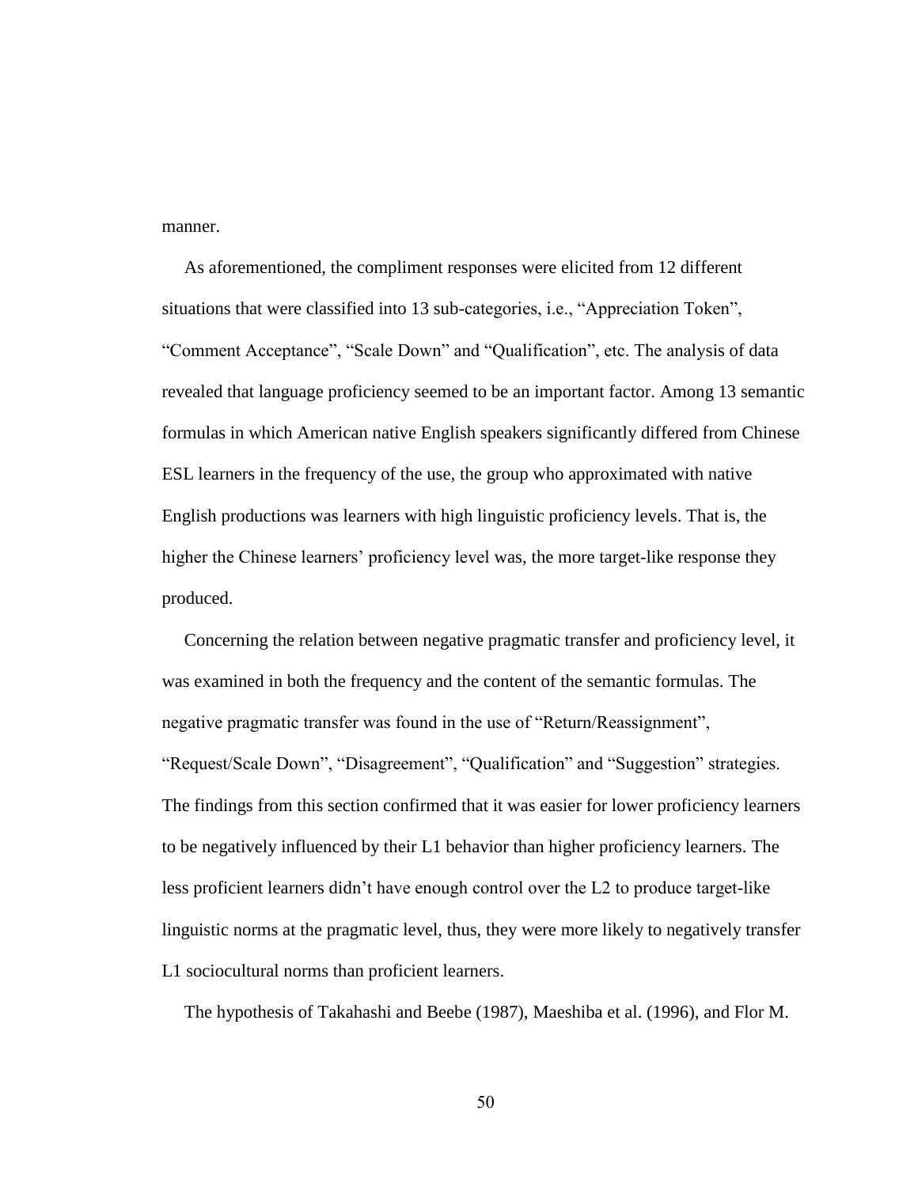manner.

As aforementioned, the compliment responses were elicited from 12 different situations that were classified into 13 sub-categories, i.e., “Appreciation Token”, “Comment Acceptance”, “Scale Down” and “Qualification”, etc. The analysis of data revealed that language proficiency seemed to be an important factor. Among 13 semantic formulas in which American native English speakers significantly differed from Chinese ESL learners in the frequency of the use, the group who approximated with native English productions was learners with high linguistic proficiency levels. That is, the higher the Chinese learners’ proficiency level was, the more target-like response they produced.

Concerning the relation between negative pragmatic transfer and proficiency level, it was examined in both the frequency and the content of the semantic formulas. The negative pragmatic transfer was found in the use of “Return/Reassignment”, “Request/Scale Down”, “Disagreement”, “Qualification” and “Suggestion” strategies. The findings from this section confirmed that it was easier for lower proficiency learners to be negatively influenced by their L1 behavior than higher proficiency learners. The less proficient learners didn’t have enough control over the L2 to produce target-like linguistic norms at the pragmatic level, thus, they were more likely to negatively transfer L1 sociocultural norms than proficient learners.

The hypothesis of Takahashi and Beebe (1987), Maeshiba et al. (1996), and Flor M.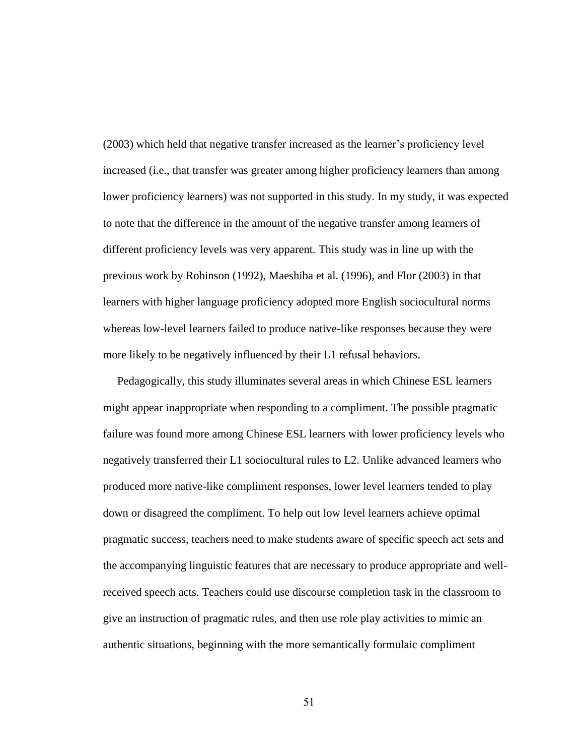(2003) which held that negative transfer increased as the learner's proficiency level increased (i.e., that transfer was greater among higher proficiency learners than among lower proficiency learners) was not supported in this study. In my study, it was expected to note that the difference in the amount of the negative transfer among learners of different proficiency levels was very apparent. This study was in line up with the previous work by Robinson (1992), Maeshiba et al. (1996), and Flor (2003) in that learners with higher language proficiency adopted more English sociocultural norms whereas low-level learners failed to produce native-like responses because they were more likely to be negatively influenced by their L1 refusal behaviors.

Pedagogically, this study illuminates several areas in which Chinese ESL learners might appear inappropriate when responding to a compliment. The possible pragmatic failure was found more among Chinese ESL learners with lower proficiency levels who negatively transferred their L1 sociocultural rules to L2. Unlike advanced learners who produced more native-like compliment responses, lower level learners tended to play down or disagreed the compliment. To help out low level learners achieve optimal pragmatic success, teachers need to make students aware of specific speech act sets and the accompanying linguistic features that are necessary to produce appropriate and well-received speech acts. Teachers could use discourse completion task in the classroom to give an instruction of pragmatic rules, and then use role play activities to mimic an authentic situations, beginning with the more semantically formulaic compliment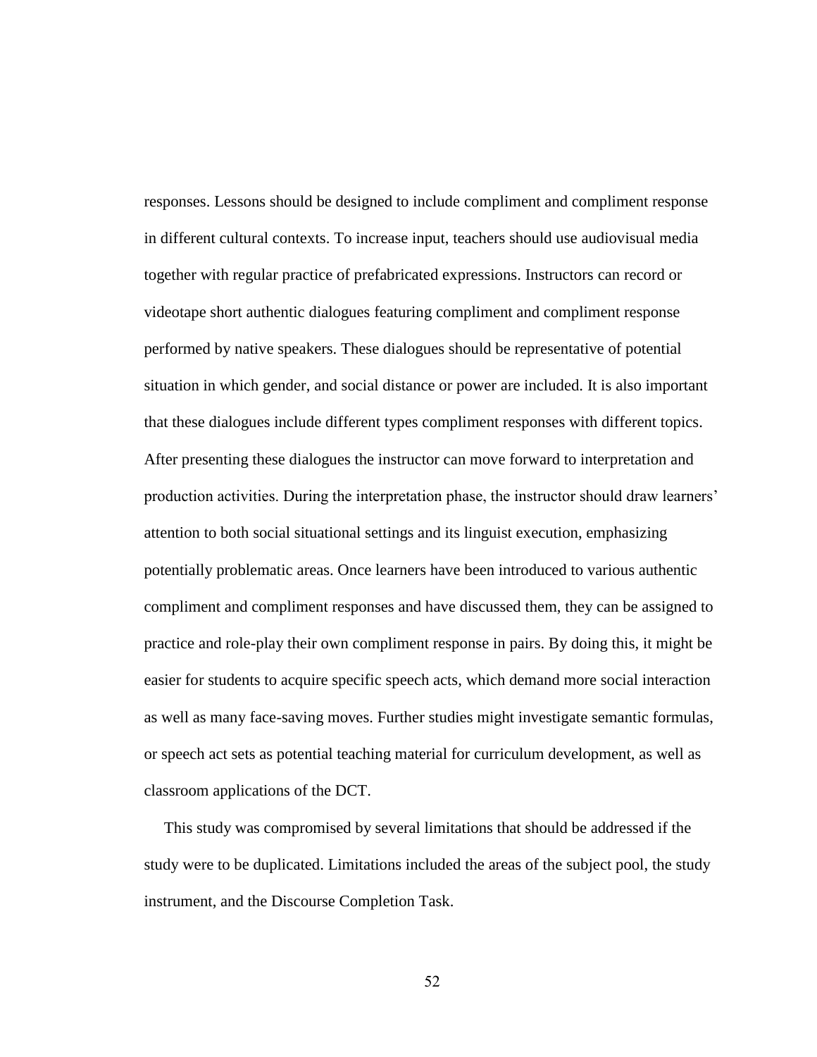responses. Lessons should be designed to include compliment and compliment response in different cultural contexts. To increase input, teachers should use audiovisual media together with regular practice of prefabricated expressions. Instructors can record or videotape short authentic dialogues featuring compliment and compliment response performed by native speakers. These dialogues should be representative of potential situation in which gender, and social distance or power are included. It is also important that these dialogues include different types compliment responses with different topics. After presenting these dialogues the instructor can move forward to interpretation and production activities. During the interpretation phase, the instructor should draw learners' attention to both social situational settings and its linguist execution, emphasizing potentially problematic areas. Once learners have been introduced to various authentic compliment and compliment responses and have discussed them, they can be assigned to practice and role-play their own compliment response in pairs. By doing this, it might be easier for students to acquire specific speech acts, which demand more social interaction as well as many face-saving moves. Further studies might investigate semantic formulas, or speech act sets as potential teaching material for curriculum development, as well as classroom applications of the DCT.

This study was compromised by several limitations that should be addressed if the study were to be duplicated. Limitations included the areas of the subject pool, the study instrument, and the Discourse Completion Task.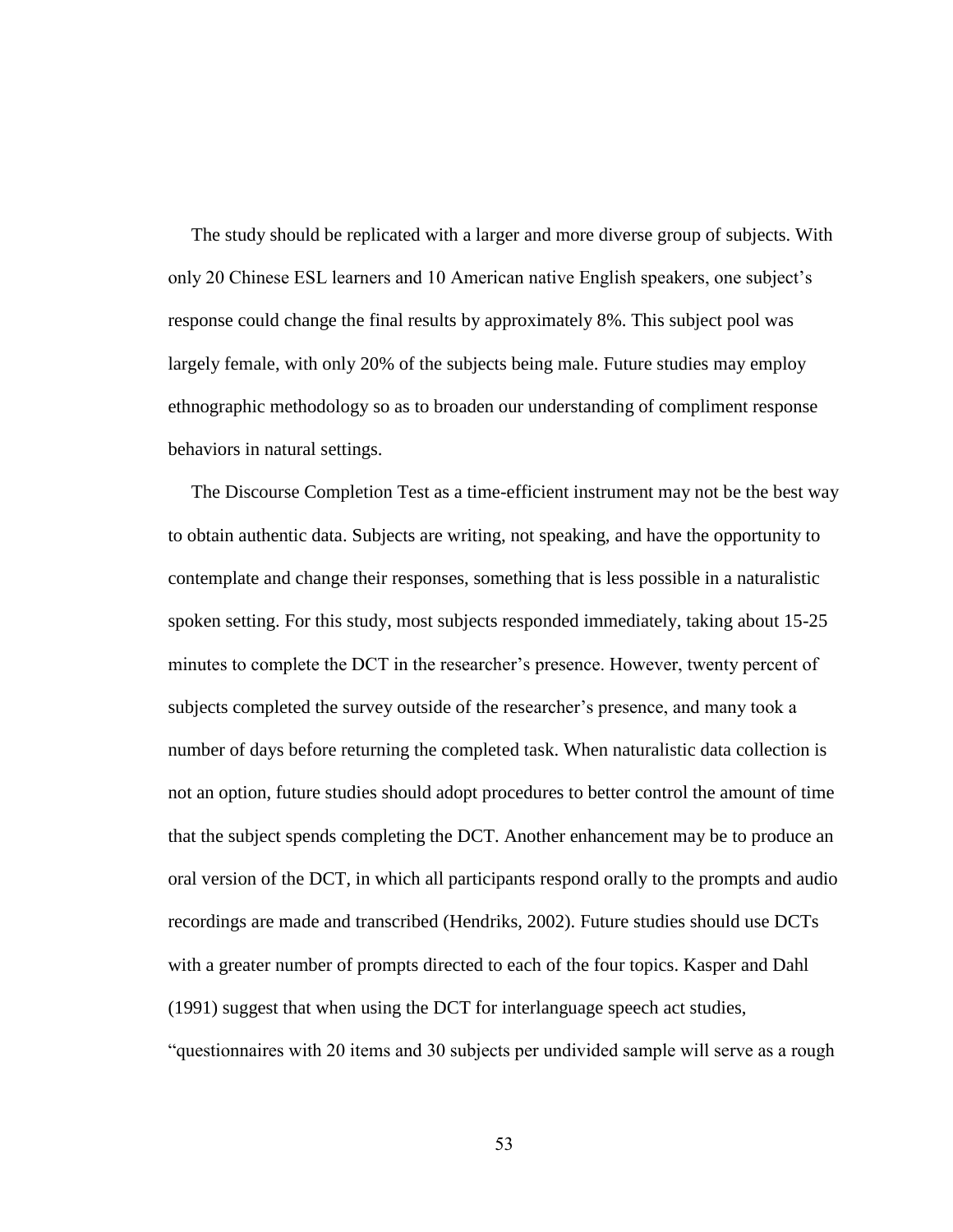The study should be replicated with a larger and more diverse group of subjects. With only 20 Chinese ESL learners and 10 American native English speakers, one subject's response could change the final results by approximately 8%. This subject pool was largely female, with only 20% of the subjects being male. Future studies may employ ethnographic methodology so as to broaden our understanding of compliment response behaviors in natural settings.

The Discourse Completion Test as a time-efficient instrument may not be the best way to obtain authentic data. Subjects are writing, not speaking, and have the opportunity to contemplate and change their responses, something that is less possible in a naturalistic spoken setting. For this study, most subjects responded immediately, taking about 15-25 minutes to complete the DCT in the researcher's presence. However, twenty percent of subjects completed the survey outside of the researcher's presence, and many took a number of days before returning the completed task. When naturalistic data collection is not an option, future studies should adopt procedures to better control the amount of time that the subject spends completing the DCT. Another enhancement may be to produce an oral version of the DCT, in which all participants respond orally to the prompts and audio recordings are made and transcribed (Hendriks, 2002). Future studies should use DCTs with a greater number of prompts directed to each of the four topics. Kasper and Dahl (1991) suggest that when using the DCT for interlanguage speech act studies, "questionnaires with 20 items and 30 subjects per undivided sample will serve as a rough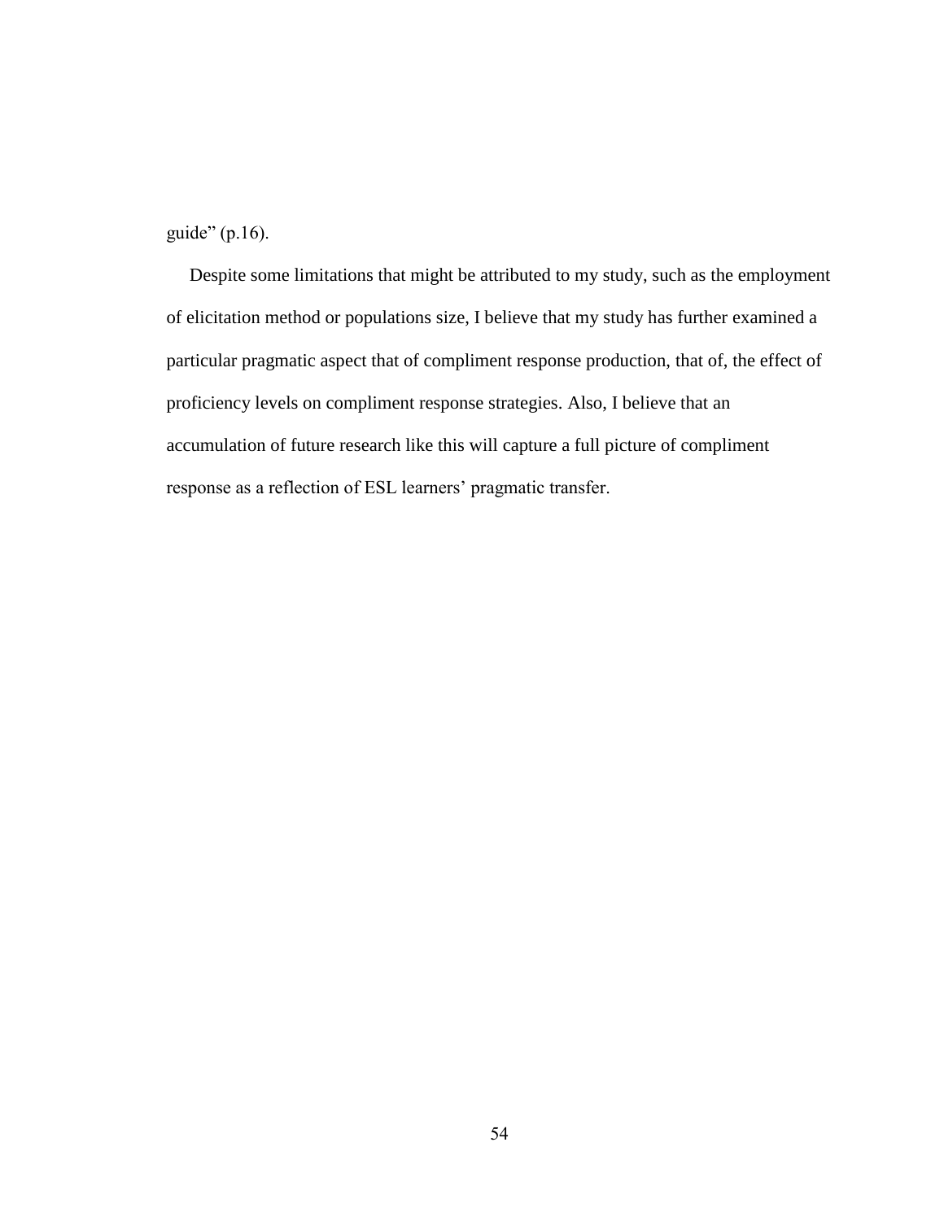guide" (p.16).

Despite some limitations that might be attributed to my study, such as the employment of elicitation method or populations size, I believe that my study has further examined a particular pragmatic aspect that of compliment response production, that of, the effect of proficiency levels on compliment response strategies. Also, I believe that an accumulation of future research like this will capture a full picture of compliment response as a reflection of ESL learners' pragmatic transfer.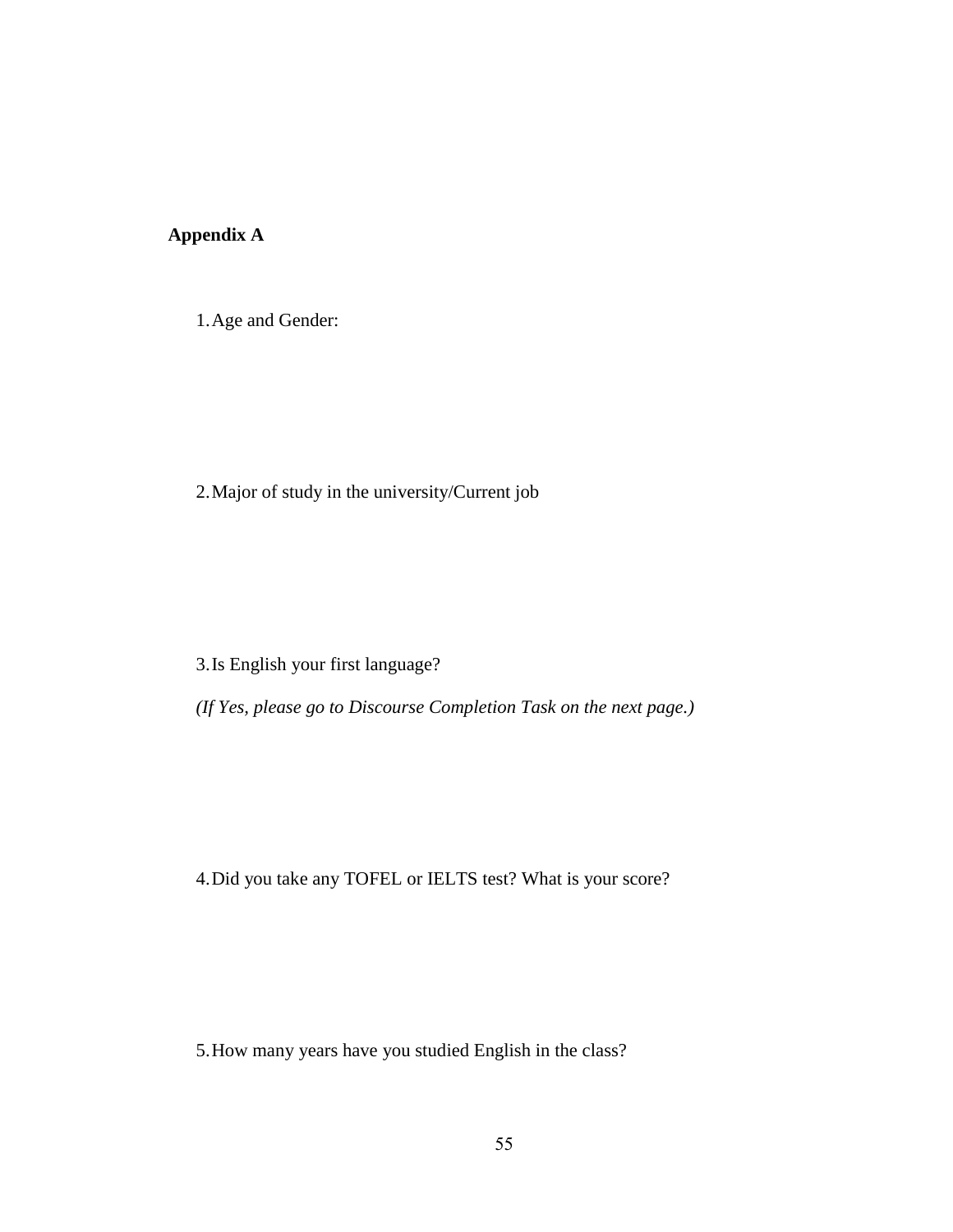**Appendix A**

1. Age and Gender:

2. Major of study in the university/Current job

3. Is English your first language?

   *(If Yes, please go to Discourse Completion Task on the next page.)*

4. Did you take any TOFEL or IELTS test? What is your score?

5. How many years have you studied English in the class?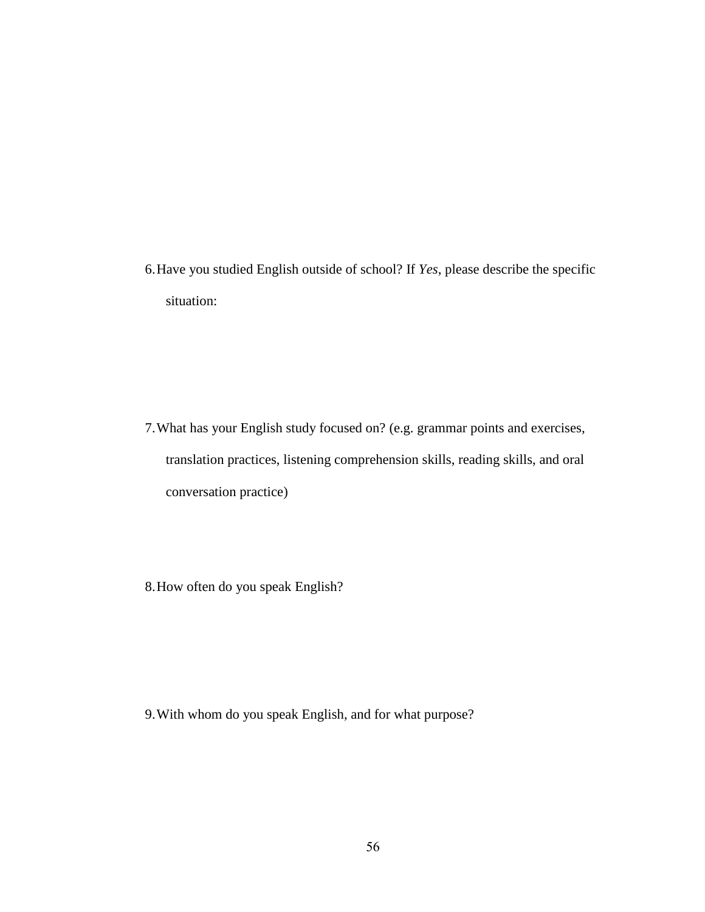6. Have you studied English outside of school? If *Yes*, please describe the specific situation:

7. What has your English study focused on? (e.g. grammar points and exercises, translation practices, listening comprehension skills, reading skills, and oral conversation practice)

8. How often do you speak English?

9. With whom do you speak English, and for what purpose?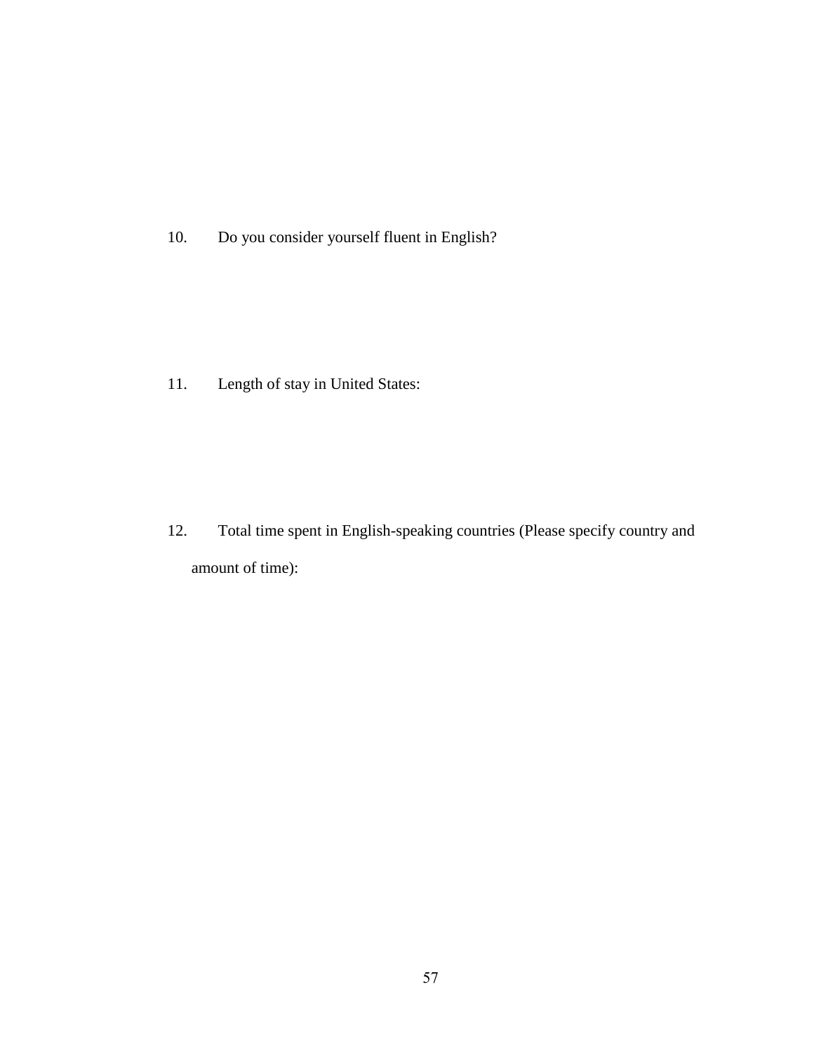10. Do you consider yourself fluent in English?

11. Length of stay in United States:

12. Total time spent in English-speaking countries (Please specify country and amount of time):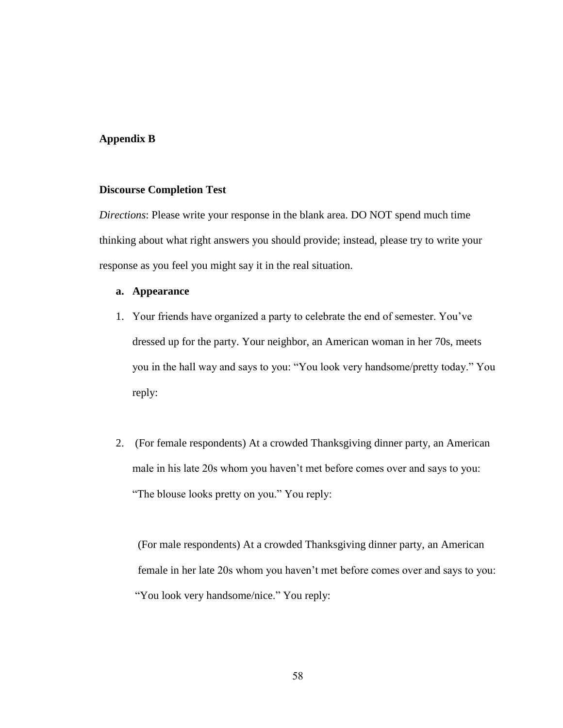## Appendix B

### Discourse Completion Test

*Directions*: Please write your response in the blank area. DO NOT spend much time thinking about what right answers you should provide; instead, please try to write your response as you feel you might say it in the real situation.

a. **Appearance**

1. Your friends have organized a party to celebrate the end of semester. You've dressed up for the party. Your neighbor, an American woman in her 70s, meets you in the hall way and says to you: "You look very handsome/pretty today." You reply:

2. (For female respondents) At a crowded Thanksgiving dinner party, an American male in his late 20s whom you haven't met before comes over and says to you: "The blouse looks pretty on you." You reply:

   (For male respondents) At a crowded Thanksgiving dinner party, an American female in her late 20s whom you haven't met before comes over and says to you: "You look very handsome/nice." You reply: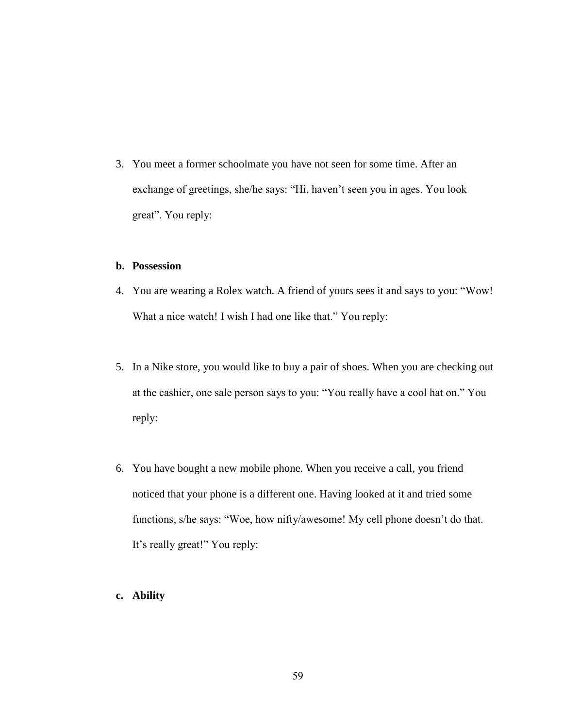3. You meet a former schoolmate you have not seen for some time. After an exchange of greetings, she/he says: "Hi, haven't seen you in ages. You look great". You reply:

**b. Possession**

4. You are wearing a Rolex watch. A friend of yours sees it and says to you: "Wow! What a nice watch! I wish I had one like that." You reply:

5. In a Nike store, you would like to buy a pair of shoes. When you are checking out at the cashier, one sale person says to you: "You really have a cool hat on." You reply:

6. You have bought a new mobile phone. When you receive a call, you friend noticed that your phone is a different one. Having looked at it and tried some functions, s/he says: "Woe, how nifty/awesome! My cell phone doesn't do that. It's really great!" You reply:

**c. Ability**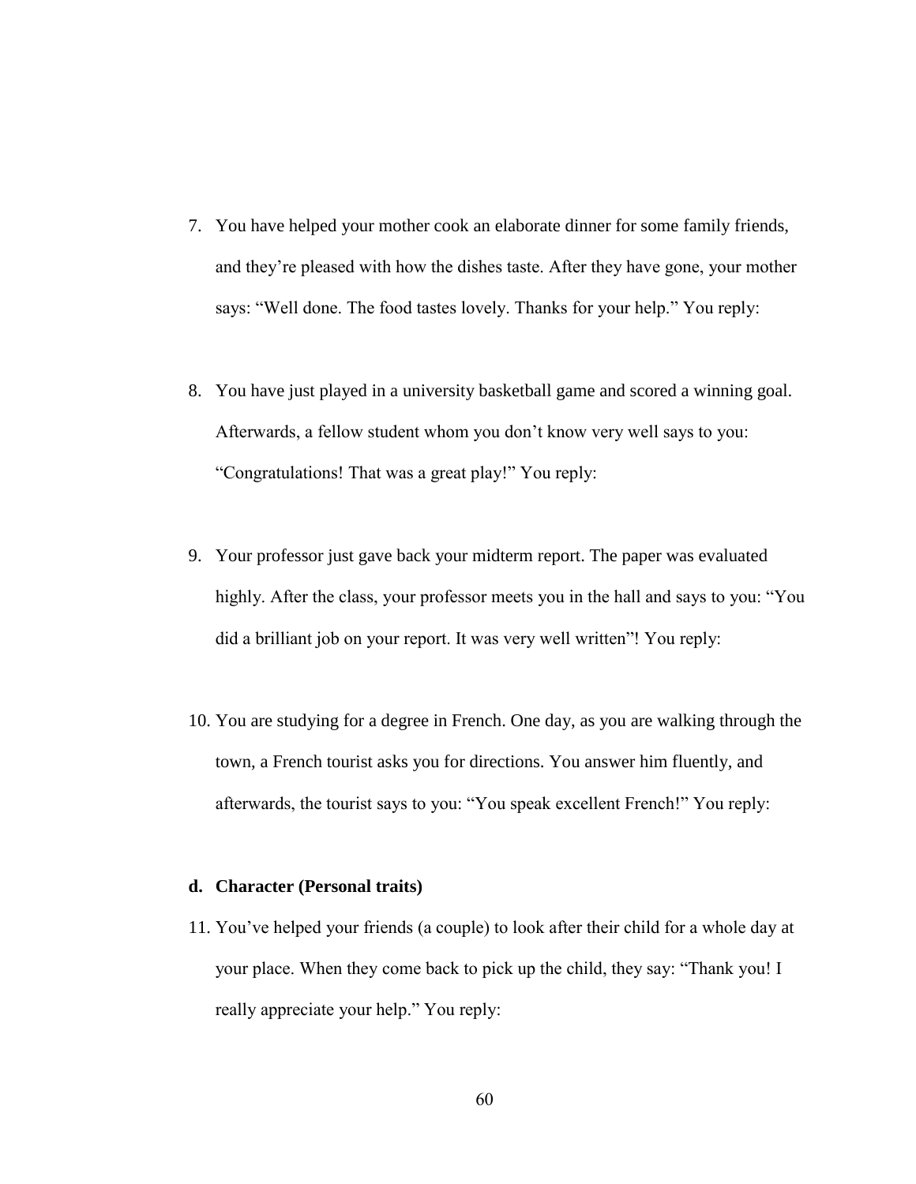7. You have helped your mother cook an elaborate dinner for some family friends, and they're pleased with how the dishes taste. After they have gone, your mother says: "Well done. The food tastes lovely. Thanks for your help." You reply:

8. You have just played in a university basketball game and scored a winning goal. Afterwards, a fellow student whom you don't know very well says to you: "Congratulations! That was a great play!" You reply:

9. Your professor just gave back your midterm report. The paper was evaluated highly. After the class, your professor meets you in the hall and says to you: "You did a brilliant job on your report. It was very well written"! You reply:

10. You are studying for a degree in French. One day, as you are walking through the town, a French tourist asks you for directions. You answer him fluently, and afterwards, the tourist says to you: "You speak excellent French!" You reply:

**d. Character (Personal traits)**

11. You've helped your friends (a couple) to look after their child for a whole day at your place. When they come back to pick up the child, they say: "Thank you! I really appreciate your help." You reply: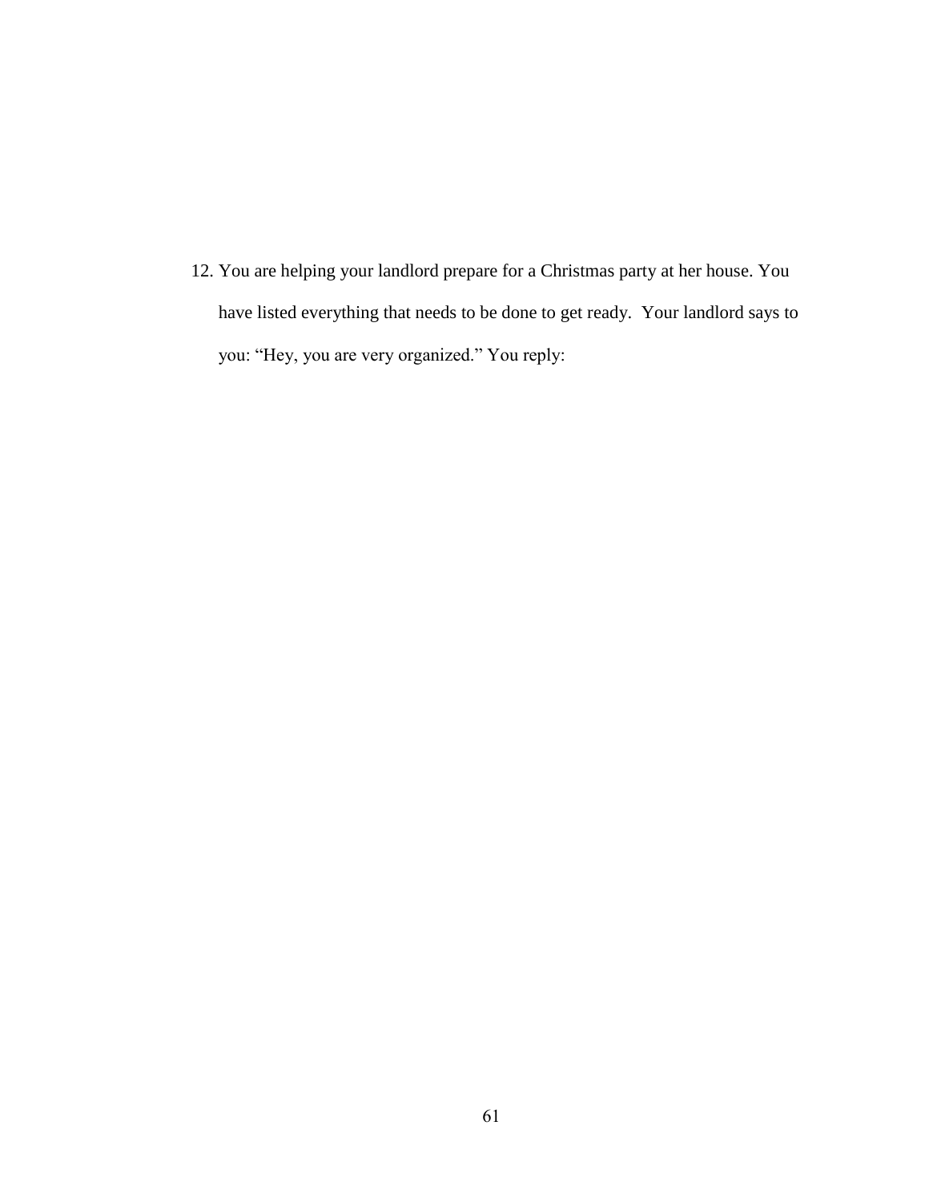12. You are helping your landlord prepare for a Christmas party at her house. You have listed everything that needs to be done to get ready.  Your landlord says to you: “Hey, you are very organized.” You reply: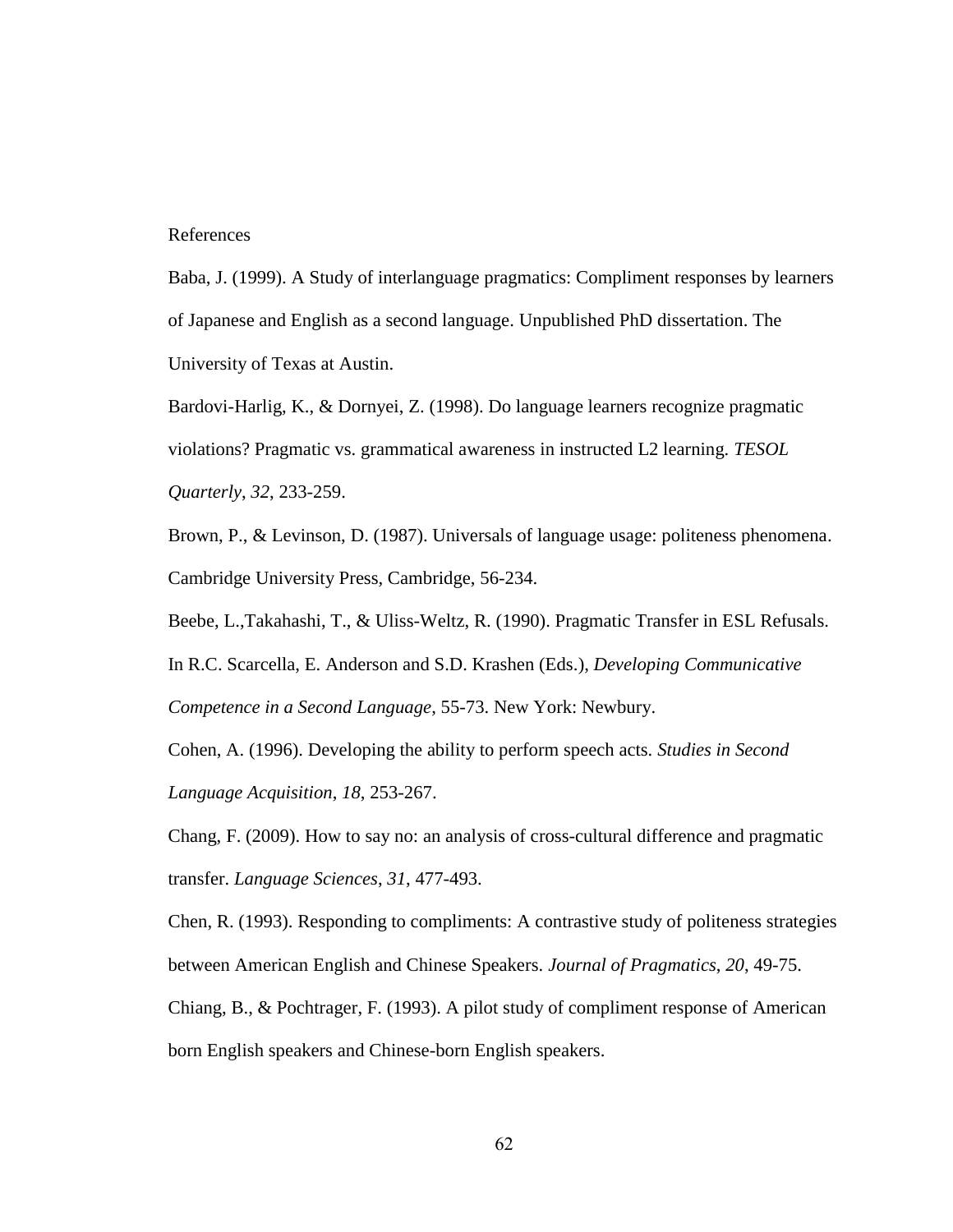# References

Baba, J. (1999). A Study of interlanguage pragmatics: Compliment responses by learners of Japanese and English as a second language. Unpublished PhD dissertation. The University of Texas at Austin.

Bardovi-Harlig, K., & Dornyei, Z. (1998). Do language learners recognize pragmatic violations? Pragmatic vs. grammatical awareness in instructed L2 learning. *TESOL Quarterly*, *32*, 233-259.

Brown, P., & Levinson, D. (1987). Universals of language usage: politeness phenomena. Cambridge University Press, Cambridge, 56-234.

Beebe, L.,Takahashi, T., & Uliss-Weltz, R. (1990). Pragmatic Transfer in ESL Refusals. In R.C. Scarcella, E. Anderson and S.D. Krashen (Eds.), *Developing Communicative Competence in a Second Language*, 55-73. New York: Newbury.

Cohen, A. (1996). Developing the ability to perform speech acts. *Studies in Second Language Acquisition*, *18*, 253-267.

Chang, F. (2009). How to say no: an analysis of cross-cultural difference and pragmatic transfer. *Language Sciences*, *31*, 477-493.

Chen, R. (1993). Responding to compliments: A contrastive study of politeness strategies between American English and Chinese Speakers. *Journal of Pragmatics*, *20*, 49-75.

Chiang, B., & Pochtrager, F. (1993). A pilot study of compliment response of American born English speakers and Chinese-born English speakers.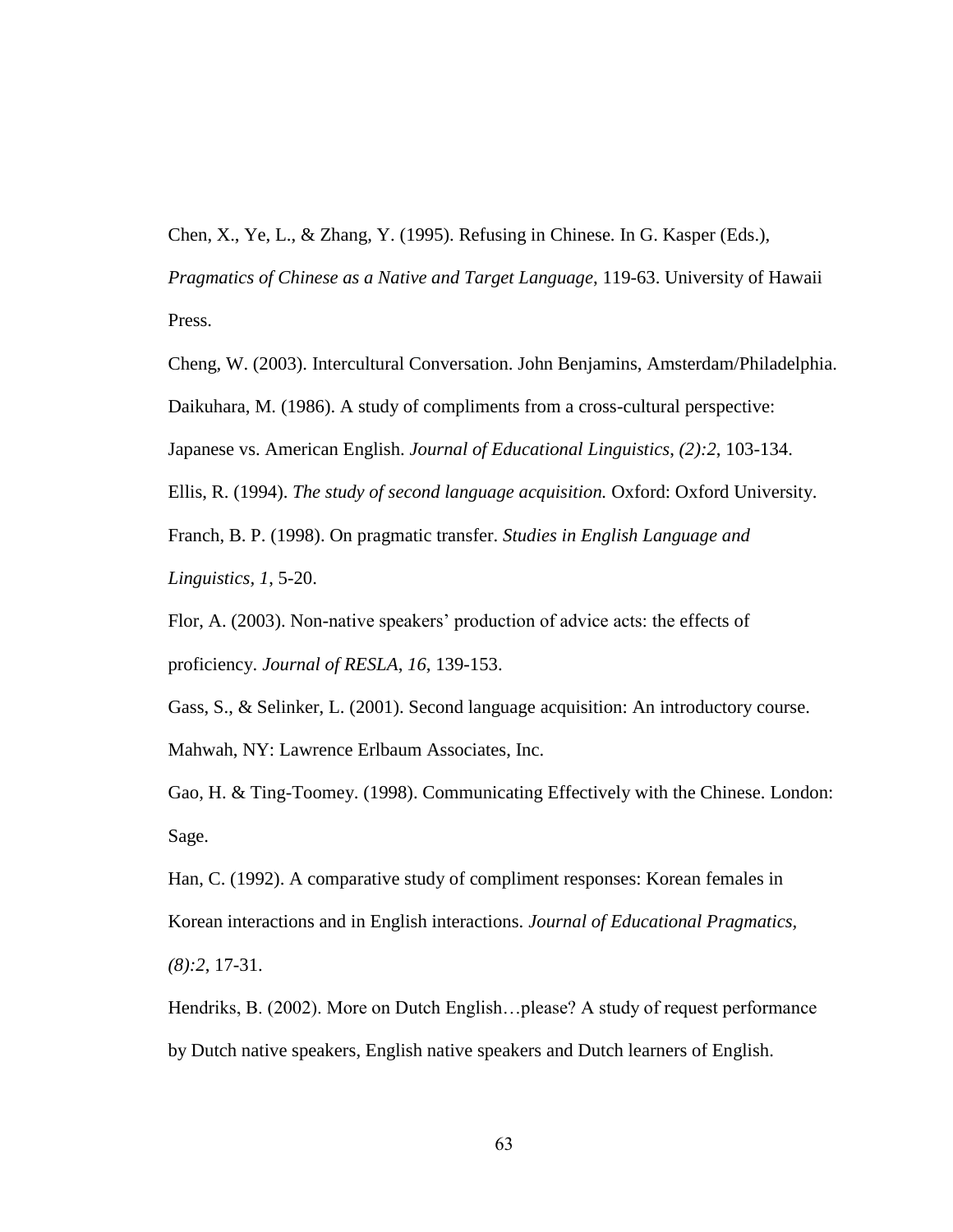Chen, X., Ye, L., & Zhang, Y. (1995). Refusing in Chinese. In G. Kasper (Eds.), *Pragmatics of Chinese as a Native and Target Language*, 119-63. University of Hawaii Press.

Cheng, W. (2003). Intercultural Conversation. John Benjamins, Amsterdam/Philadelphia.

Daikuhara, M. (1986). A study of compliments from a cross-cultural perspective: Japanese vs. American English. *Journal of Educational Linguistics*, *(2):2*, 103-134.

Ellis, R. (1994). *The study of second language acquisition.* Oxford: Oxford University.

Franch, B. P. (1998). On pragmatic transfer. *Studies in English Language and Linguistics, 1*, 5-20.

Flor, A. (2003). Non-native speakers' production of advice acts: the effects of proficiency. *Journal of RESLA*, *16*, 139-153.

Gass, S., & Selinker, L. (2001). Second language acquisition: An introductory course. Mahwah, NY: Lawrence Erlbaum Associates, Inc.

Gao, H. & Ting-Toomey. (1998). Communicating Effectively with the Chinese. London: Sage.

Han, C. (1992). A comparative study of compliment responses: Korean females in Korean interactions and in English interactions. *Journal of Educational Pragmatics, (8):2*, 17-31.

Hendriks, B. (2002). More on Dutch English…please? A study of request performance by Dutch native speakers, English native speakers and Dutch learners of English.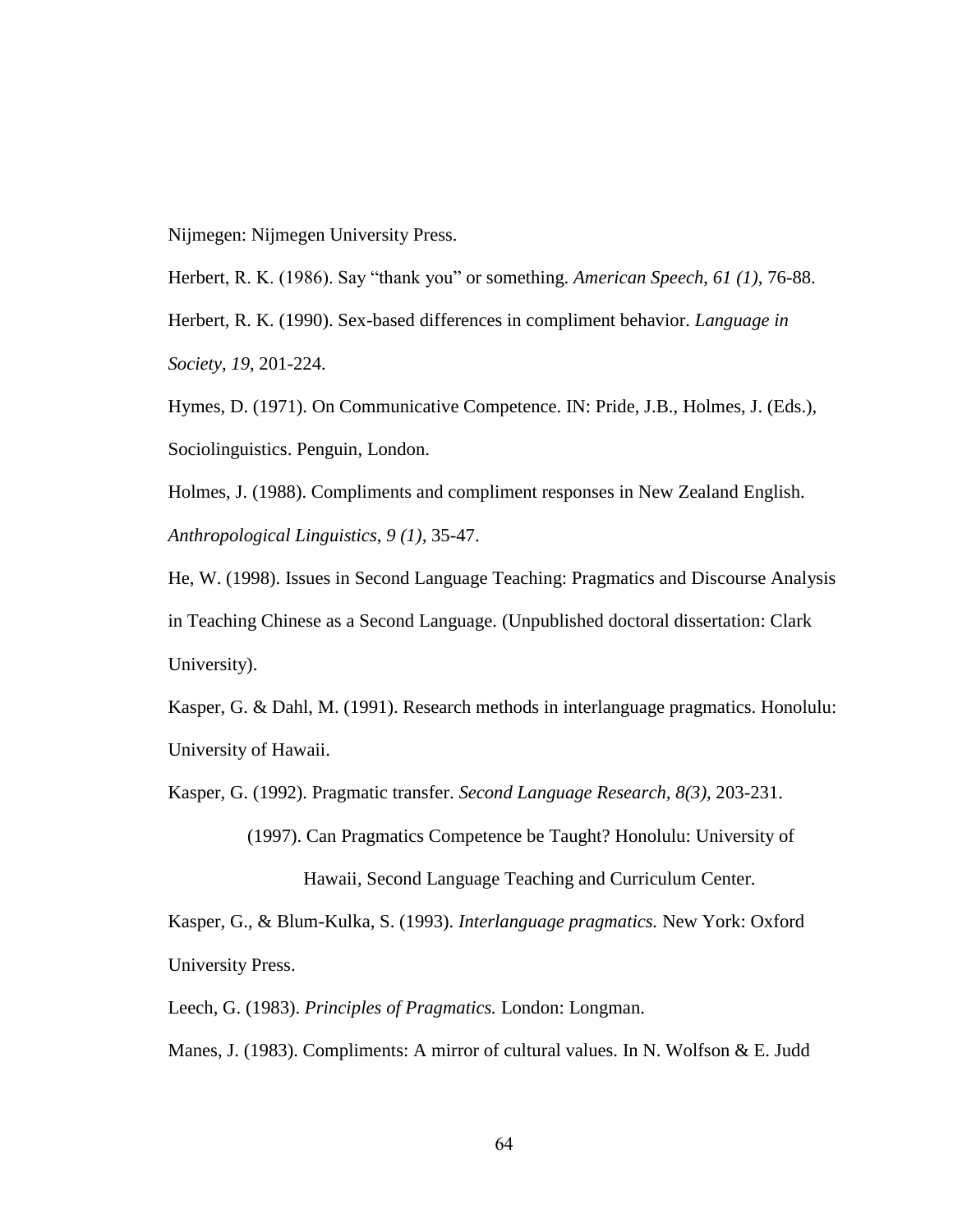Nijmegen: Nijmegen University Press.

Herbert, R. K. (1986). Say “thank you” or something. *American Speech*, *61 (1)*, 76-88.

Herbert, R. K. (1990). Sex-based differences in compliment behavior. *Language in Society*, *19*, 201-224.

Hymes, D. (1971). On Communicative Competence. IN: Pride, J.B., Holmes, J. (Eds.), Sociolinguistics. Penguin, London.

Holmes, J. (1988). Compliments and compliment responses in New Zealand English. *Anthropological Linguistics*, *9 (1)*, 35-47.

He, W. (1998). Issues in Second Language Teaching: Pragmatics and Discourse Analysis in Teaching Chinese as a Second Language. (Unpublished doctoral dissertation: Clark University).

Kasper, G. & Dahl, M. (1991). Research methods in interlanguage pragmatics. Honolulu: University of Hawaii.

Kasper, G. (1992). Pragmatic transfer. *Second Language Research, 8(3),* 203-231.

(1997). Can Pragmatics Competence be Taught? Honolulu: University of Hawaii, Second Language Teaching and Curriculum Center.

Kasper, G., & Blum-Kulka, S. (1993). *Interlanguage pragmatics.* New York: Oxford University Press.

Leech, G. (1983). *Principles of Pragmatics.* London: Longman.

Manes, J. (1983). Compliments: A mirror of cultural values. In N. Wolfson & E. Judd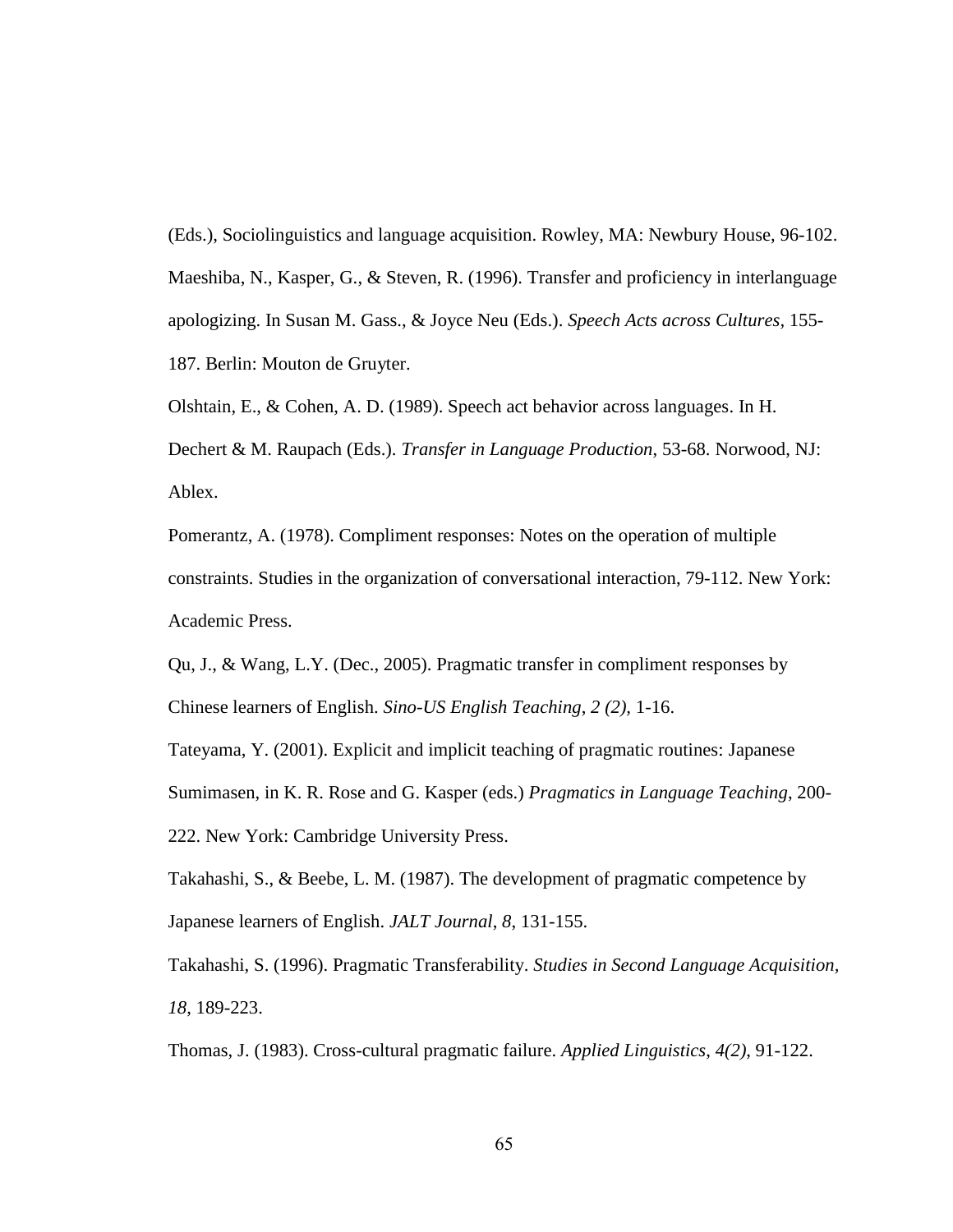(Eds.), Sociolinguistics and language acquisition. Rowley, MA: Newbury House, 96-102.

Maeshiba, N., Kasper, G., & Steven, R. (1996). Transfer and proficiency in interlanguage apologizing. In Susan M. Gass., & Joyce Neu (Eds.). *Speech Acts across Cultures,* 155-187. Berlin: Mouton de Gruyter.

Olshtain, E., & Cohen, A. D. (1989). Speech act behavior across languages. In H. Dechert & M. Raupach (Eds.). *Transfer in Language Production*, 53-68. Norwood, NJ: Ablex.

Pomerantz, A. (1978). Compliment responses: Notes on the operation of multiple constraints. Studies in the organization of conversational interaction, 79-112. New York: Academic Press.

Qu, J., & Wang, L.Y. (Dec., 2005). Pragmatic transfer in compliment responses by Chinese learners of English. *Sino-US English Teaching, 2 (2),* 1-16.

Tateyama, Y. (2001). Explicit and implicit teaching of pragmatic routines: Japanese Sumimasen, in K. R. Rose and G. Kasper (eds.) *Pragmatics in Language Teaching*, 200-222. New York: Cambridge University Press.

Takahashi, S., & Beebe, L. M. (1987). The development of pragmatic competence by Japanese learners of English. *JALT Journal*, *8*, 131-155.

Takahashi, S. (1996). Pragmatic Transferability. *Studies in Second Language Acquisition*, *18*, 189-223.

Thomas, J. (1983). Cross-cultural pragmatic failure. *Applied Linguistics*, *4(2)*, 91-122.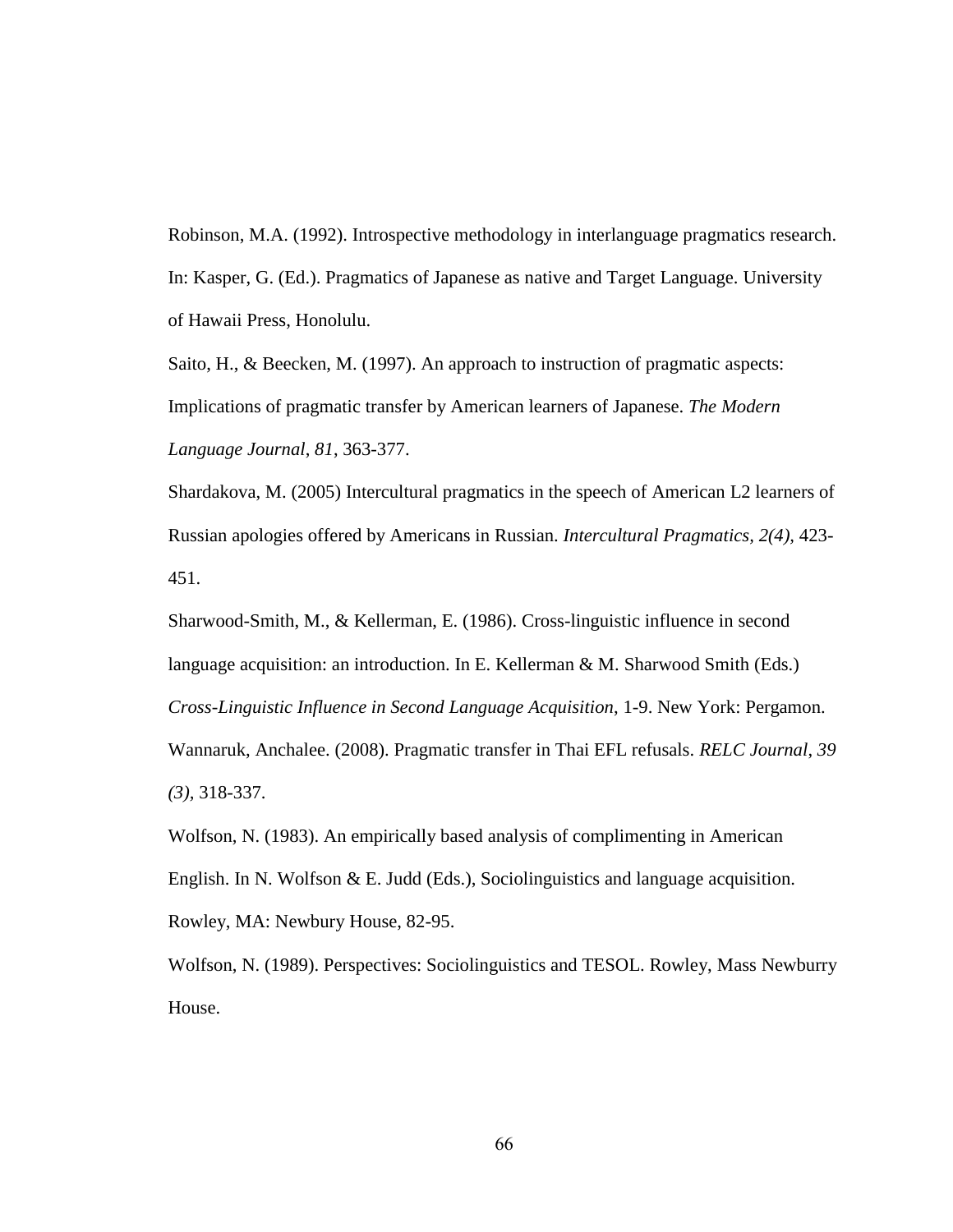Robinson, M.A. (1992). Introspective methodology in interlanguage pragmatics research. In: Kasper, G. (Ed.). Pragmatics of Japanese as native and Target Language. University of Hawaii Press, Honolulu.

Saito, H., & Beecken, M. (1997). An approach to instruction of pragmatic aspects: Implications of pragmatic transfer by American learners of Japanese. *The Modern Language Journal*, *81*, 363-377.

Shardakova, M. (2005) Intercultural pragmatics in the speech of American L2 learners of Russian apologies offered by Americans in Russian. *Intercultural Pragmatics, 2(4),* 423-451.

Sharwood-Smith, M., & Kellerman, E. (1986). Cross-linguistic influence in second language acquisition: an introduction. In E. Kellerman & M. Sharwood Smith (Eds.) *Cross-Linguistic Influence in Second Language Acquisition,* 1-9. New York: Pergamon.

Wannaruk, Anchalee. (2008). Pragmatic transfer in Thai EFL refusals. *RELC Journal*, *39 (3)*, 318-337.

Wolfson, N. (1983). An empirically based analysis of complimenting in American English. In N. Wolfson & E. Judd (Eds.), Sociolinguistics and language acquisition. Rowley, MA: Newbury House, 82-95.

Wolfson, N. (1989). Perspectives: Sociolinguistics and TESOL. Rowley, Mass Newburry House.